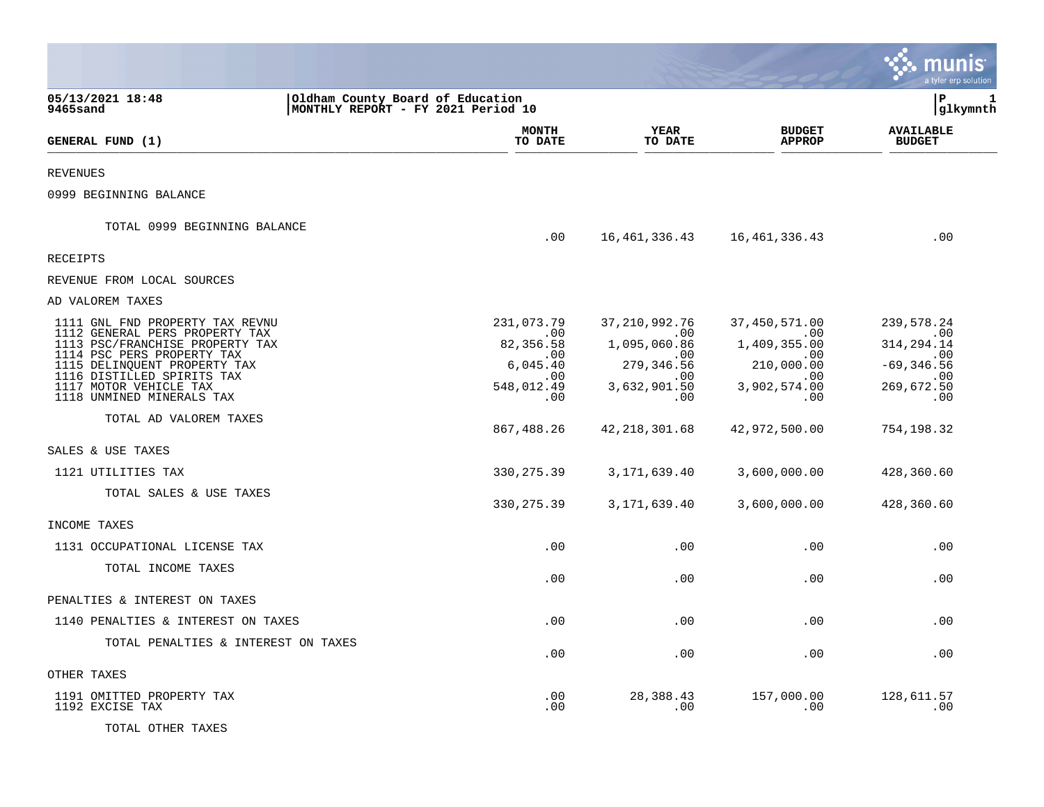05/13/2021 18:48
9465sand

Oldham County Board of Education
MONTHLY REPORT - FY 2021 Period 10

P 1
glkymnth

| GENERAL FUND (1) | MONTH TO DATE | YEAR TO DATE | BUDGET APPROP | AVAILABLE BUDGET |
|---|---|---|---|---|
| REVENUES | | | | |
| 0999 BEGINNING BALANCE | | | | |
| TOTAL 0999 BEGINNING BALANCE | .00 | 16,461,336.43 | 16,461,336.43 | .00 |
| RECEIPTS | | | | |
| REVENUE FROM LOCAL SOURCES | | | | |
| AD VALOREM TAXES | | | | |
| 1111 GNL FND PROPERTY TAX REVNU | 231,073.79 | 37,210,992.76 | 37,450,571.00 | 239,578.24 |
| 1112 GENERAL PERS PROPERTY TAX | .00 | .00 | .00 | .00 |
| 1113 PSC/FRANCHISE PROPERTY TAX | 82,356.58 | 1,095,060.86 | 1,409,355.00 | 314,294.14 |
| 1114 PSC PERS PROPERTY TAX | .00 | .00 | .00 | .00 |
| 1115 DELINQUENT PROPERTY TAX | 6,045.40 | 279,346.56 | 210,000.00 | -69,346.56 |
| 1116 DISTILLED SPIRITS TAX | .00 | .00 | .00 | .00 |
| 1117 MOTOR VEHICLE TAX | 548,012.49 | 3,632,901.50 | 3,902,574.00 | 269,672.50 |
| 1118 UNMINED MINERALS TAX | .00 | .00 | .00 | .00 |
| TOTAL AD VALOREM TAXES | 867,488.26 | 42,218,301.68 | 42,972,500.00 | 754,198.32 |
| SALES & USE TAXES | | | | |
| 1121 UTILITIES TAX | 330,275.39 | 3,171,639.40 | 3,600,000.00 | 428,360.60 |
| TOTAL SALES & USE TAXES | 330,275.39 | 3,171,639.40 | 3,600,000.00 | 428,360.60 |
| INCOME TAXES | | | | |
| 1131 OCCUPATIONAL LICENSE TAX | .00 | .00 | .00 | .00 |
| TOTAL INCOME TAXES | .00 | .00 | .00 | .00 |
| PENALTIES & INTEREST ON TAXES | | | | |
| 1140 PENALTIES & INTEREST ON TAXES | .00 | .00 | .00 | .00 |
| TOTAL PENALTIES & INTEREST ON TAXES | .00 | .00 | .00 | .00 |
| OTHER TAXES | | | | |
| 1191 OMITTED PROPERTY TAX | .00 | 28,388.43 | 157,000.00 | 128,611.57 |
| 1192 EXCISE TAX | .00 | .00 | .00 | .00 |
| TOTAL OTHER TAXES | | | | |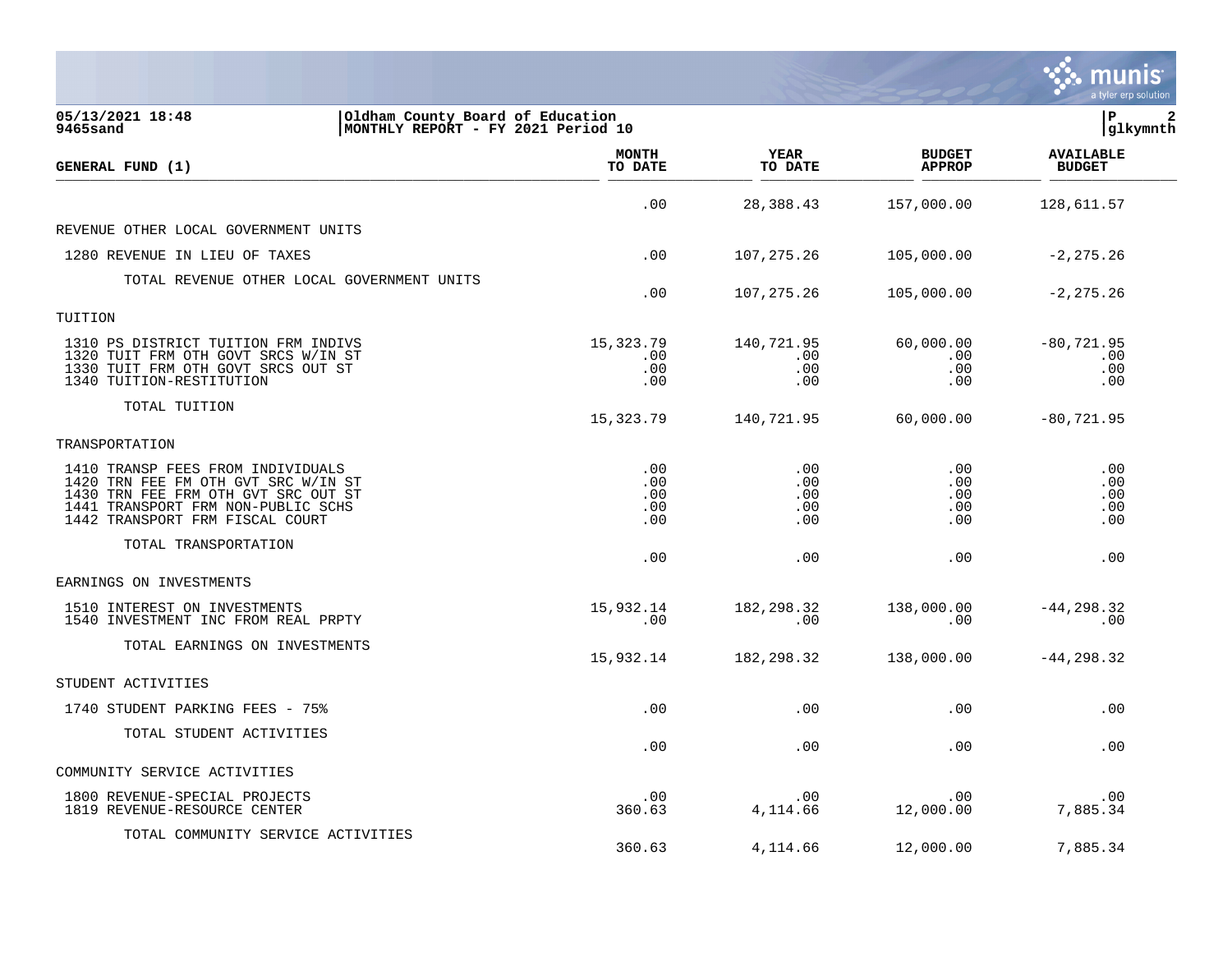05/13/2021 18:48 | Oldham County Board of Education | P 2
9465sand | MONTHLY REPORT - FY 2021 Period 10 | glkymnth

| GENERAL FUND (1) | MONTH TO DATE | YEAR TO DATE | BUDGET APPROP | AVAILABLE BUDGET |
|---|---|---|---|---|
| | .00 | 28,388.43 | 157,000.00 | 128,611.57 |
| REVENUE OTHER LOCAL GOVERNMENT UNITS | | | | |
| 1280 REVENUE IN LIEU OF TAXES | .00 | 107,275.26 | 105,000.00 | -2,275.26 |
| TOTAL REVENUE OTHER LOCAL GOVERNMENT UNITS | .00 | 107,275.26 | 105,000.00 | -2,275.26 |
| TUITION | | | | |
| 1310 PS DISTRICT TUITION FRM INDIVS | 15,323.79 | 140,721.95 | 60,000.00 | -80,721.95 |
| 1320 TUIT FRM OTH GOVT SRCS W/IN ST | .00 | .00 | .00 | .00 |
| 1330 TUIT FRM OTH GOVT SRCS OUT ST | .00 | .00 | .00 | .00 |
| 1340 TUITION-RESTITUTION | .00 | .00 | .00 | .00 |
| TOTAL TUITION | 15,323.79 | 140,721.95 | 60,000.00 | -80,721.95 |
| TRANSPORTATION | | | | |
| 1410 TRANSP FEES FROM INDIVIDUALS | .00 | .00 | .00 | .00 |
| 1420 TRN FEE FM OTH GVT SRC W/IN ST | .00 | .00 | .00 | .00 |
| 1430 TRN FEE FRM OTH GVT SRC OUT ST | .00 | .00 | .00 | .00 |
| 1441 TRANSPORT FRM NON-PUBLIC SCHS | .00 | .00 | .00 | .00 |
| 1442 TRANSPORT FRM FISCAL COURT | .00 | .00 | .00 | .00 |
| TOTAL TRANSPORTATION | .00 | .00 | .00 | .00 |
| EARNINGS ON INVESTMENTS | | | | |
| 1510 INTEREST ON INVESTMENTS | 15,932.14 | 182,298.32 | 138,000.00 | -44,298.32 |
| 1540 INVESTMENT INC FROM REAL PRPTY | .00 | .00 | .00 | .00 |
| TOTAL EARNINGS ON INVESTMENTS | 15,932.14 | 182,298.32 | 138,000.00 | -44,298.32 |
| STUDENT ACTIVITIES | | | | |
| 1740 STUDENT PARKING FEES - 75% | .00 | .00 | .00 | .00 |
| TOTAL STUDENT ACTIVITIES | .00 | .00 | .00 | .00 |
| COMMUNITY SERVICE ACTIVITIES | | | | |
| 1800 REVENUE-SPECIAL PROJECTS | .00 | .00 | .00 | .00 |
| 1819 REVENUE-RESOURCE CENTER | 360.63 | 4,114.66 | 12,000.00 | 7,885.34 |
| TOTAL COMMUNITY SERVICE ACTIVITIES | 360.63 | 4,114.66 | 12,000.00 | 7,885.34 |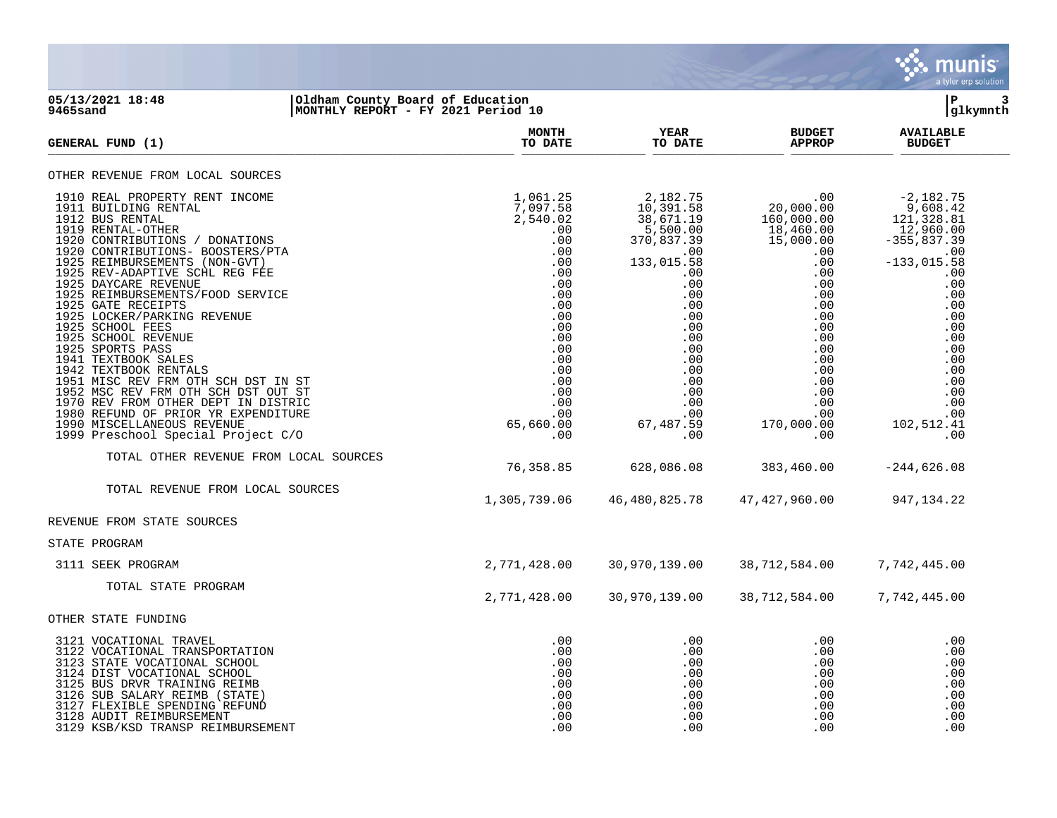05/13/2021 18:48 | Oldham County Board of Education
9465sand | MONTHLY REPORT - FY 2021 Period 10

| GENERAL FUND (1) | MONTH TO DATE | YEAR TO DATE | BUDGET APPROP | AVAILABLE BUDGET |
|---|---|---|---|---|
| **OTHER REVENUE FROM LOCAL SOURCES** | | | | |
| 1910 REAL PROPERTY RENT INCOME | 1,061.25 | 2,182.75 | .00 | -2,182.75 |
| 1911 BUILDING RENTAL | 7,097.58 | 10,391.58 | 20,000.00 | 9,608.42 |
| 1912 BUS RENTAL | 2,540.02 | 38,671.19 | 160,000.00 | 121,328.81 |
| 1919 RENTAL-OTHER | .00 | 5,500.00 | 18,460.00 | 12,960.00 |
| 1920 CONTRIBUTIONS / DONATIONS | .00 | 370,837.39 | 15,000.00 | -355,837.39 |
| 1920 CONTRIBUTIONS- BOOSTERS/PTA | .00 | .00 | .00 | .00 |
| 1925 REIMBURSEMENTS (NON-GVT) | .00 | 133,015.58 | .00 | -133,015.58 |
| 1925 REV-ADAPTIVE SCHL REG FEE | .00 | .00 | .00 | .00 |
| 1925 DAYCARE REVENUE | .00 | .00 | .00 | .00 |
| 1925 REIMBURSEMENTS/FOOD SERVICE | .00 | .00 | .00 | .00 |
| 1925 GATE RECEIPTS | .00 | .00 | .00 | .00 |
| 1925 LOCKER/PARKING REVENUE | .00 | .00 | .00 | .00 |
| 1925 SCHOOL FEES | .00 | .00 | .00 | .00 |
| 1925 SCHOOL REVENUE | .00 | .00 | .00 | .00 |
| 1925 SPORTS PASS | .00 | .00 | .00 | .00 |
| 1941 TEXTBOOK SALES | .00 | .00 | .00 | .00 |
| 1942 TEXTBOOK RENTALS | .00 | .00 | .00 | .00 |
| 1951 MISC REV FRM OTH SCH DST IN ST | .00 | .00 | .00 | .00 |
| 1952 MSC REV FRM OTH SCH DST OUT ST | .00 | .00 | .00 | .00 |
| 1970 REV FROM OTHER DEPT IN DISTRIC | .00 | .00 | .00 | .00 |
| 1980 REFUND OF PRIOR YR EXPENDITURE | .00 | .00 | .00 | .00 |
| 1990 MISCELLANEOUS REVENUE | 65,660.00 | 67,487.59 | 170,000.00 | 102,512.41 |
| 1999 Preschool Special Project C/O | .00 | .00 | .00 | .00 |
| TOTAL OTHER REVENUE FROM LOCAL SOURCES | 76,358.85 | 628,086.08 | 383,460.00 | -244,626.08 |
| TOTAL REVENUE FROM LOCAL SOURCES | 1,305,739.06 | 46,480,825.78 | 47,427,960.00 | 947,134.22 |
| **REVENUE FROM STATE SOURCES** | | | | |
| **STATE PROGRAM** | | | | |
| 3111 SEEK PROGRAM | 2,771,428.00 | 30,970,139.00 | 38,712,584.00 | 7,742,445.00 |
| TOTAL STATE PROGRAM | 2,771,428.00 | 30,970,139.00 | 38,712,584.00 | 7,742,445.00 |
| **OTHER STATE FUNDING** | | | | |
| 3121 VOCATIONAL TRAVEL | .00 | .00 | .00 | .00 |
| 3122 VOCATIONAL TRANSPORTATION | .00 | .00 | .00 | .00 |
| 3123 STATE VOCATIONAL SCHOOL | .00 | .00 | .00 | .00 |
| 3124 DIST VOCATIONAL SCHOOL | .00 | .00 | .00 | .00 |
| 3125 BUS DRVR TRAINING REIMB | .00 | .00 | .00 | .00 |
| 3126 SUB SALARY REIMB (STATE) | .00 | .00 | .00 | .00 |
| 3127 FLEXIBLE SPENDING REFUND | .00 | .00 | .00 | .00 |
| 3128 AUDIT REIMBURSEMENT | .00 | .00 | .00 | .00 |
| 3129 KSB/KSD TRANSP REIMBURSEMENT | .00 | .00 | .00 | .00 |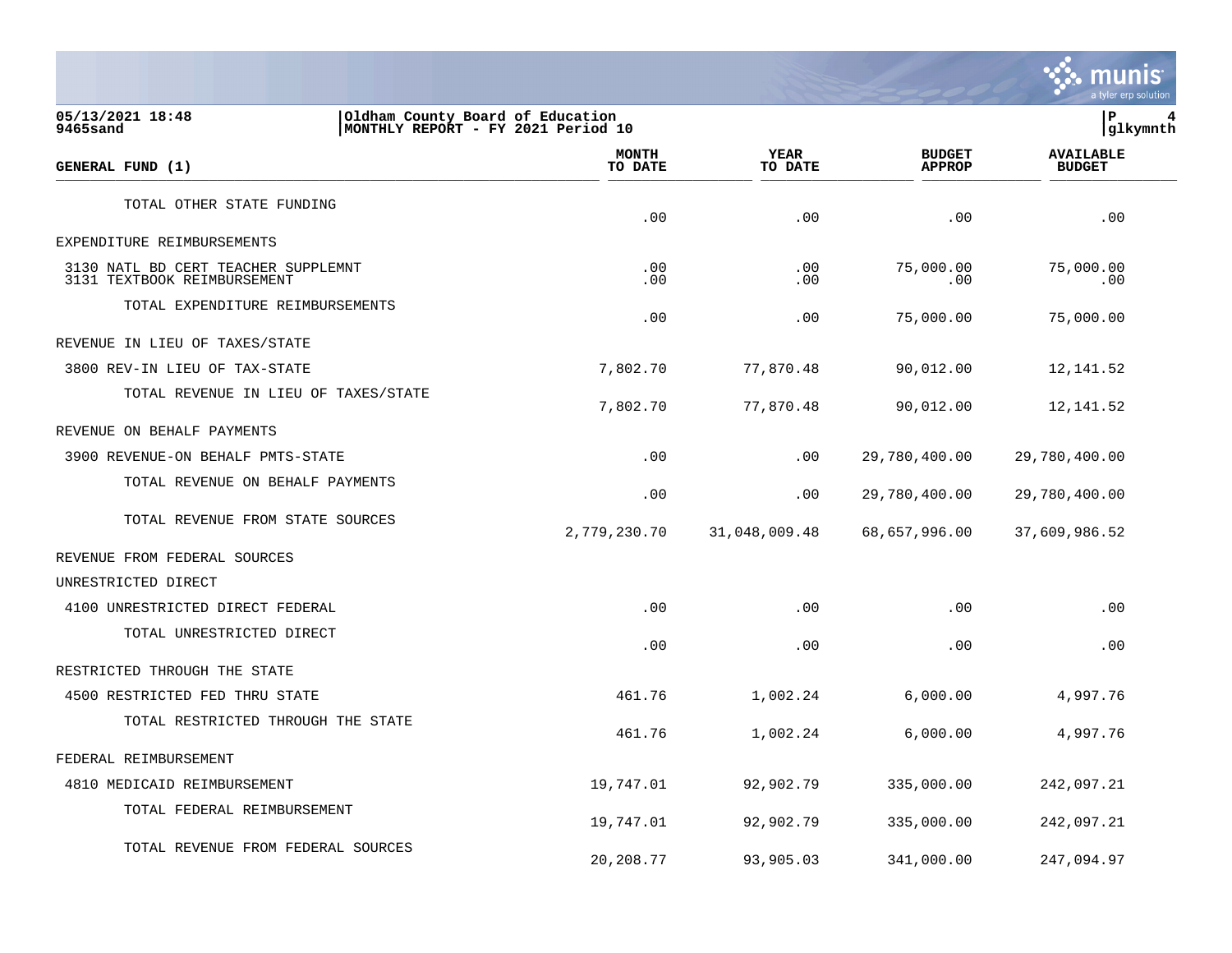| GENERAL FUND (1) | MONTH TO DATE | YEAR TO DATE | BUDGET APPROP | AVAILABLE BUDGET |
|---|---|---|---|---|
| TOTAL OTHER STATE FUNDING | .00 | .00 | .00 | .00 |
| EXPENDITURE REIMBURSEMENTS | | | | |
| 3130 NATL BD CERT TEACHER SUPPLEMNT | .00 | .00 | 75,000.00 | 75,000.00 |
| 3131 TEXTBOOK REIMBURSEMENT | .00 | .00 | .00 | .00 |
| TOTAL EXPENDITURE REIMBURSEMENTS | .00 | .00 | 75,000.00 | 75,000.00 |
| REVENUE IN LIEU OF TAXES/STATE | | | | |
| 3800 REV-IN LIEU OF TAX-STATE | 7,802.70 | 77,870.48 | 90,012.00 | 12,141.52 |
| TOTAL REVENUE IN LIEU OF TAXES/STATE | 7,802.70 | 77,870.48 | 90,012.00 | 12,141.52 |
| REVENUE ON BEHALF PAYMENTS | | | | |
| 3900 REVENUE-ON BEHALF PMTS-STATE | .00 | .00 | 29,780,400.00 | 29,780,400.00 |
| TOTAL REVENUE ON BEHALF PAYMENTS | .00 | .00 | 29,780,400.00 | 29,780,400.00 |
| TOTAL REVENUE FROM STATE SOURCES | 2,779,230.70 | 31,048,009.48 | 68,657,996.00 | 37,609,986.52 |
| REVENUE FROM FEDERAL SOURCES | | | | |
| UNRESTRICTED DIRECT | | | | |
| 4100 UNRESTRICTED DIRECT FEDERAL | .00 | .00 | .00 | .00 |
| TOTAL UNRESTRICTED DIRECT | .00 | .00 | .00 | .00 |
| RESTRICTED THROUGH THE STATE | | | | |
| 4500 RESTRICTED FED THRU STATE | 461.76 | 1,002.24 | 6,000.00 | 4,997.76 |
| TOTAL RESTRICTED THROUGH THE STATE | 461.76 | 1,002.24 | 6,000.00 | 4,997.76 |
| FEDERAL REIMBURSEMENT | | | | |
| 4810 MEDICAID REIMBURSEMENT | 19,747.01 | 92,902.79 | 335,000.00 | 242,097.21 |
| TOTAL FEDERAL REIMBURSEMENT | 19,747.01 | 92,902.79 | 335,000.00 | 242,097.21 |
| TOTAL REVENUE FROM FEDERAL SOURCES | 20,208.77 | 93,905.03 | 341,000.00 | 247,094.97 |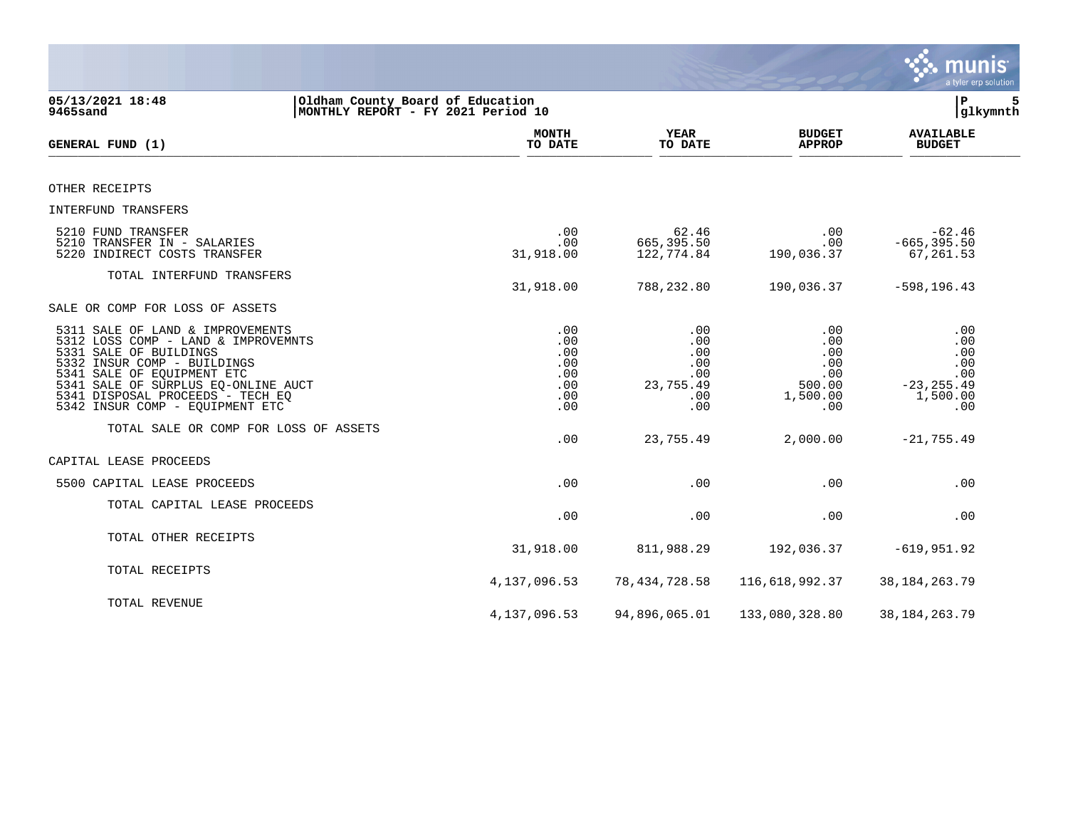05/13/2021 18:48 | Oldham County Board of Education
9465sand | MONTHLY REPORT - FY 2021 Period 10

| GENERAL FUND (1) | MONTH TO DATE | YEAR TO DATE | BUDGET APPROP | AVAILABLE BUDGET |
|---|---|---|---|---|
| OTHER RECEIPTS | | | | |
| INTERFUND TRANSFERS | | | | |
| 5210 FUND TRANSFER | .00 | 62.46 | .00 | -62.46 |
| 5210 TRANSFER IN - SALARIES | .00 | 665,395.50 | .00 | -665,395.50 |
| 5220 INDIRECT COSTS TRANSFER | 31,918.00 | 122,774.84 | 190,036.37 | 67,261.53 |
| TOTAL INTERFUND TRANSFERS | 31,918.00 | 788,232.80 | 190,036.37 | -598,196.43 |
| SALE OR COMP FOR LOSS OF ASSETS | | | | |
| 5311 SALE OF LAND & IMPROVEMENTS | .00 | .00 | .00 | .00 |
| 5312 LOSS COMP - LAND & IMPROVEMNTS | .00 | .00 | .00 | .00 |
| 5331 SALE OF BUILDINGS | .00 | .00 | .00 | .00 |
| 5332 INSUR COMP - BUILDINGS | .00 | .00 | .00 | .00 |
| 5341 SALE OF EQUIPMENT ETC | .00 | .00 | .00 | .00 |
| 5341 SALE OF SURPLUS EQ-ONLINE AUCT | .00 | 23,755.49 | 500.00 | -23,255.49 |
| 5341 DISPOSAL PROCEEDS - TECH EQ | .00 | .00 | 1,500.00 | 1,500.00 |
| 5342 INSUR COMP - EQUIPMENT ETC | .00 | .00 | .00 | .00 |
| TOTAL SALE OR COMP FOR LOSS OF ASSETS | .00 | 23,755.49 | 2,000.00 | -21,755.49 |
| CAPITAL LEASE PROCEEDS | | | | |
| 5500 CAPITAL LEASE PROCEEDS | .00 | .00 | .00 | .00 |
| TOTAL CAPITAL LEASE PROCEEDS | .00 | .00 | .00 | .00 |
| TOTAL OTHER RECEIPTS | 31,918.00 | 811,988.29 | 192,036.37 | -619,951.92 |
| TOTAL RECEIPTS | 4,137,096.53 | 78,434,728.58 | 116,618,992.37 | 38,184,263.79 |
| TOTAL REVENUE | 4,137,096.53 | 94,896,065.01 | 133,080,328.80 | 38,184,263.79 |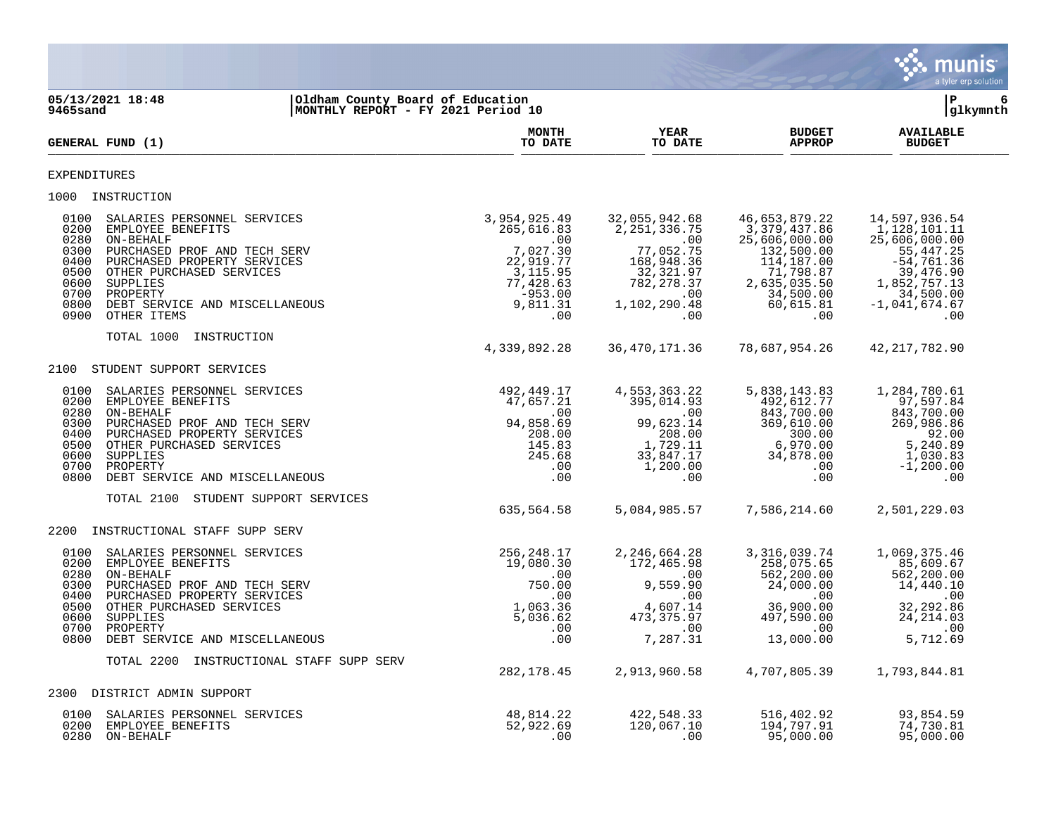05/13/2021 18:48 — Oldham County Board of Education
9465sand — MONTHLY REPORT - FY 2021 Period 10

| GENERAL FUND (1) | MONTH TO DATE | YEAR TO DATE | BUDGET APPROP | AVAILABLE BUDGET |
|---|---|---|---|---|
| **EXPENDITURES** | | | | |
| **1000 INSTRUCTION** | | | | |
| 0100 SALARIES PERSONNEL SERVICES | 3,954,925.49 | 32,055,942.68 | 46,653,879.22 | 14,597,936.54 |
| 0200 EMPLOYEE BENEFITS | 265,616.83 | 2,251,336.75 | 3,379,437.86 | 1,128,101.11 |
| 0280 ON-BEHALF | .00 | .00 | 25,606,000.00 | 25,606,000.00 |
| 0300 PURCHASED PROF AND TECH SERV | 7,027.30 | 77,052.75 | 132,500.00 | 55,447.25 |
| 0400 PURCHASED PROPERTY SERVICES | 22,919.77 | 168,948.36 | 114,187.00 | -54,761.36 |
| 0500 OTHER PURCHASED SERVICES | 3,115.95 | 32,321.97 | 71,798.87 | 39,476.90 |
| 0600 SUPPLIES | 77,428.63 | 782,278.37 | 2,635,035.50 | 1,852,757.13 |
| 0700 PROPERTY | -953.00 | .00 | 34,500.00 | 34,500.00 |
| 0800 DEBT SERVICE AND MISCELLANEOUS | 9,811.31 | 1,102,290.48 | 60,615.81 | -1,041,674.67 |
| 0900 OTHER ITEMS | .00 | .00 | .00 | .00 |
| TOTAL 1000 INSTRUCTION | 4,339,892.28 | 36,470,171.36 | 78,687,954.26 | 42,217,782.90 |
| **2100 STUDENT SUPPORT SERVICES** | | | | |
| 0100 SALARIES PERSONNEL SERVICES | 492,449.17 | 4,553,363.22 | 5,838,143.83 | 1,284,780.61 |
| 0200 EMPLOYEE BENEFITS | 47,657.21 | 395,014.93 | 492,612.77 | 97,597.84 |
| 0280 ON-BEHALF | .00 | .00 | 843,700.00 | 843,700.00 |
| 0300 PURCHASED PROF AND TECH SERV | 94,858.69 | 99,623.14 | 369,610.00 | 269,986.86 |
| 0400 PURCHASED PROPERTY SERVICES | 208.00 | 208.00 | 300.00 | 92.00 |
| 0500 OTHER PURCHASED SERVICES | 145.83 | 1,729.11 | 6,970.00 | 5,240.89 |
| 0600 SUPPLIES | 245.68 | 33,847.17 | 34,878.00 | 1,030.83 |
| 0700 PROPERTY | .00 | 1,200.00 | .00 | -1,200.00 |
| 0800 DEBT SERVICE AND MISCELLANEOUS | .00 | .00 | .00 | .00 |
| TOTAL 2100 STUDENT SUPPORT SERVICES | 635,564.58 | 5,084,985.57 | 7,586,214.60 | 2,501,229.03 |
| **2200 INSTRUCTIONAL STAFF SUPP SERV** | | | | |
| 0100 SALARIES PERSONNEL SERVICES | 256,248.17 | 2,246,664.28 | 3,316,039.74 | 1,069,375.46 |
| 0200 EMPLOYEE BENEFITS | 19,080.30 | 172,465.98 | 258,075.65 | 85,609.67 |
| 0280 ON-BEHALF | .00 | .00 | 562,200.00 | 562,200.00 |
| 0300 PURCHASED PROF AND TECH SERV | 750.00 | 9,559.90 | 24,000.00 | 14,440.10 |
| 0400 PURCHASED PROPERTY SERVICES | .00 | .00 | .00 | .00 |
| 0500 OTHER PURCHASED SERVICES | 1,063.36 | 4,607.14 | 36,900.00 | 32,292.86 |
| 0600 SUPPLIES | 5,036.62 | 473,375.97 | 497,590.00 | 24,214.03 |
| 0700 PROPERTY | .00 | .00 | .00 | .00 |
| 0800 DEBT SERVICE AND MISCELLANEOUS | .00 | 7,287.31 | 13,000.00 | 5,712.69 |
| TOTAL 2200 INSTRUCTIONAL STAFF SUPP SERV | 282,178.45 | 2,913,960.58 | 4,707,805.39 | 1,793,844.81 |
| **2300 DISTRICT ADMIN SUPPORT** | | | | |
| 0100 SALARIES PERSONNEL SERVICES | 48,814.22 | 422,548.33 | 516,402.92 | 93,854.59 |
| 0200 EMPLOYEE BENEFITS | 52,922.69 | 120,067.10 | 194,797.91 | 74,730.81 |
| 0280 ON-BEHALF | .00 | .00 | 95,000.00 | 95,000.00 |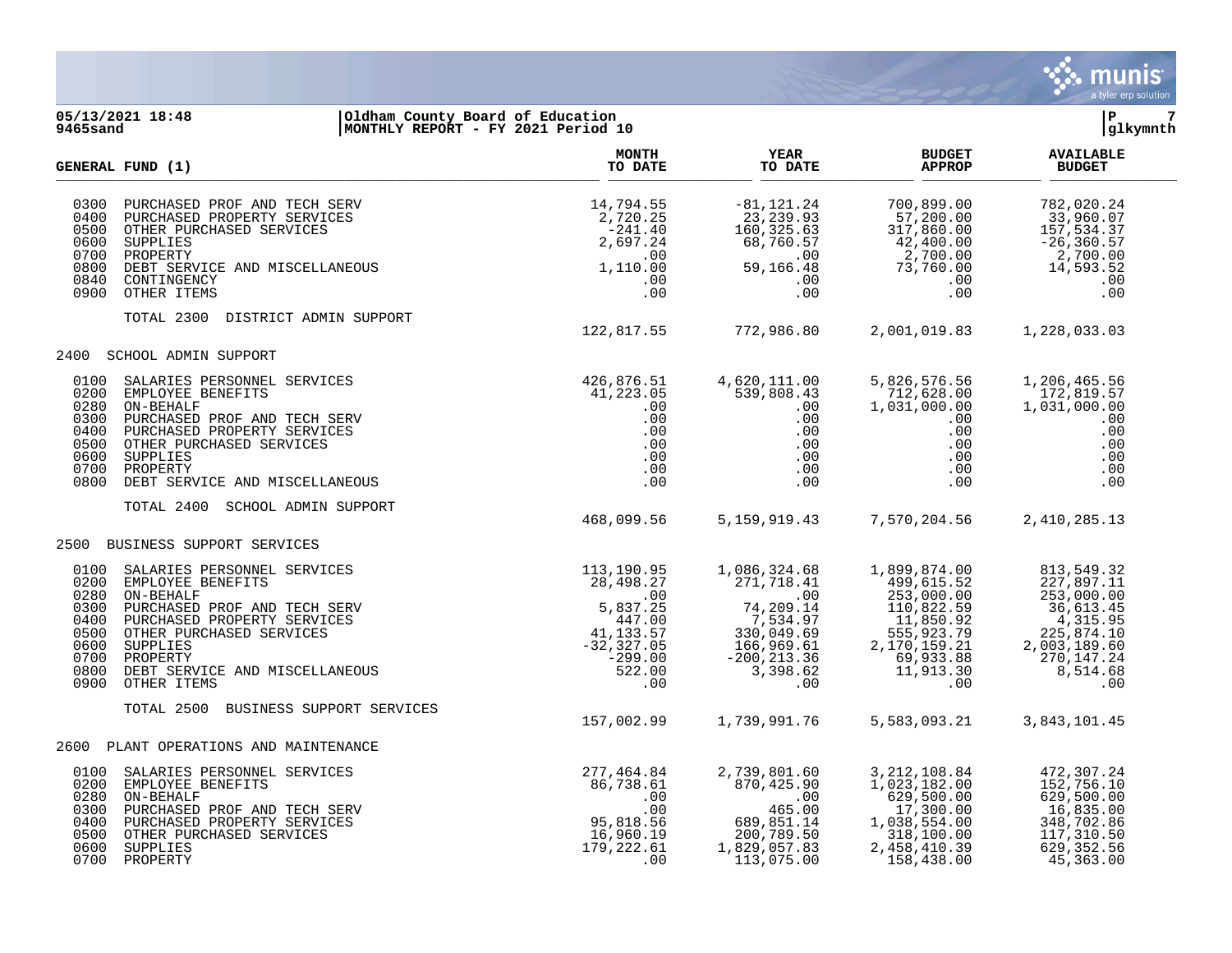**05/13/2021 18:48** | **Oldham County Board of Education**
**9465sand** | **MONTHLY REPORT - FY 2021 Period 10** | **glkymnth**

| GENERAL FUND (1) | | MONTH TO DATE | YEAR TO DATE | BUDGET APPROP | AVAILABLE BUDGET |
|---|---|---|---|---|---|
| 0300 | PURCHASED PROF AND TECH SERV | 14,794.55 | -81,121.24 | 700,899.00 | 782,020.24 |
| 0400 | PURCHASED PROPERTY SERVICES | 2,720.25 | 23,239.93 | 57,200.00 | 33,960.07 |
| 0500 | OTHER PURCHASED SERVICES | -241.40 | 160,325.63 | 317,860.00 | 157,534.37 |
| 0600 | SUPPLIES | 2,697.24 | 68,760.57 | 42,400.00 | -26,360.57 |
| 0700 | PROPERTY | .00 | .00 | 2,700.00 | 2,700.00 |
| 0800 | DEBT SERVICE AND MISCELLANEOUS | 1,110.00 | 59,166.48 | 73,760.00 | 14,593.52 |
| 0840 | CONTINGENCY | .00 | .00 | .00 | .00 |
| 0900 | OTHER ITEMS | .00 | .00 | .00 | .00 |
| | TOTAL 2300 DISTRICT ADMIN SUPPORT | 122,817.55 | 772,986.80 | 2,001,019.83 | 1,228,033.03 |
| 2400 | SCHOOL ADMIN SUPPORT | | | | |
| 0100 | SALARIES PERSONNEL SERVICES | 426,876.51 | 4,620,111.00 | 5,826,576.56 | 1,206,465.56 |
| 0200 | EMPLOYEE BENEFITS | 41,223.05 | 539,808.43 | 712,628.00 | 172,819.57 |
| 0280 | ON-BEHALF | .00 | .00 | 1,031,000.00 | 1,031,000.00 |
| 0300 | PURCHASED PROF AND TECH SERV | .00 | .00 | .00 | .00 |
| 0400 | PURCHASED PROPERTY SERVICES | .00 | .00 | .00 | .00 |
| 0500 | OTHER PURCHASED SERVICES | .00 | .00 | .00 | .00 |
| 0600 | SUPPLIES | .00 | .00 | .00 | .00 |
| 0700 | PROPERTY | .00 | .00 | .00 | .00 |
| 0800 | DEBT SERVICE AND MISCELLANEOUS | .00 | .00 | .00 | .00 |
| | TOTAL 2400 SCHOOL ADMIN SUPPORT | 468,099.56 | 5,159,919.43 | 7,570,204.56 | 2,410,285.13 |
| 2500 | BUSINESS SUPPORT SERVICES | | | | |
| 0100 | SALARIES PERSONNEL SERVICES | 113,190.95 | 1,086,324.68 | 1,899,874.00 | 813,549.32 |
| 0200 | EMPLOYEE BENEFITS | 28,498.27 | 271,718.41 | 499,615.52 | 227,897.11 |
| 0280 | ON-BEHALF | .00 | .00 | 253,000.00 | 253,000.00 |
| 0300 | PURCHASED PROF AND TECH SERV | 5,837.25 | 74,209.14 | 110,822.59 | 36,613.45 |
| 0400 | PURCHASED PROPERTY SERVICES | 447.00 | 7,534.97 | 11,850.92 | 4,315.95 |
| 0500 | OTHER PURCHASED SERVICES | 41,133.57 | 330,049.69 | 555,923.79 | 225,874.10 |
| 0600 | SUPPLIES | -32,327.05 | 166,969.61 | 2,170,159.21 | 2,003,189.60 |
| 0700 | PROPERTY | -299.00 | -200,213.36 | 69,933.88 | 270,147.24 |
| 0800 | DEBT SERVICE AND MISCELLANEOUS | 522.00 | 3,398.62 | 11,913.30 | 8,514.68 |
| 0900 | OTHER ITEMS | .00 | .00 | .00 | .00 |
| | TOTAL 2500 BUSINESS SUPPORT SERVICES | 157,002.99 | 1,739,991.76 | 5,583,093.21 | 3,843,101.45 |
| 2600 | PLANT OPERATIONS AND MAINTENANCE | | | | |
| 0100 | SALARIES PERSONNEL SERVICES | 277,464.84 | 2,739,801.60 | 3,212,108.84 | 472,307.24 |
| 0200 | EMPLOYEE BENEFITS | 86,738.61 | 870,425.90 | 1,023,182.00 | 152,756.10 |
| 0280 | ON-BEHALF | .00 | .00 | 629,500.00 | 629,500.00 |
| 0300 | PURCHASED PROF AND TECH SERV | .00 | 465.00 | 17,300.00 | 16,835.00 |
| 0400 | PURCHASED PROPERTY SERVICES | 95,818.56 | 689,851.14 | 1,038,554.00 | 348,702.86 |
| 0500 | OTHER PURCHASED SERVICES | 16,960.19 | 200,789.50 | 318,100.00 | 117,310.50 |
| 0600 | SUPPLIES | 179,222.61 | 1,829,057.83 | 2,458,410.39 | 629,352.56 |
| 0700 | PROPERTY | .00 | 113,075.00 | 158,438.00 | 45,363.00 |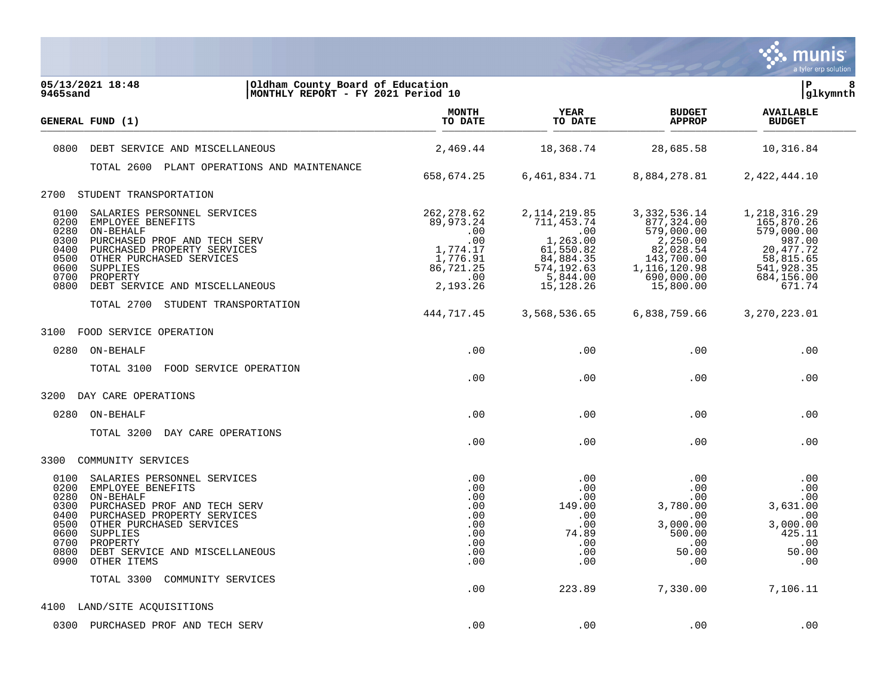**05/13/2021 18:48** | **Oldham County Board of Education**
**9465sand** | **MONTHLY REPORT - FY 2021 Period 10**

| GENERAL FUND (1) | MONTH TO DATE | YEAR TO DATE | BUDGET APPROP | AVAILABLE BUDGET |
|---|---|---|---|---|
| 0800 DEBT SERVICE AND MISCELLANEOUS | 2,469.44 | 18,368.74 | 28,685.58 | 10,316.84 |
| TOTAL 2600 PLANT OPERATIONS AND MAINTENANCE | 658,674.25 | 6,461,834.71 | 8,884,278.81 | 2,422,444.10 |
| **2700 STUDENT TRANSPORTATION** | | | | |
| 0100 SALARIES PERSONNEL SERVICES | 262,278.62 | 2,114,219.85 | 3,332,536.14 | 1,218,316.29 |
| 0200 EMPLOYEE BENEFITS | 89,973.24 | 711,453.74 | 877,324.00 | 165,870.26 |
| 0280 ON-BEHALF | .00 | .00 | 579,000.00 | 579,000.00 |
| 0300 PURCHASED PROF AND TECH SERV | .00 | 1,263.00 | 2,250.00 | 987.00 |
| 0400 PURCHASED PROPERTY SERVICES | 1,774.17 | 61,550.82 | 82,028.54 | 20,477.72 |
| 0500 OTHER PURCHASED SERVICES | 1,776.91 | 84,884.35 | 143,700.00 | 58,815.65 |
| 0600 SUPPLIES | 86,721.25 | 574,192.63 | 1,116,120.98 | 541,928.35 |
| 0700 PROPERTY | .00 | 5,844.00 | 690,000.00 | 684,156.00 |
| 0800 DEBT SERVICE AND MISCELLANEOUS | 2,193.26 | 15,128.26 | 15,800.00 | 671.74 |
| TOTAL 2700 STUDENT TRANSPORTATION | 444,717.45 | 3,568,536.65 | 6,838,759.66 | 3,270,223.01 |
| **3100 FOOD SERVICE OPERATION** | | | | |
| 0280 ON-BEHALF | .00 | .00 | .00 | .00 |
| TOTAL 3100 FOOD SERVICE OPERATION | .00 | .00 | .00 | .00 |
| **3200 DAY CARE OPERATIONS** | | | | |
| 0280 ON-BEHALF | .00 | .00 | .00 | .00 |
| TOTAL 3200 DAY CARE OPERATIONS | .00 | .00 | .00 | .00 |
| **3300 COMMUNITY SERVICES** | | | | |
| 0100 SALARIES PERSONNEL SERVICES | .00 | .00 | .00 | .00 |
| 0200 EMPLOYEE BENEFITS | .00 | .00 | .00 | .00 |
| 0280 ON-BEHALF | .00 | .00 | .00 | .00 |
| 0300 PURCHASED PROF AND TECH SERV | .00 | 149.00 | 3,780.00 | 3,631.00 |
| 0400 PURCHASED PROPERTY SERVICES | .00 | .00 | .00 | .00 |
| 0500 OTHER PURCHASED SERVICES | .00 | .00 | 3,000.00 | 3,000.00 |
| 0600 SUPPLIES | .00 | 74.89 | 500.00 | 425.11 |
| 0700 PROPERTY | .00 | .00 | .00 | .00 |
| 0800 DEBT SERVICE AND MISCELLANEOUS | .00 | .00 | 50.00 | 50.00 |
| 0900 OTHER ITEMS | .00 | .00 | .00 | .00 |
| TOTAL 3300 COMMUNITY SERVICES | .00 | 223.89 | 7,330.00 | 7,106.11 |
| **4100 LAND/SITE ACQUISITIONS** | | | | |
| 0300 PURCHASED PROF AND TECH SERV | .00 | .00 | .00 | .00 |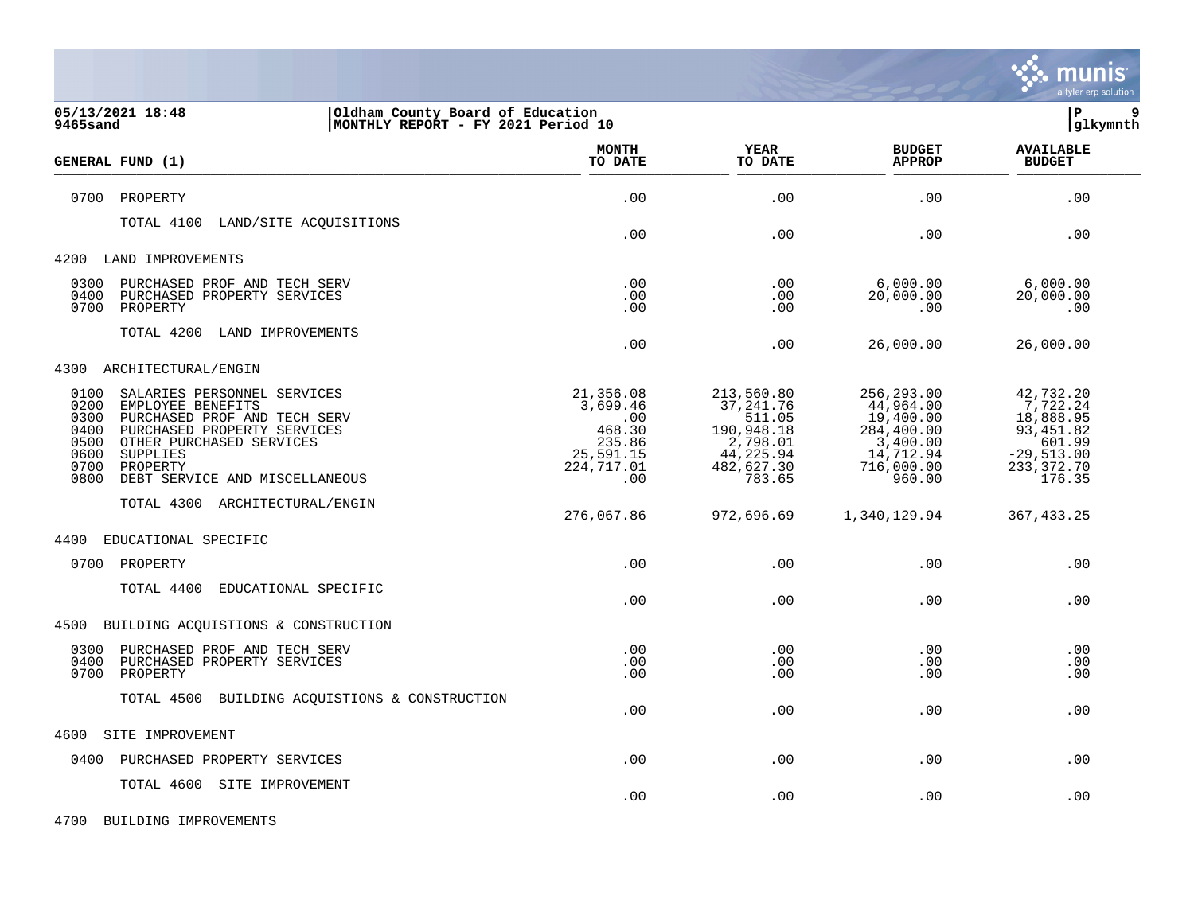**Oldham County Board of Education**
**MONTHLY REPORT - FY 2021 Period 10**

05/13/2021 18:48
9465sand

| GENERAL FUND (1) | MONTH TO DATE | YEAR TO DATE | BUDGET APPROP | AVAILABLE BUDGET |
|---|---|---|---|---|
| 0700 PROPERTY | .00 | .00 | .00 | .00 |
| TOTAL 4100 LAND/SITE ACQUISITIONS | .00 | .00 | .00 | .00 |
| **4200 LAND IMPROVEMENTS** | | | | |
| 0300 PURCHASED PROF AND TECH SERV | .00 | .00 | 6,000.00 | 6,000.00 |
| 0400 PURCHASED PROPERTY SERVICES | .00 | .00 | 20,000.00 | 20,000.00 |
| 0700 PROPERTY | .00 | .00 | .00 | .00 |
| TOTAL 4200 LAND IMPROVEMENTS | .00 | .00 | 26,000.00 | 26,000.00 |
| **4300 ARCHITECTURAL/ENGIN** | | | | |
| 0100 SALARIES PERSONNEL SERVICES | 21,356.08 | 213,560.80 | 256,293.00 | 42,732.20 |
| 0200 EMPLOYEE BENEFITS | 3,699.46 | 37,241.76 | 44,964.00 | 7,722.24 |
| 0300 PURCHASED PROF AND TECH SERV | .00 | 511.05 | 19,400.00 | 18,888.95 |
| 0400 PURCHASED PROPERTY SERVICES | 468.30 | 190,948.18 | 284,400.00 | 93,451.82 |
| 0500 OTHER PURCHASED SERVICES | 235.86 | 2,798.01 | 3,400.00 | 601.99 |
| 0600 SUPPLIES | 25,591.15 | 44,225.94 | 14,712.94 | -29,513.00 |
| 0700 PROPERTY | 224,717.01 | 482,627.30 | 716,000.00 | 233,372.70 |
| 0800 DEBT SERVICE AND MISCELLANEOUS | .00 | 783.65 | 960.00 | 176.35 |
| TOTAL 4300 ARCHITECTURAL/ENGIN | 276,067.86 | 972,696.69 | 1,340,129.94 | 367,433.25 |
| **4400 EDUCATIONAL SPECIFIC** | | | | |
| 0700 PROPERTY | .00 | .00 | .00 | .00 |
| TOTAL 4400 EDUCATIONAL SPECIFIC | .00 | .00 | .00 | .00 |
| **4500 BUILDING ACQUISTIONS & CONSTRUCTION** | | | | |
| 0300 PURCHASED PROF AND TECH SERV | .00 | .00 | .00 | .00 |
| 0400 PURCHASED PROPERTY SERVICES | .00 | .00 | .00 | .00 |
| 0700 PROPERTY | .00 | .00 | .00 | .00 |
| TOTAL 4500 BUILDING ACQUISTIONS & CONSTRUCTION | .00 | .00 | .00 | .00 |
| **4600 SITE IMPROVEMENT** | | | | |
| 0400 PURCHASED PROPERTY SERVICES | .00 | .00 | .00 | .00 |
| TOTAL 4600 SITE IMPROVEMENT | .00 | .00 | .00 | .00 |
| **4700 BUILDING IMPROVEMENTS** | | | | |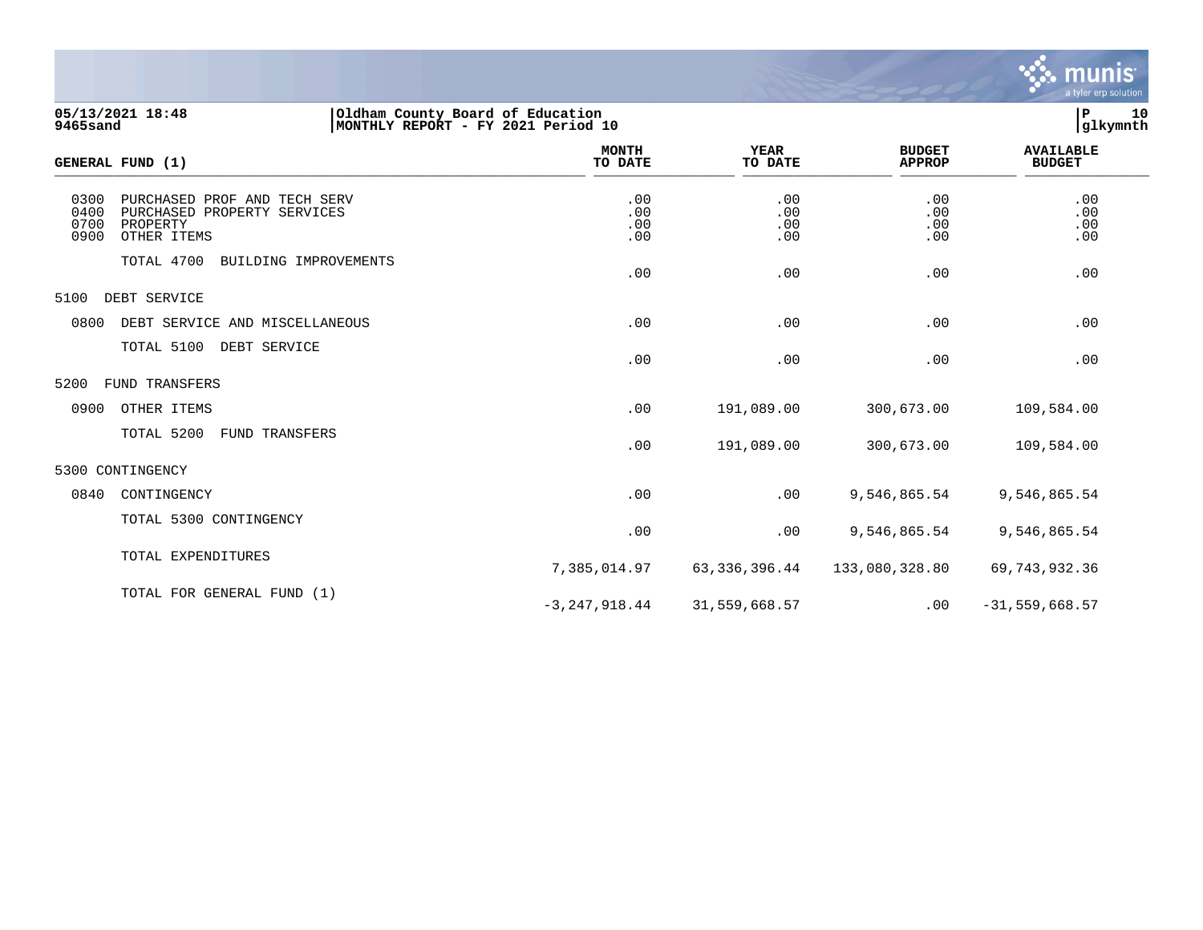05/13/2021 18:48 | Oldham County Board of Education | P 10
9465sand | MONTHLY REPORT - FY 2021 Period 10 | glkymnth

| GENERAL FUND (1) | MONTH TO DATE | YEAR TO DATE | BUDGET APPROP | AVAILABLE BUDGET |
|---|---|---|---|---|
| 0300 PURCHASED PROF AND TECH SERV | .00 | .00 | .00 | .00 |
| 0400 PURCHASED PROPERTY SERVICES | .00 | .00 | .00 | .00 |
| 0700 PROPERTY | .00 | .00 | .00 | .00 |
| 0900 OTHER ITEMS | .00 | .00 | .00 | .00 |
| TOTAL 4700 BUILDING IMPROVEMENTS | .00 | .00 | .00 | .00 |
| 5100 DEBT SERVICE | | | | |
| 0800 DEBT SERVICE AND MISCELLANEOUS | .00 | .00 | .00 | .00 |
| TOTAL 5100 DEBT SERVICE | .00 | .00 | .00 | .00 |
| 5200 FUND TRANSFERS | | | | |
| 0900 OTHER ITEMS | .00 | 191,089.00 | 300,673.00 | 109,584.00 |
| TOTAL 5200 FUND TRANSFERS | .00 | 191,089.00 | 300,673.00 | 109,584.00 |
| 5300 CONTINGENCY | | | | |
| 0840 CONTINGENCY | .00 | .00 | 9,546,865.54 | 9,546,865.54 |
| TOTAL 5300 CONTINGENCY | .00 | .00 | 9,546,865.54 | 9,546,865.54 |
| TOTAL EXPENDITURES | 7,385,014.97 | 63,336,396.44 | 133,080,328.80 | 69,743,932.36 |
| TOTAL FOR GENERAL FUND (1) | -3,247,918.44 | 31,559,668.57 | .00 | -31,559,668.57 |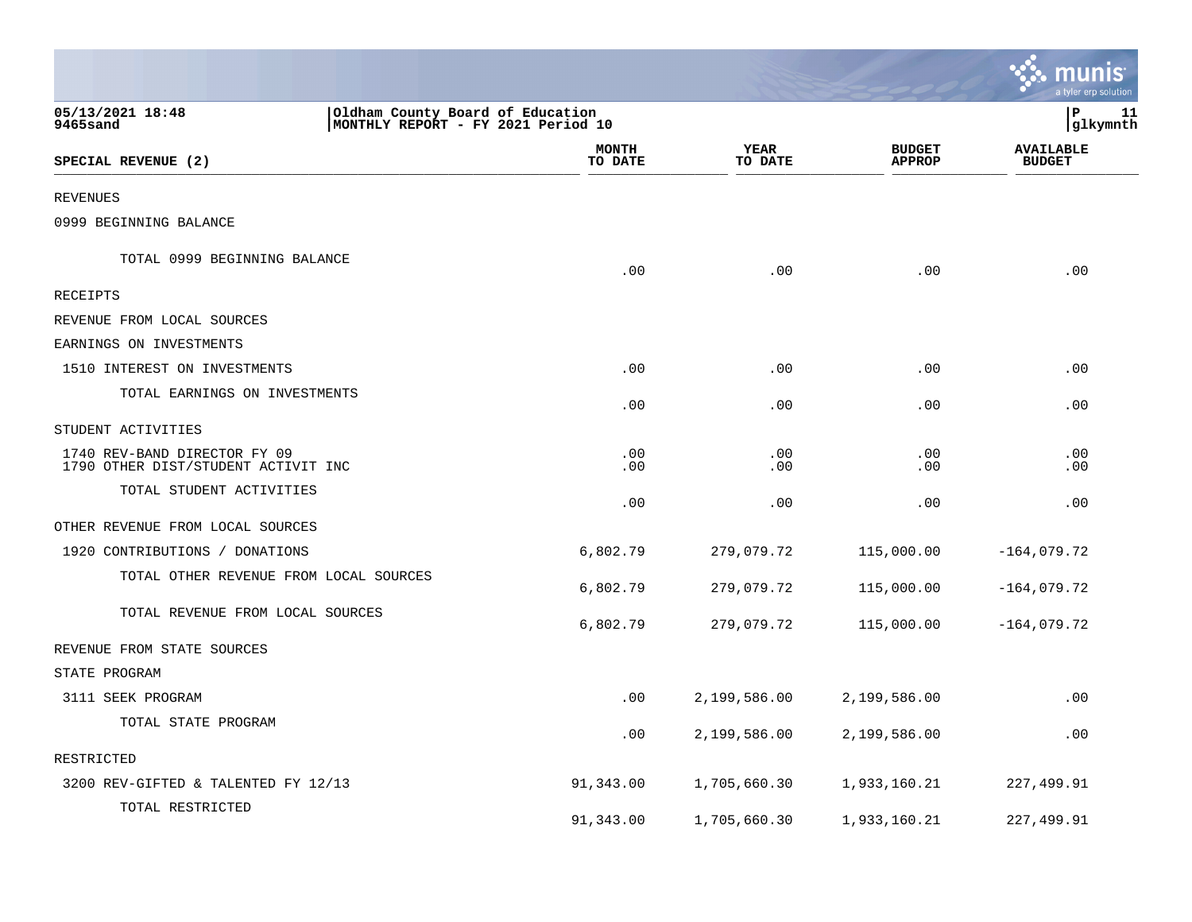05/13/2021 18:48 | Oldham County Board of Education | P 11
9465sand | MONTHLY REPORT - FY 2021 Period 10 | glkymnth

| SPECIAL REVENUE (2) | MONTH TO DATE | YEAR TO DATE | BUDGET APPROP | AVAILABLE BUDGET |
|---|---|---|---|---|
| REVENUES | | | | |
| 0999 BEGINNING BALANCE | | | | |
| TOTAL 0999 BEGINNING BALANCE | .00 | .00 | .00 | .00 |
| RECEIPTS | | | | |
| REVENUE FROM LOCAL SOURCES | | | | |
| EARNINGS ON INVESTMENTS | | | | |
| 1510 INTEREST ON INVESTMENTS | .00 | .00 | .00 | .00 |
| TOTAL EARNINGS ON INVESTMENTS | .00 | .00 | .00 | .00 |
| STUDENT ACTIVITIES | | | | |
| 1740 REV-BAND DIRECTOR FY 09 | .00 | .00 | .00 | .00 |
| 1790 OTHER DIST/STUDENT ACTIVIT INC | .00 | .00 | .00 | .00 |
| TOTAL STUDENT ACTIVITIES | .00 | .00 | .00 | .00 |
| OTHER REVENUE FROM LOCAL SOURCES | | | | |
| 1920 CONTRIBUTIONS / DONATIONS | 6,802.79 | 279,079.72 | 115,000.00 | -164,079.72 |
| TOTAL OTHER REVENUE FROM LOCAL SOURCES | 6,802.79 | 279,079.72 | 115,000.00 | -164,079.72 |
| TOTAL REVENUE FROM LOCAL SOURCES | 6,802.79 | 279,079.72 | 115,000.00 | -164,079.72 |
| REVENUE FROM STATE SOURCES | | | | |
| STATE PROGRAM | | | | |
| 3111 SEEK PROGRAM | .00 | 2,199,586.00 | 2,199,586.00 | .00 |
| TOTAL STATE PROGRAM | .00 | 2,199,586.00 | 2,199,586.00 | .00 |
| RESTRICTED | | | | |
| 3200 REV-GIFTED & TALENTED FY 12/13 | 91,343.00 | 1,705,660.30 | 1,933,160.21 | 227,499.91 |
| TOTAL RESTRICTED | 91,343.00 | 1,705,660.30 | 1,933,160.21 | 227,499.91 |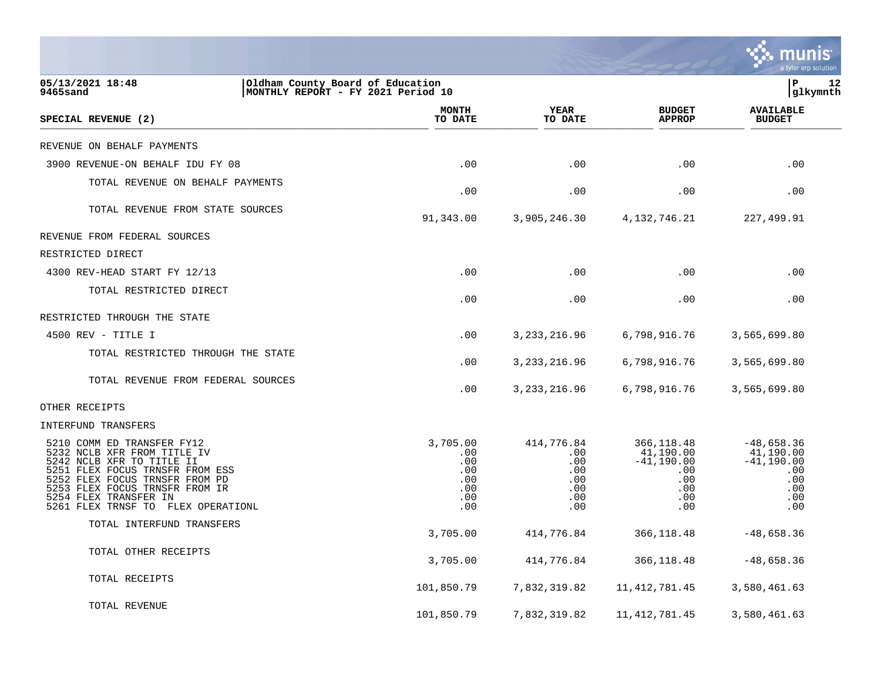05/13/2021 18:48 | Oldham County Board of Education
9465sand | MONTHLY REPORT - FY 2021 Period 10

| SPECIAL REVENUE (2) | MONTH TO DATE | YEAR TO DATE | BUDGET APPROP | AVAILABLE BUDGET |
|---|---|---|---|---|
| REVENUE ON BEHALF PAYMENTS | | | | |
| 3900 REVENUE-ON BEHALF IDU FY 08 | .00 | .00 | .00 | .00 |
| TOTAL REVENUE ON BEHALF PAYMENTS | .00 | .00 | .00 | .00 |
| TOTAL REVENUE FROM STATE SOURCES | 91,343.00 | 3,905,246.30 | 4,132,746.21 | 227,499.91 |
| REVENUE FROM FEDERAL SOURCES | | | | |
| RESTRICTED DIRECT | | | | |
| 4300 REV-HEAD START FY 12/13 | .00 | .00 | .00 | .00 |
| TOTAL RESTRICTED DIRECT | .00 | .00 | .00 | .00 |
| RESTRICTED THROUGH THE STATE | | | | |
| 4500 REV - TITLE I | .00 | 3,233,216.96 | 6,798,916.76 | 3,565,699.80 |
| TOTAL RESTRICTED THROUGH THE STATE | .00 | 3,233,216.96 | 6,798,916.76 | 3,565,699.80 |
| TOTAL REVENUE FROM FEDERAL SOURCES | .00 | 3,233,216.96 | 6,798,916.76 | 3,565,699.80 |
| OTHER RECEIPTS | | | | |
| INTERFUND TRANSFERS | | | | |
| 5210 COMM ED TRANSFER FY12 | 3,705.00 | 414,776.84 | 366,118.48 | -48,658.36 |
| 5232 NCLB XFR FROM TITLE IV | .00 | .00 | 41,190.00 | 41,190.00 |
| 5242 NCLB XFR TO TITLE II | .00 | .00 | -41,190.00 | -41,190.00 |
| 5251 FLEX FOCUS TRNSFR FROM ESS | .00 | .00 | .00 | .00 |
| 5252 FLEX FOCUS TRNSFR FROM PD | .00 | .00 | .00 | .00 |
| 5253 FLEX FOCUS TRNSFR FROM IR | .00 | .00 | .00 | .00 |
| 5254 FLEX TRANSFER IN | .00 | .00 | .00 | .00 |
| 5261 FLEX TRNSF TO FLEX OPERATIONL | .00 | .00 | .00 | .00 |
| TOTAL INTERFUND TRANSFERS | 3,705.00 | 414,776.84 | 366,118.48 | -48,658.36 |
| TOTAL OTHER RECEIPTS | 3,705.00 | 414,776.84 | 366,118.48 | -48,658.36 |
| TOTAL RECEIPTS | 101,850.79 | 7,832,319.82 | 11,412,781.45 | 3,580,461.63 |
| TOTAL REVENUE | 101,850.79 | 7,832,319.82 | 11,412,781.45 | 3,580,461.63 |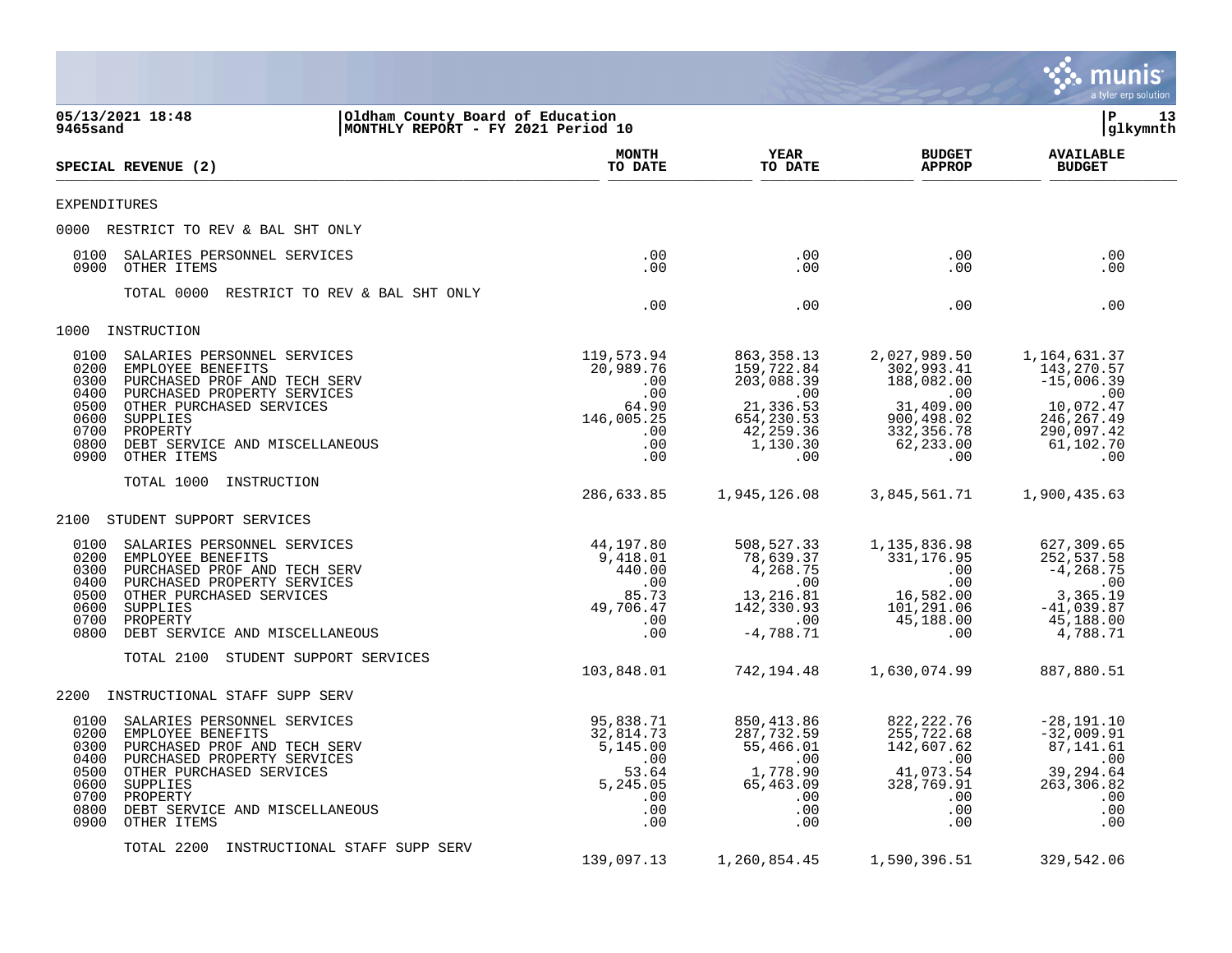**Oldham County Board of Education**
**MONTHLY REPORT - FY 2021 Period 10**

05/13/2021 18:48
9465sand

| SPECIAL REVENUE (2) | MONTH TO DATE | YEAR TO DATE | BUDGET APPROP | AVAILABLE BUDGET |
|---|---|---|---|---|
| **EXPENDITURES** | | | | |
| **0000 RESTRICT TO REV & BAL SHT ONLY** | | | | |
| 0100 SALARIES PERSONNEL SERVICES | .00 | .00 | .00 | .00 |
| 0900 OTHER ITEMS | .00 | .00 | .00 | .00 |
| TOTAL 0000 RESTRICT TO REV & BAL SHT ONLY | .00 | .00 | .00 | .00 |
| **1000 INSTRUCTION** | | | | |
| 0100 SALARIES PERSONNEL SERVICES | 119,573.94 | 863,358.13 | 2,027,989.50 | 1,164,631.37 |
| 0200 EMPLOYEE BENEFITS | 20,989.76 | 159,722.84 | 302,993.41 | 143,270.57 |
| 0300 PURCHASED PROF AND TECH SERV | .00 | 203,088.39 | 188,082.00 | -15,006.39 |
| 0400 PURCHASED PROPERTY SERVICES | .00 | .00 | .00 | .00 |
| 0500 OTHER PURCHASED SERVICES | 64.90 | 21,336.53 | 31,409.00 | 10,072.47 |
| 0600 SUPPLIES | 146,005.25 | 654,230.53 | 900,498.02 | 246,267.49 |
| 0700 PROPERTY | .00 | 42,259.36 | 332,356.78 | 290,097.42 |
| 0800 DEBT SERVICE AND MISCELLANEOUS | .00 | 1,130.30 | 62,233.00 | 61,102.70 |
| 0900 OTHER ITEMS | .00 | .00 | .00 | .00 |
| TOTAL 1000 INSTRUCTION | 286,633.85 | 1,945,126.08 | 3,845,561.71 | 1,900,435.63 |
| **2100 STUDENT SUPPORT SERVICES** | | | | |
| 0100 SALARIES PERSONNEL SERVICES | 44,197.80 | 508,527.33 | 1,135,836.98 | 627,309.65 |
| 0200 EMPLOYEE BENEFITS | 9,418.01 | 78,639.37 | 331,176.95 | 252,537.58 |
| 0300 PURCHASED PROF AND TECH SERV | 440.00 | 4,268.75 | .00 | -4,268.75 |
| 0400 PURCHASED PROPERTY SERVICES | .00 | .00 | .00 | .00 |
| 0500 OTHER PURCHASED SERVICES | 85.73 | 13,216.81 | 16,582.00 | 3,365.19 |
| 0600 SUPPLIES | 49,706.47 | 142,330.93 | 101,291.06 | -41,039.87 |
| 0700 PROPERTY | .00 | .00 | 45,188.00 | 45,188.00 |
| 0800 DEBT SERVICE AND MISCELLANEOUS | .00 | -4,788.71 | .00 | 4,788.71 |
| TOTAL 2100 STUDENT SUPPORT SERVICES | 103,848.01 | 742,194.48 | 1,630,074.99 | 887,880.51 |
| **2200 INSTRUCTIONAL STAFF SUPP SERV** | | | | |
| 0100 SALARIES PERSONNEL SERVICES | 95,838.71 | 850,413.86 | 822,222.76 | -28,191.10 |
| 0200 EMPLOYEE BENEFITS | 32,814.73 | 287,732.59 | 255,722.68 | -32,009.91 |
| 0300 PURCHASED PROF AND TECH SERV | 5,145.00 | 55,466.01 | 142,607.62 | 87,141.61 |
| 0400 PURCHASED PROPERTY SERVICES | .00 | .00 | .00 | .00 |
| 0500 OTHER PURCHASED SERVICES | 53.64 | 1,778.90 | 41,073.54 | 39,294.64 |
| 0600 SUPPLIES | 5,245.05 | 65,463.09 | 328,769.91 | 263,306.82 |
| 0700 PROPERTY | .00 | .00 | .00 | .00 |
| 0800 DEBT SERVICE AND MISCELLANEOUS | .00 | .00 | .00 | .00 |
| 0900 OTHER ITEMS | .00 | .00 | .00 | .00 |
| TOTAL 2200 INSTRUCTIONAL STAFF SUPP SERV | 139,097.13 | 1,260,854.45 | 1,590,396.51 | 329,542.06 |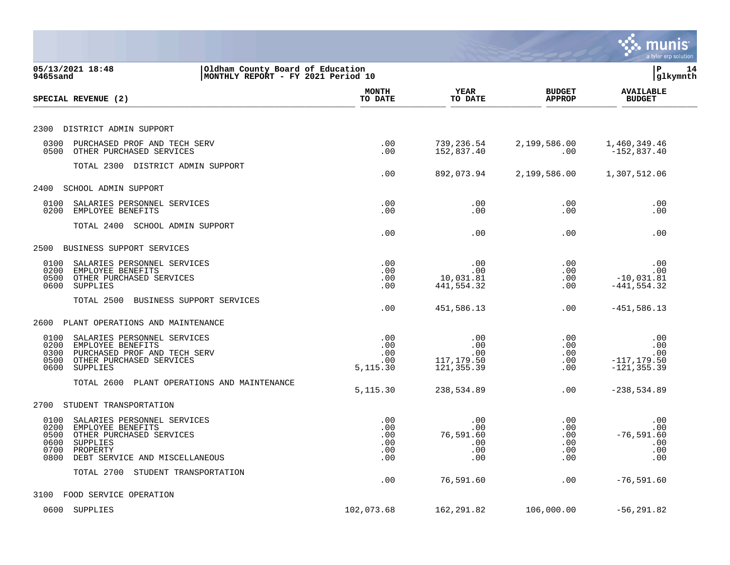05/13/2021 18:48 | Oldham County Board of Education
9465sand | MONTHLY REPORT - FY 2021 Period 10

| SPECIAL REVENUE (2) | MONTH TO DATE | YEAR TO DATE | BUDGET APPROP | AVAILABLE BUDGET |
|---|---|---|---|---|
| **2300 DISTRICT ADMIN SUPPORT** | | | | |
| 0300 PURCHASED PROF AND TECH SERV | .00 | 739,236.54 | 2,199,586.00 | 1,460,349.46 |
| 0500 OTHER PURCHASED SERVICES | .00 | 152,837.40 | .00 | -152,837.40 |
| TOTAL 2300 DISTRICT ADMIN SUPPORT | .00 | 892,073.94 | 2,199,586.00 | 1,307,512.06 |
| **2400 SCHOOL ADMIN SUPPORT** | | | | |
| 0100 SALARIES PERSONNEL SERVICES | .00 | .00 | .00 | .00 |
| 0200 EMPLOYEE BENEFITS | .00 | .00 | .00 | .00 |
| TOTAL 2400 SCHOOL ADMIN SUPPORT | .00 | .00 | .00 | .00 |
| **2500 BUSINESS SUPPORT SERVICES** | | | | |
| 0100 SALARIES PERSONNEL SERVICES | .00 | .00 | .00 | .00 |
| 0200 EMPLOYEE BENEFITS | .00 | .00 | .00 | .00 |
| 0500 OTHER PURCHASED SERVICES | .00 | 10,031.81 | .00 | -10,031.81 |
| 0600 SUPPLIES | .00 | 441,554.32 | .00 | -441,554.32 |
| TOTAL 2500 BUSINESS SUPPORT SERVICES | .00 | 451,586.13 | .00 | -451,586.13 |
| **2600 PLANT OPERATIONS AND MAINTENANCE** | | | | |
| 0100 SALARIES PERSONNEL SERVICES | .00 | .00 | .00 | .00 |
| 0200 EMPLOYEE BENEFITS | .00 | .00 | .00 | .00 |
| 0300 PURCHASED PROF AND TECH SERV | .00 | .00 | .00 | .00 |
| 0500 OTHER PURCHASED SERVICES | .00 | 117,179.50 | .00 | -117,179.50 |
| 0600 SUPPLIES | 5,115.30 | 121,355.39 | .00 | -121,355.39 |
| TOTAL 2600 PLANT OPERATIONS AND MAINTENANCE | 5,115.30 | 238,534.89 | .00 | -238,534.89 |
| **2700 STUDENT TRANSPORTATION** | | | | |
| 0100 SALARIES PERSONNEL SERVICES | .00 | .00 | .00 | .00 |
| 0200 EMPLOYEE BENEFITS | .00 | .00 | .00 | .00 |
| 0500 OTHER PURCHASED SERVICES | .00 | 76,591.60 | .00 | -76,591.60 |
| 0600 SUPPLIES | .00 | .00 | .00 | .00 |
| 0700 PROPERTY | .00 | .00 | .00 | .00 |
| 0800 DEBT SERVICE AND MISCELLANEOUS | .00 | .00 | .00 | .00 |
| TOTAL 2700 STUDENT TRANSPORTATION | .00 | 76,591.60 | .00 | -76,591.60 |
| **3100 FOOD SERVICE OPERATION** | | | | |
| 0600 SUPPLIES | 102,073.68 | 162,291.82 | 106,000.00 | -56,291.82 |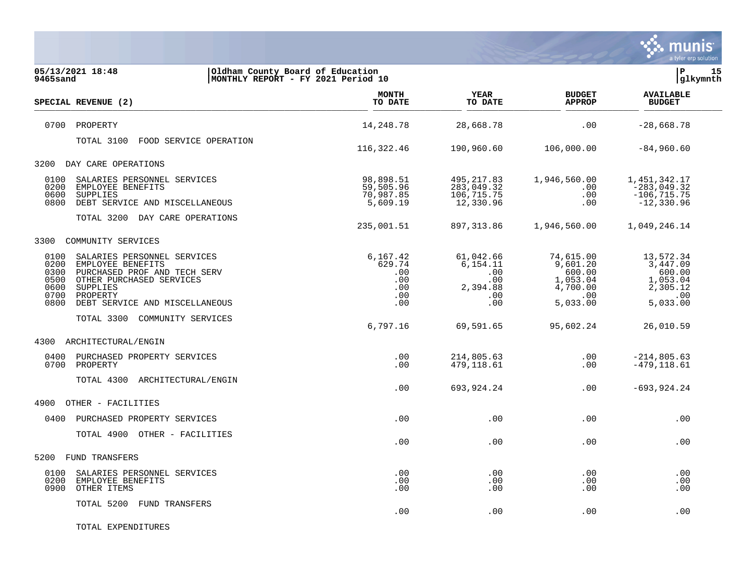05/13/2021 18:48 | Oldham County Board of Education | P 15
9465sand | MONTHLY REPORT - FY 2021 Period 10 | glkymnth

| SPECIAL REVENUE (2) | MONTH TO DATE | YEAR TO DATE | BUDGET APPROP | AVAILABLE BUDGET |
|---|---|---|---|---|
| 0700 PROPERTY | 14,248.78 | 28,668.78 | .00 | -28,668.78 |
| TOTAL 3100 FOOD SERVICE OPERATION | 116,322.46 | 190,960.60 | 106,000.00 | -84,960.60 |
| 3200 DAY CARE OPERATIONS | | | | |
| 0100 SALARIES PERSONNEL SERVICES | 98,898.51 | 495,217.83 | 1,946,560.00 | 1,451,342.17 |
| 0200 EMPLOYEE BENEFITS | 59,505.96 | 283,049.32 | .00 | -283,049.32 |
| 0600 SUPPLIES | 70,987.85 | 106,715.75 | .00 | -106,715.75 |
| 0800 DEBT SERVICE AND MISCELLANEOUS | 5,609.19 | 12,330.96 | .00 | -12,330.96 |
| TOTAL 3200 DAY CARE OPERATIONS | 235,001.51 | 897,313.86 | 1,946,560.00 | 1,049,246.14 |
| 3300 COMMUNITY SERVICES | | | | |
| 0100 SALARIES PERSONNEL SERVICES | 6,167.42 | 61,042.66 | 74,615.00 | 13,572.34 |
| 0200 EMPLOYEE BENEFITS | 629.74 | 6,154.11 | 9,601.20 | 3,447.09 |
| 0300 PURCHASED PROF AND TECH SERV | .00 | .00 | 600.00 | 600.00 |
| 0500 OTHER PURCHASED SERVICES | .00 | .00 | 1,053.04 | 1,053.04 |
| 0600 SUPPLIES | .00 | 2,394.88 | 4,700.00 | 2,305.12 |
| 0700 PROPERTY | .00 | .00 | .00 | .00 |
| 0800 DEBT SERVICE AND MISCELLANEOUS | .00 | .00 | 5,033.00 | 5,033.00 |
| TOTAL 3300 COMMUNITY SERVICES | 6,797.16 | 69,591.65 | 95,602.24 | 26,010.59 |
| 4300 ARCHITECTURAL/ENGIN | | | | |
| 0400 PURCHASED PROPERTY SERVICES | .00 | 214,805.63 | .00 | -214,805.63 |
| 0700 PROPERTY | .00 | 479,118.61 | .00 | -479,118.61 |
| TOTAL 4300 ARCHITECTURAL/ENGIN | .00 | 693,924.24 | .00 | -693,924.24 |
| 4900 OTHER - FACILITIES | | | | |
| 0400 PURCHASED PROPERTY SERVICES | .00 | .00 | .00 | .00 |
| TOTAL 4900 OTHER - FACILITIES | .00 | .00 | .00 | .00 |
| 5200 FUND TRANSFERS | | | | |
| 0100 SALARIES PERSONNEL SERVICES | .00 | .00 | .00 | .00 |
| 0200 EMPLOYEE BENEFITS | .00 | .00 | .00 | .00 |
| 0900 OTHER ITEMS | .00 | .00 | .00 | .00 |
| TOTAL 5200 FUND TRANSFERS | .00 | .00 | .00 | .00 |
| TOTAL EXPENDITURES | | | | |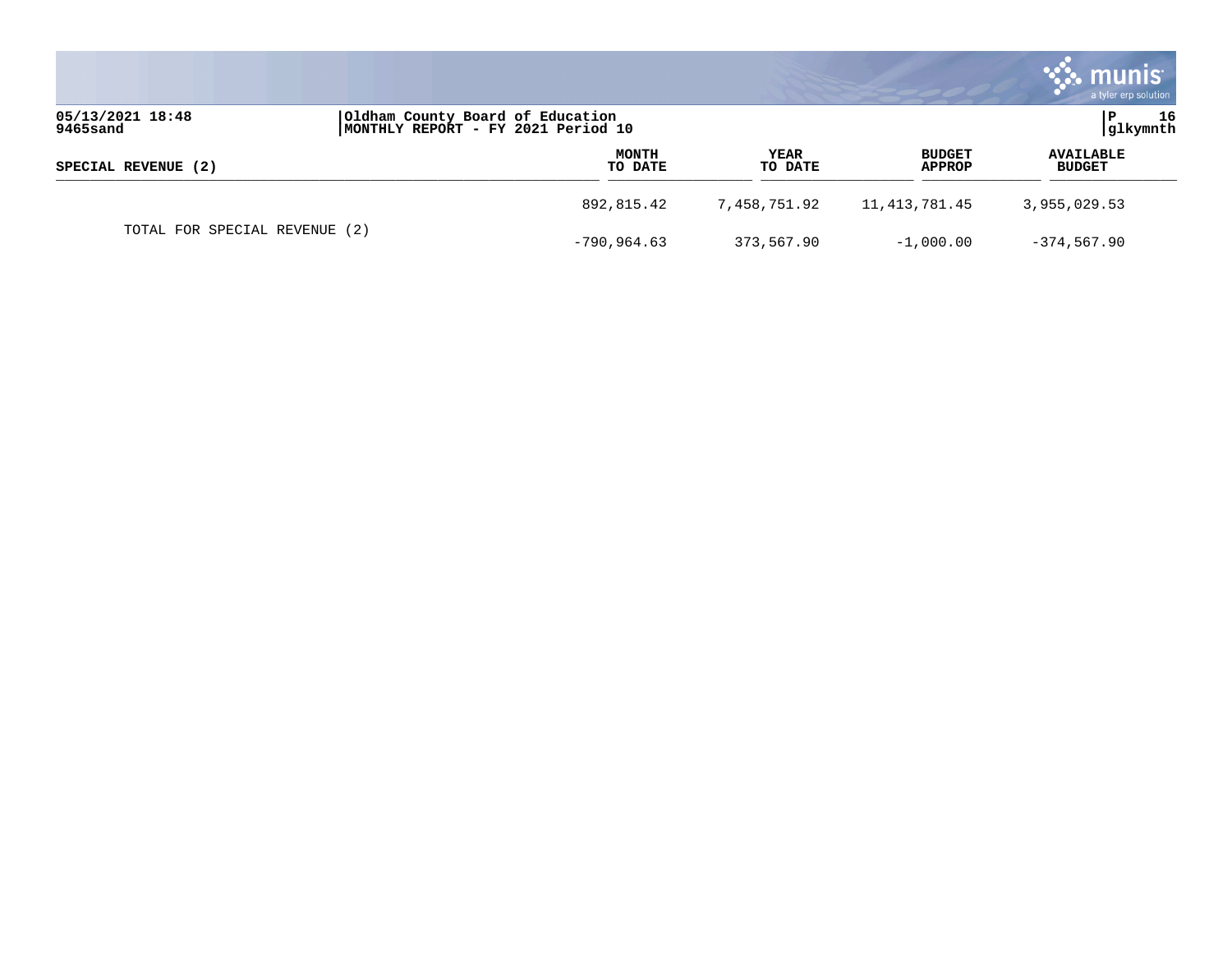05/13/2021 18:48
9465sand

Oldham County Board of Education
MONTHLY REPORT - FY 2021 Period 10

P 16
glkymnth

| SPECIAL REVENUE (2) | MONTH TO DATE | YEAR TO DATE | BUDGET APPROP | AVAILABLE BUDGET |
|---|---|---|---|---|
| | 892,815.42 | 7,458,751.92 | 11,413,781.45 | 3,955,029.53 |
| TOTAL FOR SPECIAL REVENUE (2) | -790,964.63 | 373,567.90 | -1,000.00 | -374,567.90 |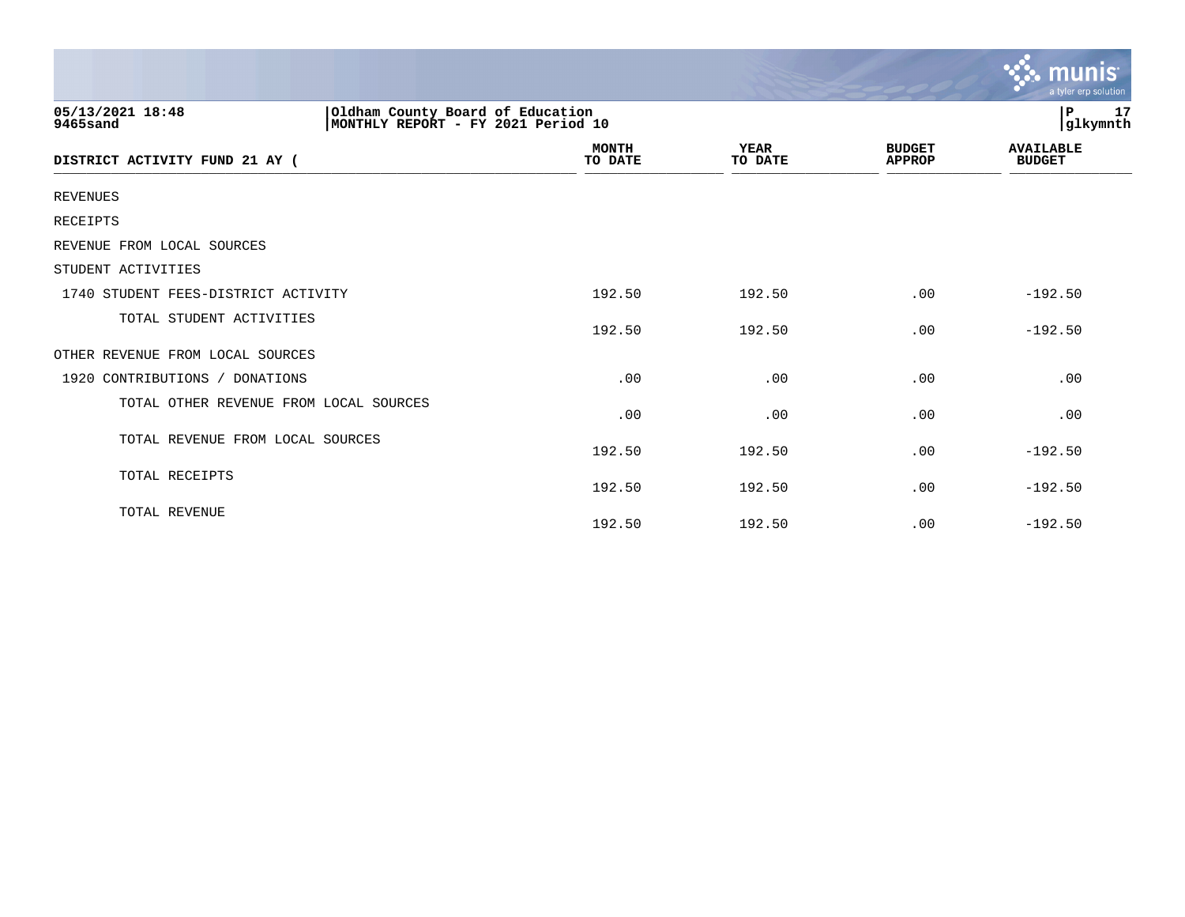05/13/2021 18:48
9465sand

Oldham County Board of Education
MONTHLY REPORT - FY 2021 Period 10

P 17
glkymnth

| DISTRICT ACTIVITY FUND 21 AY ( | MONTH TO DATE | YEAR TO DATE | BUDGET APPROP | AVAILABLE BUDGET |
|---|---|---|---|---|
| REVENUES | | | | |
| RECEIPTS | | | | |
| REVENUE FROM LOCAL SOURCES | | | | |
| STUDENT ACTIVITIES | | | | |
| 1740 STUDENT FEES-DISTRICT ACTIVITY | 192.50 | 192.50 | .00 | -192.50 |
| TOTAL STUDENT ACTIVITIES | 192.50 | 192.50 | .00 | -192.50 |
| OTHER REVENUE FROM LOCAL SOURCES | | | | |
| 1920 CONTRIBUTIONS / DONATIONS | .00 | .00 | .00 | .00 |
| TOTAL OTHER REVENUE FROM LOCAL SOURCES | .00 | .00 | .00 | .00 |
| TOTAL REVENUE FROM LOCAL SOURCES | 192.50 | 192.50 | .00 | -192.50 |
| TOTAL RECEIPTS | 192.50 | 192.50 | .00 | -192.50 |
| TOTAL REVENUE | 192.50 | 192.50 | .00 | -192.50 |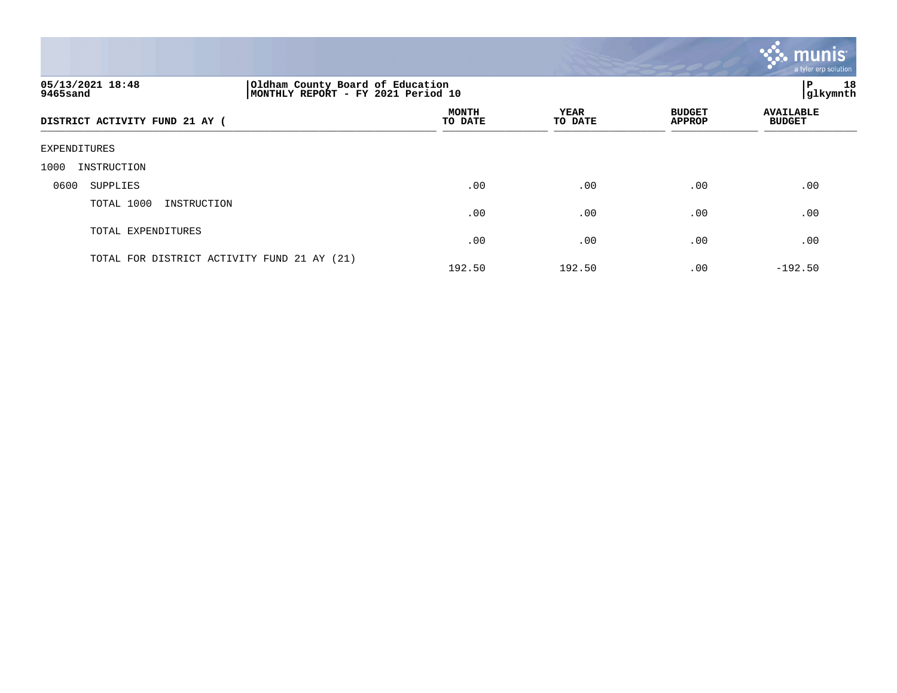05/13/2021 18:48
9465sand

Oldham County Board of Education
MONTHLY REPORT - FY 2021 Period 10

P 18
glkymnth

| DISTRICT ACTIVITY FUND 21 AY ( | MONTH TO DATE | YEAR TO DATE | BUDGET APPROP | AVAILABLE BUDGET |
|---|---|---|---|---|
| EXPENDITURES | | | | |
| 1000 INSTRUCTION | | | | |
| 0600 SUPPLIES | .00 | .00 | .00 | .00 |
| TOTAL 1000 INSTRUCTION | .00 | .00 | .00 | .00 |
| TOTAL EXPENDITURES | .00 | .00 | .00 | .00 |
| TOTAL FOR DISTRICT ACTIVITY FUND 21 AY (21) | 192.50 | 192.50 | .00 | -192.50 |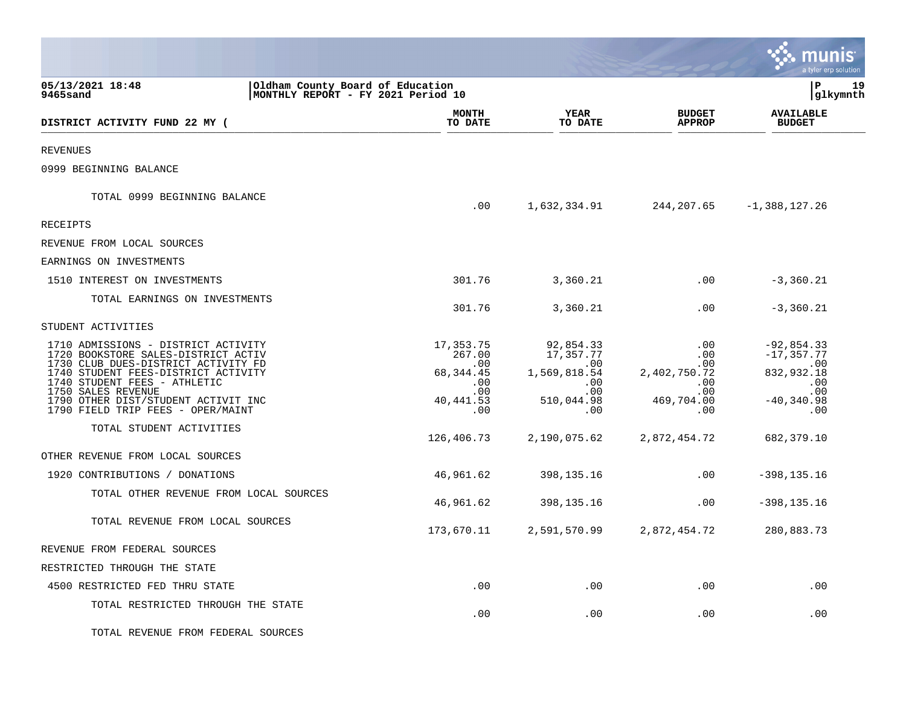05/13/2021 18:48 | Oldham County Board of Education
9465sand | MONTHLY REPORT - FY 2021 Period 10

| DISTRICT ACTIVITY FUND 22 MY ( | MONTH TO DATE | YEAR TO DATE | BUDGET APPROP | AVAILABLE BUDGET |
|---|---|---|---|---|
| REVENUES | | | | |
| 0999 BEGINNING BALANCE | | | | |
| TOTAL 0999 BEGINNING BALANCE | .00 | 1,632,334.91 | 244,207.65 | -1,388,127.26 |
| RECEIPTS | | | | |
| REVENUE FROM LOCAL SOURCES | | | | |
| EARNINGS ON INVESTMENTS | | | | |
| 1510 INTEREST ON INVESTMENTS | 301.76 | 3,360.21 | .00 | -3,360.21 |
| TOTAL EARNINGS ON INVESTMENTS | 301.76 | 3,360.21 | .00 | -3,360.21 |
| STUDENT ACTIVITIES | | | | |
| 1710 ADMISSIONS - DISTRICT ACTIVITY | 17,353.75 | 92,854.33 | .00 | -92,854.33 |
| 1720 BOOKSTORE SALES-DISTRICT ACTIV | 267.00 | 17,357.77 | .00 | -17,357.77 |
| 1730 CLUB DUES-DISTRICT ACTIVITY FD | .00 | .00 | .00 | .00 |
| 1740 STUDENT FEES-DISTRICT ACTIVITY | 68,344.45 | 1,569,818.54 | 2,402,750.72 | 832,932.18 |
| 1740 STUDENT FEES - ATHLETIC | .00 | .00 | .00 | .00 |
| 1750 SALES REVENUE | .00 | .00 | .00 | .00 |
| 1790 OTHER DIST/STUDENT ACTIVIT INC | 40,441.53 | 510,044.98 | 469,704.00 | -40,340.98 |
| 1790 FIELD TRIP FEES - OPER/MAINT | .00 | .00 | .00 | .00 |
| TOTAL STUDENT ACTIVITIES | 126,406.73 | 2,190,075.62 | 2,872,454.72 | 682,379.10 |
| OTHER REVENUE FROM LOCAL SOURCES | | | | |
| 1920 CONTRIBUTIONS / DONATIONS | 46,961.62 | 398,135.16 | .00 | -398,135.16 |
| TOTAL OTHER REVENUE FROM LOCAL SOURCES | 46,961.62 | 398,135.16 | .00 | -398,135.16 |
| TOTAL REVENUE FROM LOCAL SOURCES | 173,670.11 | 2,591,570.99 | 2,872,454.72 | 280,883.73 |
| REVENUE FROM FEDERAL SOURCES | | | | |
| RESTRICTED THROUGH THE STATE | | | | |
| 4500 RESTRICTED FED THRU STATE | .00 | .00 | .00 | .00 |
| TOTAL RESTRICTED THROUGH THE STATE | .00 | .00 | .00 | .00 |
| TOTAL REVENUE FROM FEDERAL SOURCES | | | | |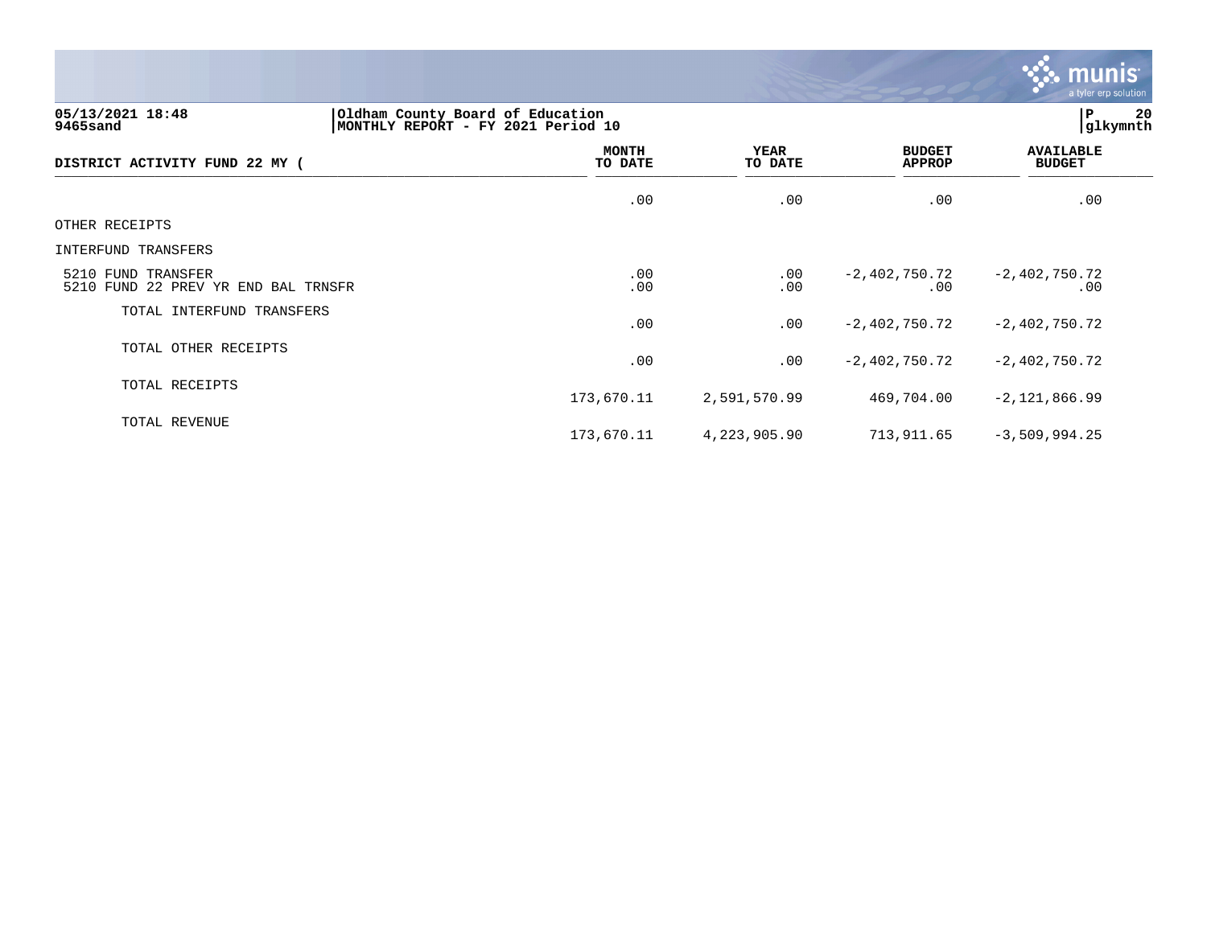**Oldham County Board of Education**
**MONTHLY REPORT - FY 2021 Period 10**

05/13/2021 18:48
9465sand

| DISTRICT ACTIVITY FUND 22 MY ( | MONTH TO DATE | YEAR TO DATE | BUDGET APPROP | AVAILABLE BUDGET |
|---|---|---|---|---|
| | .00 | .00 | .00 | .00 |
| OTHER RECEIPTS | | | | |
| INTERFUND TRANSFERS | | | | |
| 5210 FUND TRANSFER | .00 | .00 | -2,402,750.72 | -2,402,750.72 |
| 5210 FUND 22 PREV YR END BAL TRNSFR | .00 | .00 | .00 | .00 |
| TOTAL INTERFUND TRANSFERS | .00 | .00 | -2,402,750.72 | -2,402,750.72 |
| TOTAL OTHER RECEIPTS | .00 | .00 | -2,402,750.72 | -2,402,750.72 |
| TOTAL RECEIPTS | 173,670.11 | 2,591,570.99 | 469,704.00 | -2,121,866.99 |
| TOTAL REVENUE | 173,670.11 | 4,223,905.90 | 713,911.65 | -3,509,994.25 |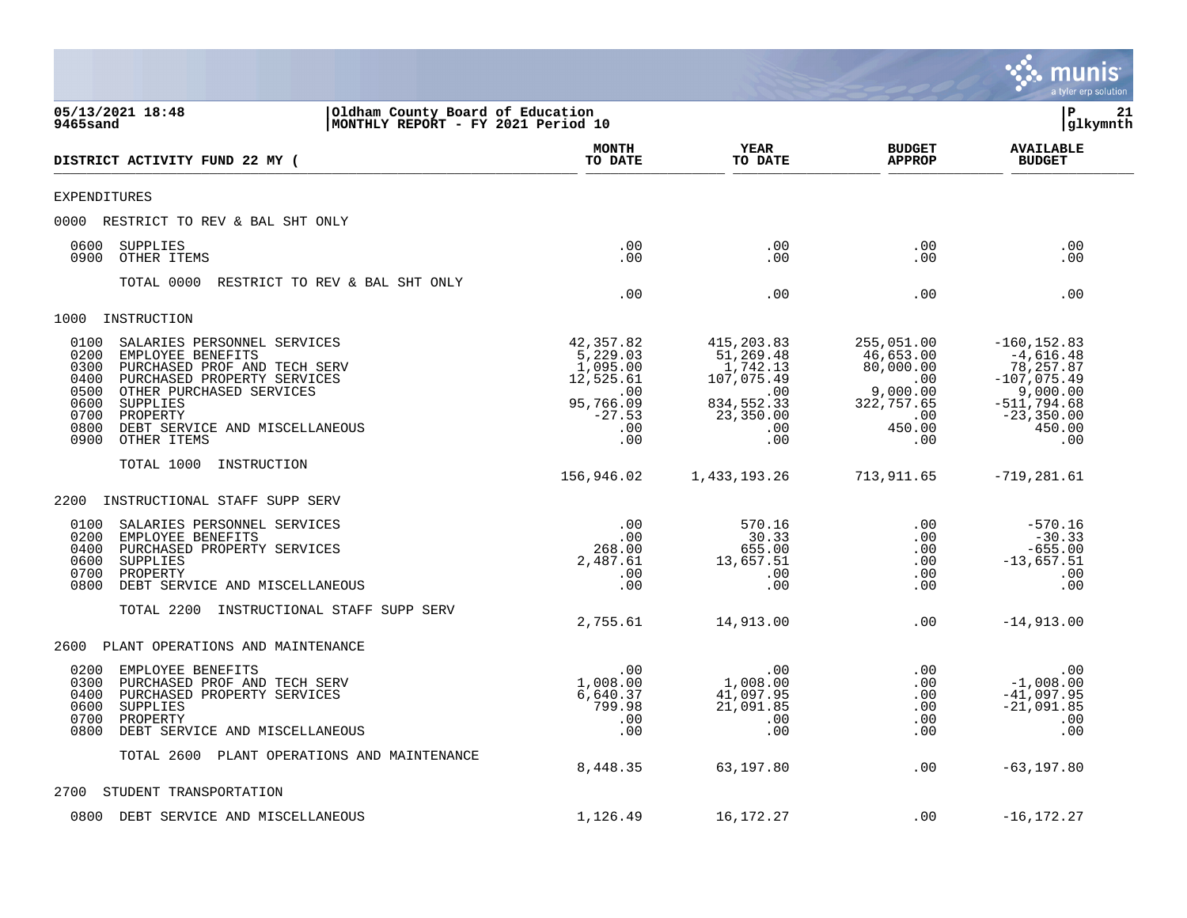**05/13/2021 18:48** | **Oldham County Board of Education**
**9465sand** | **MONTHLY REPORT - FY 2021 Period 10** | **P 21** | **glkymnth**

| DISTRICT ACTIVITY FUND 22 MY ( | MONTH TO DATE | YEAR TO DATE | BUDGET APPROP | AVAILABLE BUDGET |
|---|---|---|---|---|
| **EXPENDITURES** | | | | |
| 0000 RESTRICT TO REV & BAL SHT ONLY | | | | |
| 0600 SUPPLIES | .00 | .00 | .00 | .00 |
| 0900 OTHER ITEMS | .00 | .00 | .00 | .00 |
| TOTAL 0000 RESTRICT TO REV & BAL SHT ONLY | .00 | .00 | .00 | .00 |
| 1000 INSTRUCTION | | | | |
| 0100 SALARIES PERSONNEL SERVICES | 42,357.82 | 415,203.83 | 255,051.00 | -160,152.83 |
| 0200 EMPLOYEE BENEFITS | 5,229.03 | 51,269.48 | 46,653.00 | -4,616.48 |
| 0300 PURCHASED PROF AND TECH SERV | 1,095.00 | 1,742.13 | 80,000.00 | 78,257.87 |
| 0400 PURCHASED PROPERTY SERVICES | 12,525.61 | 107,075.49 | .00 | -107,075.49 |
| 0500 OTHER PURCHASED SERVICES | .00 | .00 | 9,000.00 | 9,000.00 |
| 0600 SUPPLIES | 95,766.09 | 834,552.33 | 322,757.65 | -511,794.68 |
| 0700 PROPERTY | -27.53 | 23,350.00 | .00 | -23,350.00 |
| 0800 DEBT SERVICE AND MISCELLANEOUS | .00 | .00 | 450.00 | 450.00 |
| 0900 OTHER ITEMS | .00 | .00 | .00 | .00 |
| TOTAL 1000 INSTRUCTION | 156,946.02 | 1,433,193.26 | 713,911.65 | -719,281.61 |
| 2200 INSTRUCTIONAL STAFF SUPP SERV | | | | |
| 0100 SALARIES PERSONNEL SERVICES | .00 | 570.16 | .00 | -570.16 |
| 0200 EMPLOYEE BENEFITS | .00 | 30.33 | .00 | -30.33 |
| 0400 PURCHASED PROPERTY SERVICES | 268.00 | 655.00 | .00 | -655.00 |
| 0600 SUPPLIES | 2,487.61 | 13,657.51 | .00 | -13,657.51 |
| 0700 PROPERTY | .00 | .00 | .00 | .00 |
| 0800 DEBT SERVICE AND MISCELLANEOUS | .00 | .00 | .00 | .00 |
| TOTAL 2200 INSTRUCTIONAL STAFF SUPP SERV | 2,755.61 | 14,913.00 | .00 | -14,913.00 |
| 2600 PLANT OPERATIONS AND MAINTENANCE | | | | |
| 0200 EMPLOYEE BENEFITS | .00 | .00 | .00 | .00 |
| 0300 PURCHASED PROF AND TECH SERV | 1,008.00 | 1,008.00 | .00 | -1,008.00 |
| 0400 PURCHASED PROPERTY SERVICES | 6,640.37 | 41,097.95 | .00 | -41,097.95 |
| 0600 SUPPLIES | 799.98 | 21,091.85 | .00 | -21,091.85 |
| 0700 PROPERTY | .00 | .00 | .00 | .00 |
| 0800 DEBT SERVICE AND MISCELLANEOUS | .00 | .00 | .00 | .00 |
| TOTAL 2600 PLANT OPERATIONS AND MAINTENANCE | 8,448.35 | 63,197.80 | .00 | -63,197.80 |
| 2700 STUDENT TRANSPORTATION | | | | |
| 0800 DEBT SERVICE AND MISCELLANEOUS | 1,126.49 | 16,172.27 | .00 | -16,172.27 |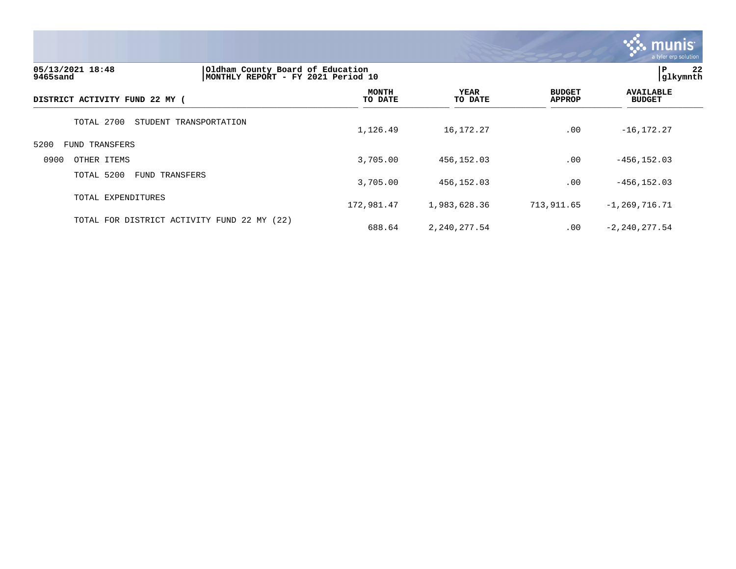| DISTRICT ACTIVITY FUND 22 MY ( | MONTH TO DATE | YEAR TO DATE | BUDGET APPROP | AVAILABLE BUDGET |
|---|---|---|---|---|
| TOTAL 2700 STUDENT TRANSPORTATION | 1,126.49 | 16,172.27 | .00 | -16,172.27 |
| 5200 FUND TRANSFERS | | | | |
| 0900 OTHER ITEMS | 3,705.00 | 456,152.03 | .00 | -456,152.03 |
| TOTAL 5200 FUND TRANSFERS | 3,705.00 | 456,152.03 | .00 | -456,152.03 |
| TOTAL EXPENDITURES | 172,981.47 | 1,983,628.36 | 713,911.65 | -1,269,716.71 |
| TOTAL FOR DISTRICT ACTIVITY FUND 22 MY (22) | 688.64 | 2,240,277.54 | .00 | -2,240,277.54 |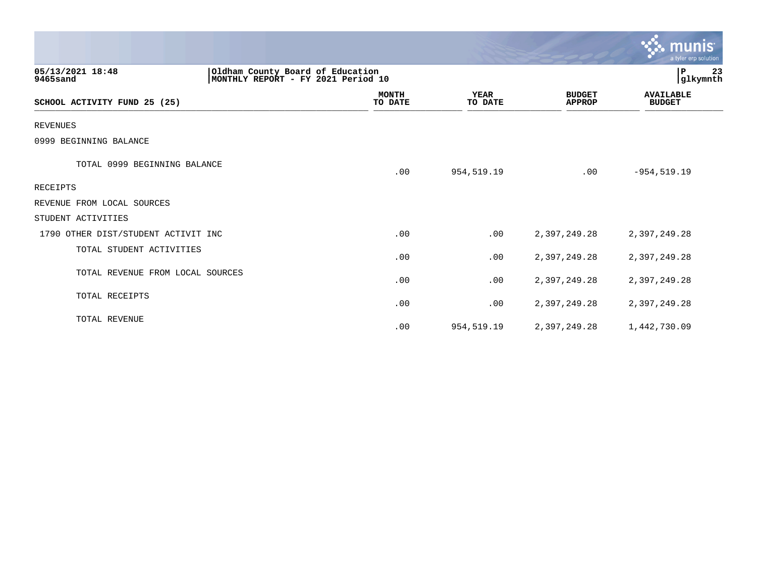05/13/2021 18:48 | Oldham County Board of Education | P 23
9465sand | MONTHLY REPORT - FY 2021 Period 10 | glkymnth

| SCHOOL ACTIVITY FUND 25 (25) | MONTH TO DATE | YEAR TO DATE | BUDGET APPROP | AVAILABLE BUDGET |
|---|---|---|---|---|
| REVENUES | | | | |
| 0999 BEGINNING BALANCE | | | | |
| TOTAL 0999 BEGINNING BALANCE | .00 | 954,519.19 | .00 | -954,519.19 |
| RECEIPTS | | | | |
| REVENUE FROM LOCAL SOURCES | | | | |
| STUDENT ACTIVITIES | | | | |
| 1790 OTHER DIST/STUDENT ACTIVIT INC | .00 | .00 | 2,397,249.28 | 2,397,249.28 |
| TOTAL STUDENT ACTIVITIES | .00 | .00 | 2,397,249.28 | 2,397,249.28 |
| TOTAL REVENUE FROM LOCAL SOURCES | .00 | .00 | 2,397,249.28 | 2,397,249.28 |
| TOTAL RECEIPTS | .00 | .00 | 2,397,249.28 | 2,397,249.28 |
| TOTAL REVENUE | .00 | 954,519.19 | 2,397,249.28 | 1,442,730.09 |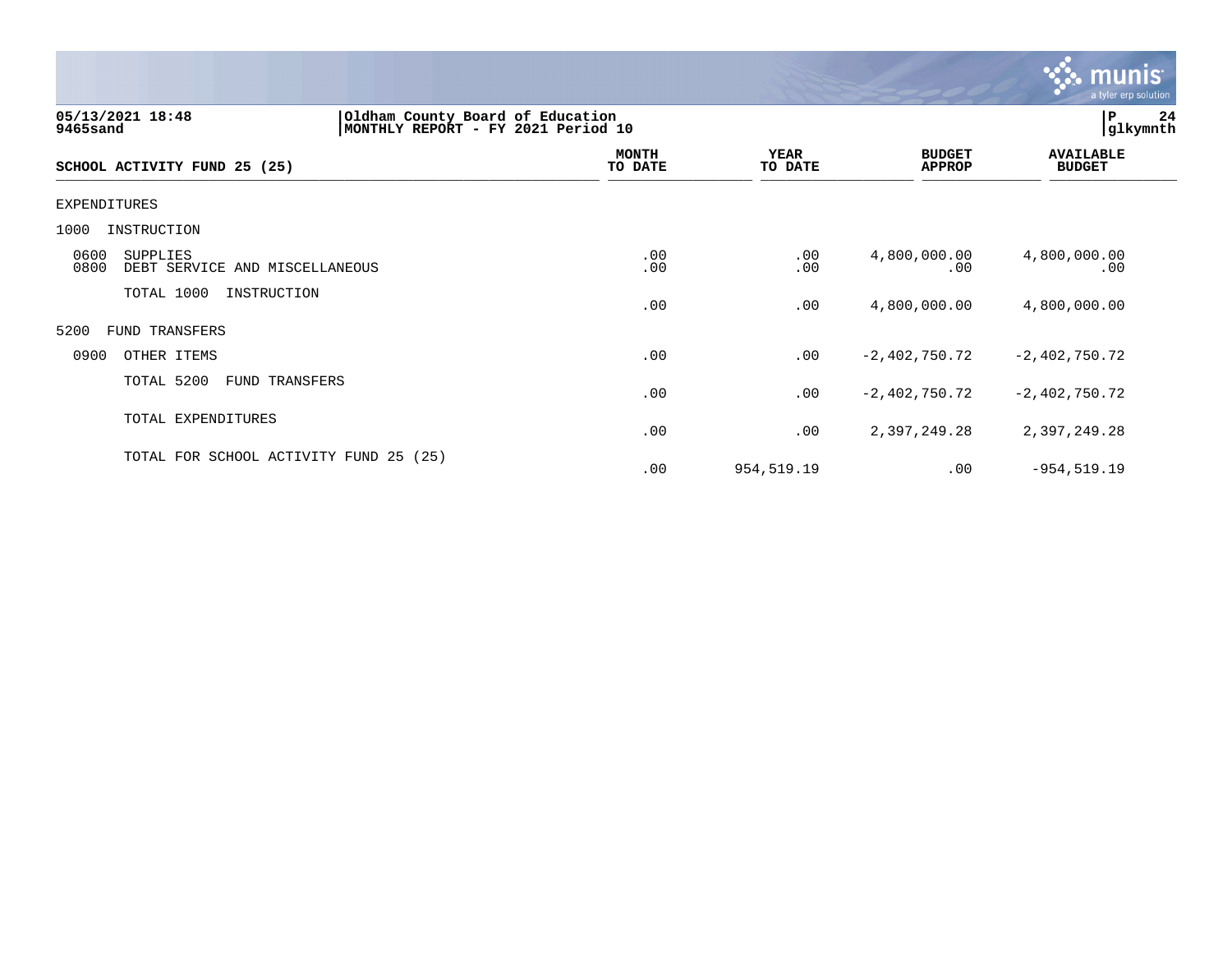05/13/2021 18:48 | Oldham County Board of Education
9465sand | MONTHLY REPORT - FY 2021 Period 10

glkymnth

| SCHOOL ACTIVITY FUND 25 (25) | MONTH TO DATE | YEAR TO DATE | BUDGET APPROP | AVAILABLE BUDGET |
|---|---|---|---|---|
| EXPENDITURES | | | | |
| 1000 INSTRUCTION | | | | |
| 0600 SUPPLIES | .00 | .00 | 4,800,000.00 | 4,800,000.00 |
| 0800 DEBT SERVICE AND MISCELLANEOUS | .00 | .00 | .00 | .00 |
| TOTAL 1000 INSTRUCTION | .00 | .00 | 4,800,000.00 | 4,800,000.00 |
| 5200 FUND TRANSFERS | | | | |
| 0900 OTHER ITEMS | .00 | .00 | -2,402,750.72 | -2,402,750.72 |
| TOTAL 5200 FUND TRANSFERS | .00 | .00 | -2,402,750.72 | -2,402,750.72 |
| TOTAL EXPENDITURES | .00 | .00 | 2,397,249.28 | 2,397,249.28 |
| TOTAL FOR SCHOOL ACTIVITY FUND 25 (25) | .00 | 954,519.19 | .00 | -954,519.19 |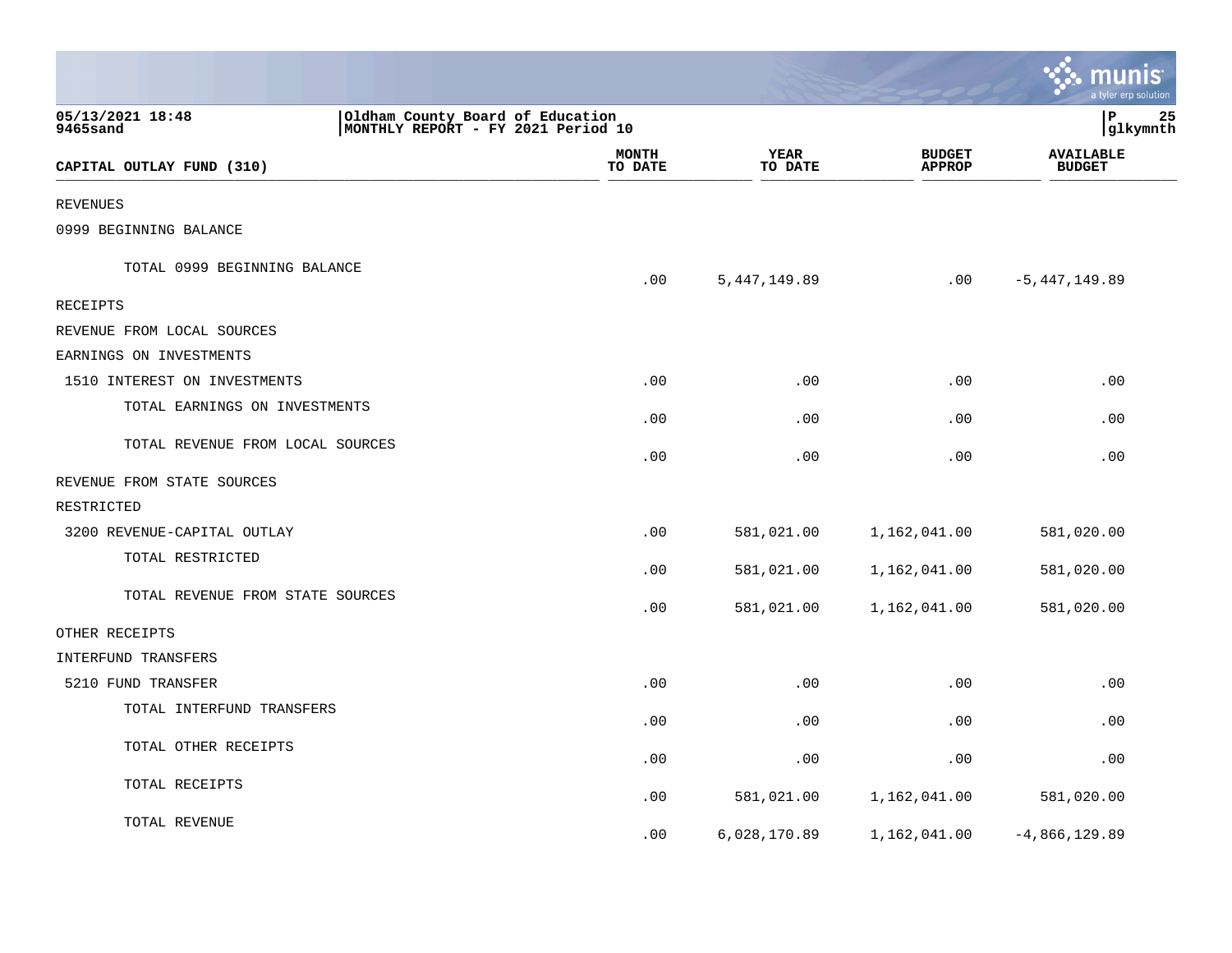05/13/2021 18:48
9465sand

Oldham County Board of Education
MONTHLY REPORT - FY 2021 Period 10

| CAPITAL OUTLAY FUND (310) | MONTH TO DATE | YEAR TO DATE | BUDGET APPROP | AVAILABLE BUDGET |
|---|---|---|---|---|
| REVENUES | | | | |
| 0999 BEGINNING BALANCE | | | | |
| TOTAL 0999 BEGINNING BALANCE | .00 | 5,447,149.89 | .00 | -5,447,149.89 |
| RECEIPTS | | | | |
| REVENUE FROM LOCAL SOURCES | | | | |
| EARNINGS ON INVESTMENTS | | | | |
| 1510 INTEREST ON INVESTMENTS | .00 | .00 | .00 | .00 |
| TOTAL EARNINGS ON INVESTMENTS | .00 | .00 | .00 | .00 |
| TOTAL REVENUE FROM LOCAL SOURCES | .00 | .00 | .00 | .00 |
| REVENUE FROM STATE SOURCES | | | | |
| RESTRICTED | | | | |
| 3200 REVENUE-CAPITAL OUTLAY | .00 | 581,021.00 | 1,162,041.00 | 581,020.00 |
| TOTAL RESTRICTED | .00 | 581,021.00 | 1,162,041.00 | 581,020.00 |
| TOTAL REVENUE FROM STATE SOURCES | .00 | 581,021.00 | 1,162,041.00 | 581,020.00 |
| OTHER RECEIPTS | | | | |
| INTERFUND TRANSFERS | | | | |
| 5210 FUND TRANSFER | .00 | .00 | .00 | .00 |
| TOTAL INTERFUND TRANSFERS | .00 | .00 | .00 | .00 |
| TOTAL OTHER RECEIPTS | .00 | .00 | .00 | .00 |
| TOTAL RECEIPTS | .00 | 581,021.00 | 1,162,041.00 | 581,020.00 |
| TOTAL REVENUE | .00 | 6,028,170.89 | 1,162,041.00 | -4,866,129.89 |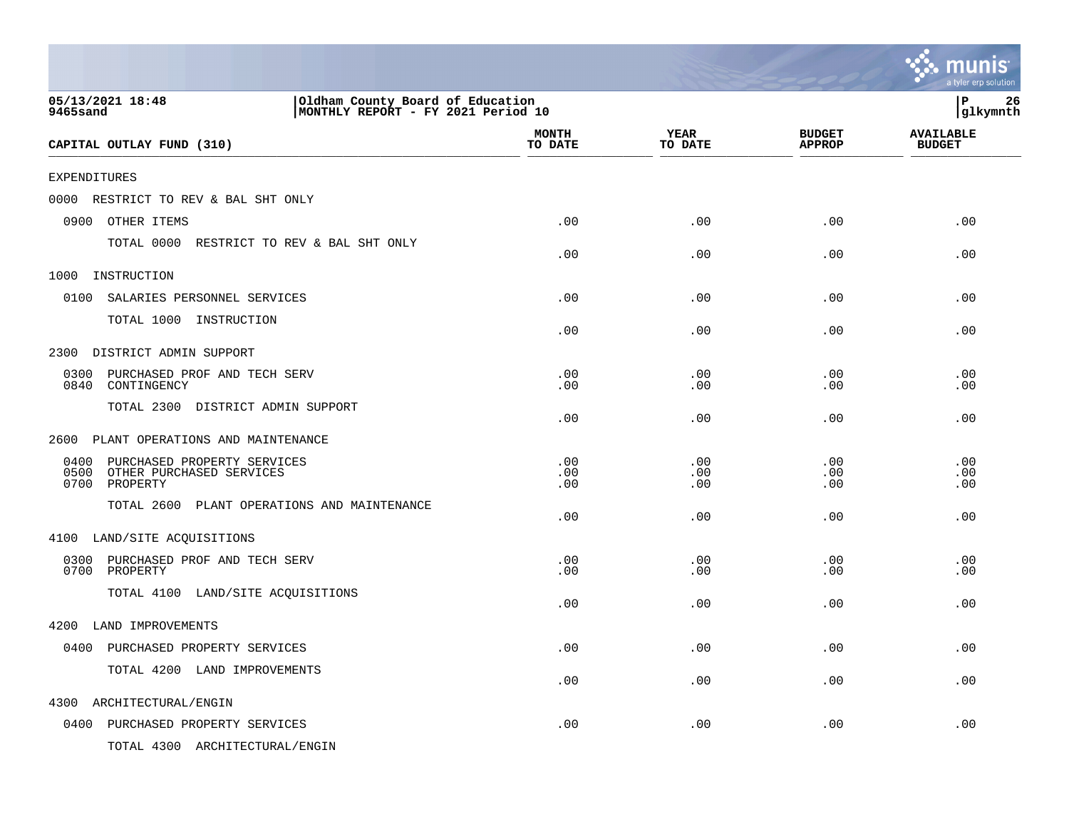05/13/2021 18:48 | Oldham County Board of Education
9465sand | MONTHLY REPORT - FY 2021 Period 10

| CAPITAL OUTLAY FUND (310) | MONTH TO DATE | YEAR TO DATE | BUDGET APPROP | AVAILABLE BUDGET |
|---|---|---|---|---|
| EXPENDITURES | | | | |
| 0000 RESTRICT TO REV & BAL SHT ONLY | | | | |
| 0900 OTHER ITEMS | .00 | .00 | .00 | .00 |
| TOTAL 0000 RESTRICT TO REV & BAL SHT ONLY | .00 | .00 | .00 | .00 |
| 1000 INSTRUCTION | | | | |
| 0100 SALARIES PERSONNEL SERVICES | .00 | .00 | .00 | .00 |
| TOTAL 1000 INSTRUCTION | .00 | .00 | .00 | .00 |
| 2300 DISTRICT ADMIN SUPPORT | | | | |
| 0300 PURCHASED PROF AND TECH SERV | .00 | .00 | .00 | .00 |
| 0840 CONTINGENCY | .00 | .00 | .00 | .00 |
| TOTAL 2300 DISTRICT ADMIN SUPPORT | .00 | .00 | .00 | .00 |
| 2600 PLANT OPERATIONS AND MAINTENANCE | | | | |
| 0400 PURCHASED PROPERTY SERVICES | .00 | .00 | .00 | .00 |
| 0500 OTHER PURCHASED SERVICES | .00 | .00 | .00 | .00 |
| 0700 PROPERTY | .00 | .00 | .00 | .00 |
| TOTAL 2600 PLANT OPERATIONS AND MAINTENANCE | .00 | .00 | .00 | .00 |
| 4100 LAND/SITE ACQUISITIONS | | | | |
| 0300 PURCHASED PROF AND TECH SERV | .00 | .00 | .00 | .00 |
| 0700 PROPERTY | .00 | .00 | .00 | .00 |
| TOTAL 4100 LAND/SITE ACQUISITIONS | .00 | .00 | .00 | .00 |
| 4200 LAND IMPROVEMENTS | | | | |
| 0400 PURCHASED PROPERTY SERVICES | .00 | .00 | .00 | .00 |
| TOTAL 4200 LAND IMPROVEMENTS | .00 | .00 | .00 | .00 |
| 4300 ARCHITECTURAL/ENGIN | | | | |
| 0400 PURCHASED PROPERTY SERVICES | .00 | .00 | .00 | .00 |
| TOTAL 4300 ARCHITECTURAL/ENGIN | | | | |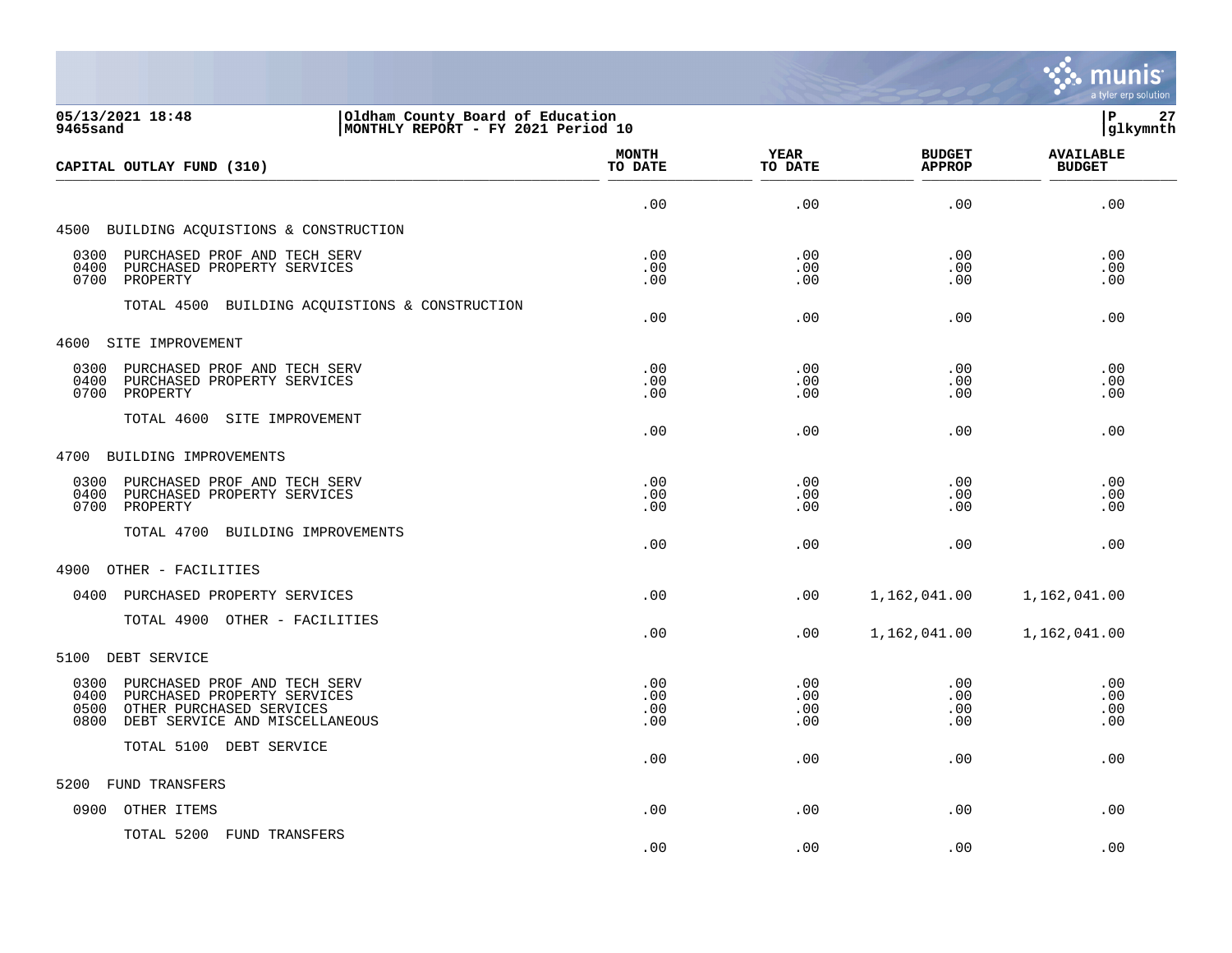**05/13/2021 18:48**
**9465sand**

**Oldham County Board of Education**
**MONTHLY REPORT - FY 2021 Period 10**

**P 27**
**glkymnth**

| CAPITAL OUTLAY FUND (310) | MONTH TO DATE | YEAR TO DATE | BUDGET APPROP | AVAILABLE BUDGET |
|---|---|---|---|---|
| | .00 | .00 | .00 | .00 |
| **4500 BUILDING ACQUISTIONS & CONSTRUCTION** | | | | |
| 0300 PURCHASED PROF AND TECH SERV | .00 | .00 | .00 | .00 |
| 0400 PURCHASED PROPERTY SERVICES | .00 | .00 | .00 | .00 |
| 0700 PROPERTY | .00 | .00 | .00 | .00 |
| TOTAL 4500 BUILDING ACQUISTIONS & CONSTRUCTION | .00 | .00 | .00 | .00 |
| **4600 SITE IMPROVEMENT** | | | | |
| 0300 PURCHASED PROF AND TECH SERV | .00 | .00 | .00 | .00 |
| 0400 PURCHASED PROPERTY SERVICES | .00 | .00 | .00 | .00 |
| 0700 PROPERTY | .00 | .00 | .00 | .00 |
| TOTAL 4600 SITE IMPROVEMENT | .00 | .00 | .00 | .00 |
| **4700 BUILDING IMPROVEMENTS** | | | | |
| 0300 PURCHASED PROF AND TECH SERV | .00 | .00 | .00 | .00 |
| 0400 PURCHASED PROPERTY SERVICES | .00 | .00 | .00 | .00 |
| 0700 PROPERTY | .00 | .00 | .00 | .00 |
| TOTAL 4700 BUILDING IMPROVEMENTS | .00 | .00 | .00 | .00 |
| **4900 OTHER - FACILITIES** | | | | |
| 0400 PURCHASED PROPERTY SERVICES | .00 | .00 | 1,162,041.00 | 1,162,041.00 |
| TOTAL 4900 OTHER - FACILITIES | .00 | .00 | 1,162,041.00 | 1,162,041.00 |
| **5100 DEBT SERVICE** | | | | |
| 0300 PURCHASED PROF AND TECH SERV | .00 | .00 | .00 | .00 |
| 0400 PURCHASED PROPERTY SERVICES | .00 | .00 | .00 | .00 |
| 0500 OTHER PURCHASED SERVICES | .00 | .00 | .00 | .00 |
| 0800 DEBT SERVICE AND MISCELLANEOUS | .00 | .00 | .00 | .00 |
| TOTAL 5100 DEBT SERVICE | .00 | .00 | .00 | .00 |
| **5200 FUND TRANSFERS** | | | | |
| 0900 OTHER ITEMS | .00 | .00 | .00 | .00 |
| TOTAL 5200 FUND TRANSFERS | .00 | .00 | .00 | .00 |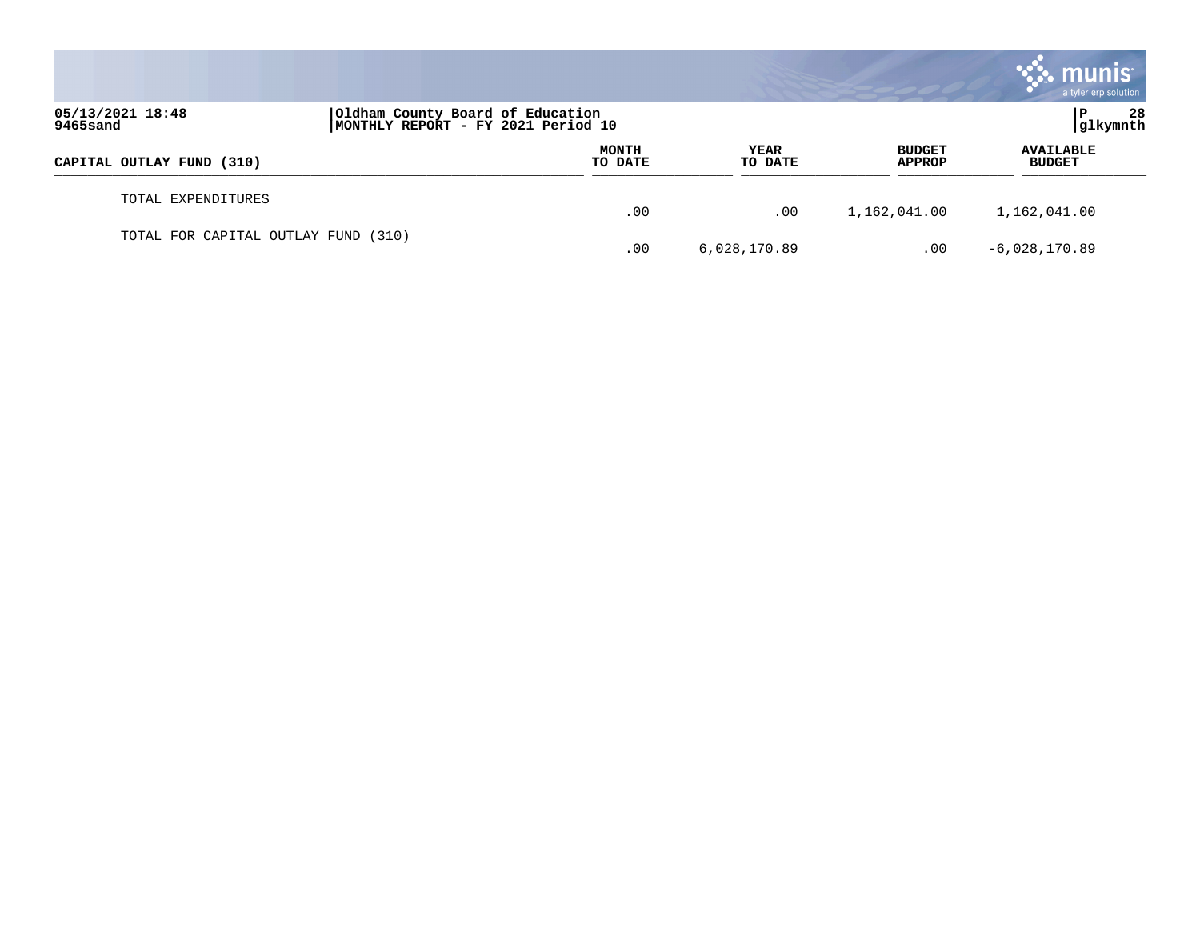| CAPITAL OUTLAY FUND (310) | MONTH TO DATE | YEAR TO DATE | BUDGET APPROP | AVAILABLE BUDGET |
|---|---|---|---|---|
| TOTAL EXPENDITURES | .00 | .00 | 1,162,041.00 | 1,162,041.00 |
| TOTAL FOR CAPITAL OUTLAY FUND (310) | .00 | 6,028,170.89 | .00 | -6,028,170.89 |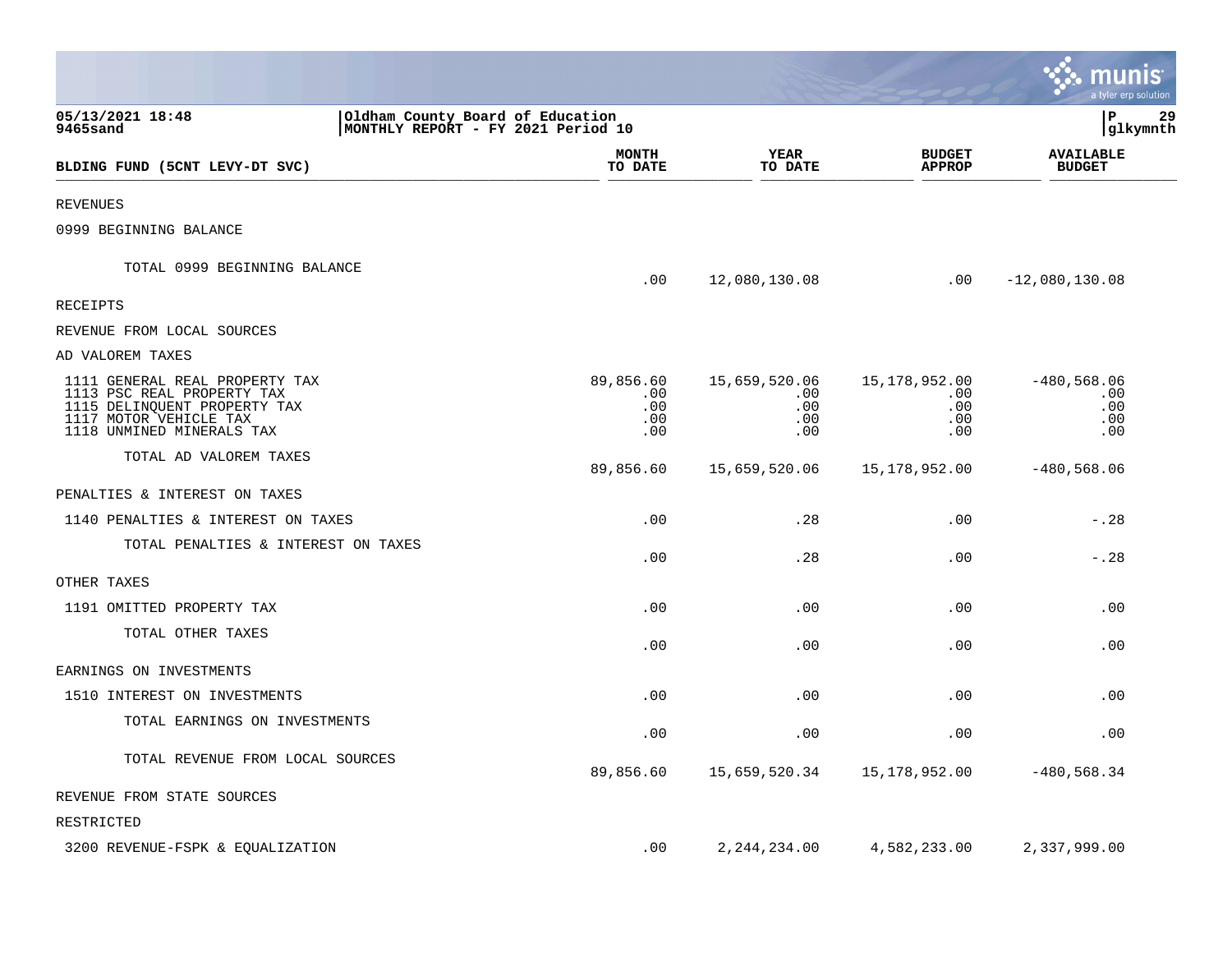05/13/2021 18:48
9465sand

Oldham County Board of Education
MONTHLY REPORT - FY 2021 Period 10

glkymnth

| BLDING FUND (5CNT LEVY-DT SVC) | MONTH TO DATE | YEAR TO DATE | BUDGET APPROP | AVAILABLE BUDGET |
|---|---|---|---|---|
| REVENUES | | | | |
| 0999 BEGINNING BALANCE | | | | |
| TOTAL 0999 BEGINNING BALANCE | .00 | 12,080,130.08 | .00 | -12,080,130.08 |
| RECEIPTS | | | | |
| REVENUE FROM LOCAL SOURCES | | | | |
| AD VALOREM TAXES | | | | |
| 1111 GENERAL REAL PROPERTY TAX | 89,856.60 | 15,659,520.06 | 15,178,952.00 | -480,568.06 |
| 1113 PSC REAL PROPERTY TAX | .00 | .00 | .00 | .00 |
| 1115 DELINQUENT PROPERTY TAX | .00 | .00 | .00 | .00 |
| 1117 MOTOR VEHICLE TAX | .00 | .00 | .00 | .00 |
| 1118 UNMINED MINERALS TAX | .00 | .00 | .00 | .00 |
| TOTAL AD VALOREM TAXES | 89,856.60 | 15,659,520.06 | 15,178,952.00 | -480,568.06 |
| PENALTIES & INTEREST ON TAXES | | | | |
| 1140 PENALTIES & INTEREST ON TAXES | .00 | .28 | .00 | -.28 |
| TOTAL PENALTIES & INTEREST ON TAXES | .00 | .28 | .00 | -.28 |
| OTHER TAXES | | | | |
| 1191 OMITTED PROPERTY TAX | .00 | .00 | .00 | .00 |
| TOTAL OTHER TAXES | .00 | .00 | .00 | .00 |
| EARNINGS ON INVESTMENTS | | | | |
| 1510 INTEREST ON INVESTMENTS | .00 | .00 | .00 | .00 |
| TOTAL EARNINGS ON INVESTMENTS | .00 | .00 | .00 | .00 |
| TOTAL REVENUE FROM LOCAL SOURCES | 89,856.60 | 15,659,520.34 | 15,178,952.00 | -480,568.34 |
| REVENUE FROM STATE SOURCES | | | | |
| RESTRICTED | | | | |
| 3200 REVENUE-FSPK & EQUALIZATION | .00 | 2,244,234.00 | 4,582,233.00 | 2,337,999.00 |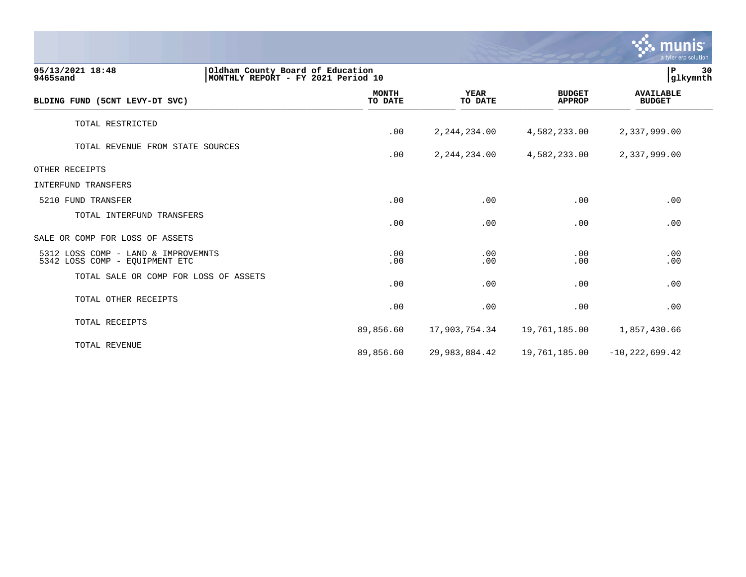05/13/2021 18:48 | Oldham County Board of Education
9465sand | MONTHLY REPORT - FY 2021 Period 10

| BLDING FUND (5CNT LEVY-DT SVC) | MONTH TO DATE | YEAR TO DATE | BUDGET APPROP | AVAILABLE BUDGET |
|---|---|---|---|---|
| TOTAL RESTRICTED | .00 | 2,244,234.00 | 4,582,233.00 | 2,337,999.00 |
| TOTAL REVENUE FROM STATE SOURCES | .00 | 2,244,234.00 | 4,582,233.00 | 2,337,999.00 |
| OTHER RECEIPTS | | | | |
| INTERFUND TRANSFERS | | | | |
| 5210 FUND TRANSFER | .00 | .00 | .00 | .00 |
| TOTAL INTERFUND TRANSFERS | .00 | .00 | .00 | .00 |
| SALE OR COMP FOR LOSS OF ASSETS | | | | |
| 5312 LOSS COMP - LAND & IMPROVEMNTS | .00 | .00 | .00 | .00 |
| 5342 LOSS COMP - EQUIPMENT ETC | .00 | .00 | .00 | .00 |
| TOTAL SALE OR COMP FOR LOSS OF ASSETS | .00 | .00 | .00 | .00 |
| TOTAL OTHER RECEIPTS | .00 | .00 | .00 | .00 |
| TOTAL RECEIPTS | 89,856.60 | 17,903,754.34 | 19,761,185.00 | 1,857,430.66 |
| TOTAL REVENUE | 89,856.60 | 29,983,884.42 | 19,761,185.00 | -10,222,699.42 |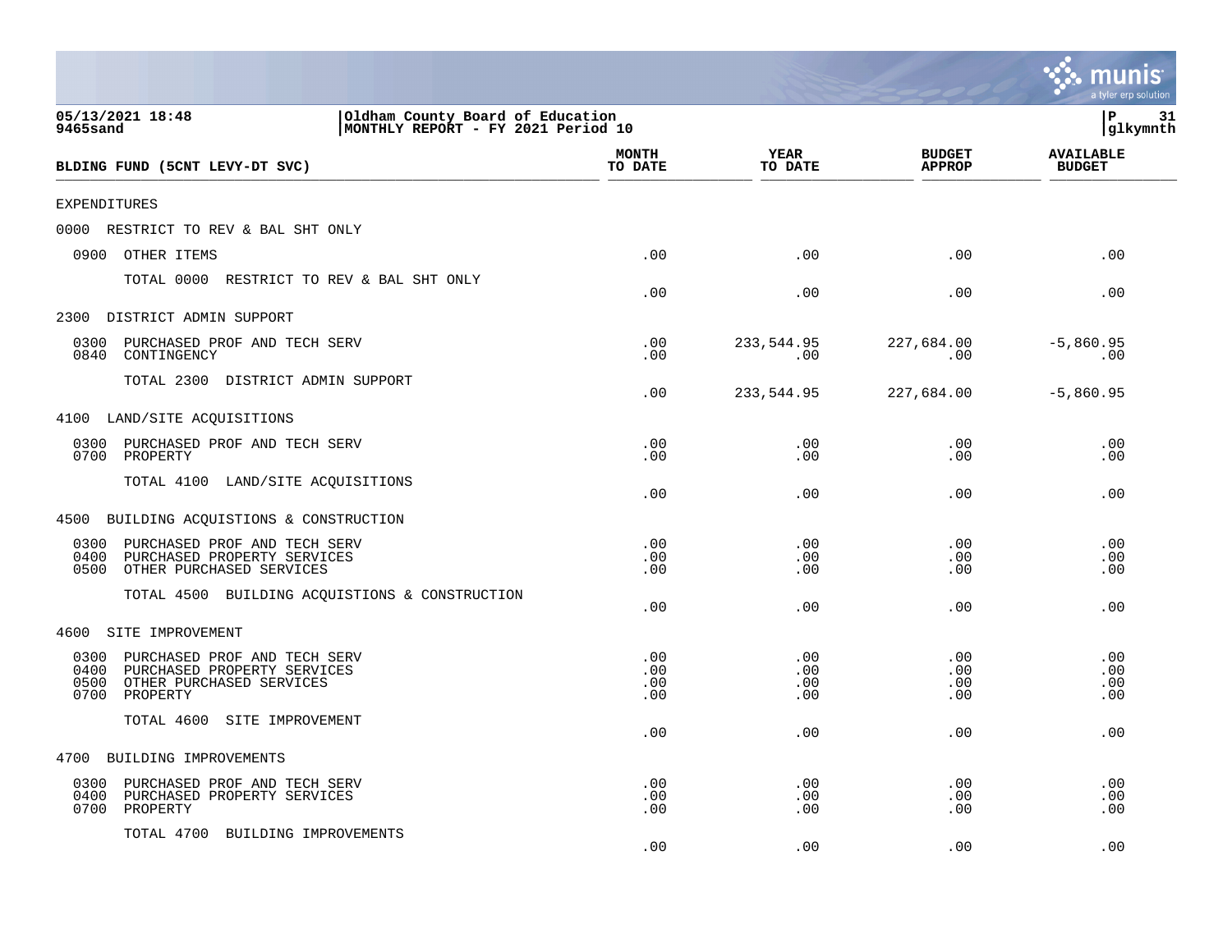05/13/2021 18:48
9465sand

Oldham County Board of Education
MONTHLY REPORT - FY 2021 Period 10

P 31
glkymnth

| BLDING FUND (5CNT LEVY-DT SVC) | MONTH TO DATE | YEAR TO DATE | BUDGET APPROP | AVAILABLE BUDGET |
|---|---|---|---|---|
| EXPENDITURES | | | | |
| 0000 RESTRICT TO REV & BAL SHT ONLY | | | | |
| 0900 OTHER ITEMS | .00 | .00 | .00 | .00 |
| TOTAL 0000 RESTRICT TO REV & BAL SHT ONLY | .00 | .00 | .00 | .00 |
| 2300 DISTRICT ADMIN SUPPORT | | | | |
| 0300 PURCHASED PROF AND TECH SERV | .00 | 233,544.95 | 227,684.00 | -5,860.95 |
| 0840 CONTINGENCY | .00 | .00 | .00 | .00 |
| TOTAL 2300 DISTRICT ADMIN SUPPORT | .00 | 233,544.95 | 227,684.00 | -5,860.95 |
| 4100 LAND/SITE ACQUISITIONS | | | | |
| 0300 PURCHASED PROF AND TECH SERV | .00 | .00 | .00 | .00 |
| 0700 PROPERTY | .00 | .00 | .00 | .00 |
| TOTAL 4100 LAND/SITE ACQUISITIONS | .00 | .00 | .00 | .00 |
| 4500 BUILDING ACQUISTIONS & CONSTRUCTION | | | | |
| 0300 PURCHASED PROF AND TECH SERV | .00 | .00 | .00 | .00 |
| 0400 PURCHASED PROPERTY SERVICES | .00 | .00 | .00 | .00 |
| 0500 OTHER PURCHASED SERVICES | .00 | .00 | .00 | .00 |
| TOTAL 4500 BUILDING ACQUISTIONS & CONSTRUCTION | .00 | .00 | .00 | .00 |
| 4600 SITE IMPROVEMENT | | | | |
| 0300 PURCHASED PROF AND TECH SERV | .00 | .00 | .00 | .00 |
| 0400 PURCHASED PROPERTY SERVICES | .00 | .00 | .00 | .00 |
| 0500 OTHER PURCHASED SERVICES | .00 | .00 | .00 | .00 |
| 0700 PROPERTY | .00 | .00 | .00 | .00 |
| TOTAL 4600 SITE IMPROVEMENT | .00 | .00 | .00 | .00 |
| 4700 BUILDING IMPROVEMENTS | | | | |
| 0300 PURCHASED PROF AND TECH SERV | .00 | .00 | .00 | .00 |
| 0400 PURCHASED PROPERTY SERVICES | .00 | .00 | .00 | .00 |
| 0700 PROPERTY | .00 | .00 | .00 | .00 |
| TOTAL 4700 BUILDING IMPROVEMENTS | .00 | .00 | .00 | .00 |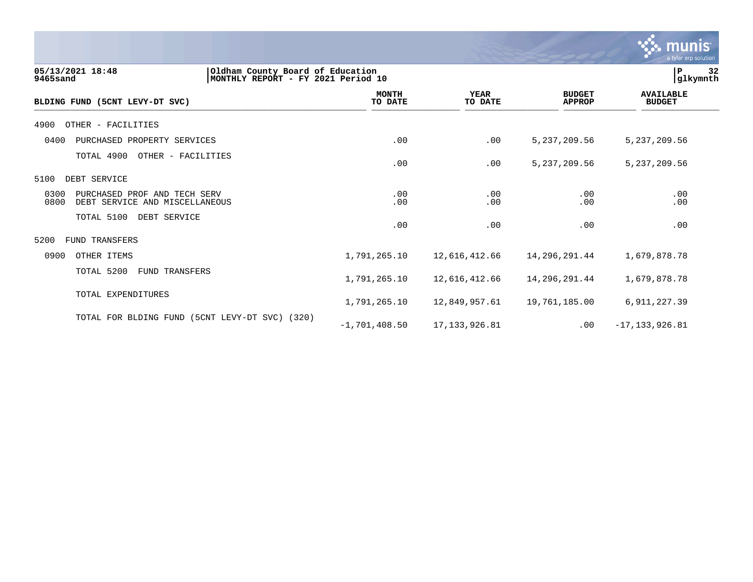05/13/2021 18:48
9465sand

Oldham County Board of Education
MONTHLY REPORT - FY 2021 Period 10

P 32
glkymnth

| BLDING FUND (5CNT LEVY-DT SVC) | MONTH TO DATE | YEAR TO DATE | BUDGET APPROP | AVAILABLE BUDGET |
|---|---|---|---|---|
| 4900 OTHER - FACILITIES | | | | |
| 0400 PURCHASED PROPERTY SERVICES | .00 | .00 | 5,237,209.56 | 5,237,209.56 |
| TOTAL 4900 OTHER - FACILITIES | .00 | .00 | 5,237,209.56 | 5,237,209.56 |
| 5100 DEBT SERVICE | | | | |
| 0300 PURCHASED PROF AND TECH SERV | .00 | .00 | .00 | .00 |
| 0800 DEBT SERVICE AND MISCELLANEOUS | .00 | .00 | .00 | .00 |
| TOTAL 5100 DEBT SERVICE | .00 | .00 | .00 | .00 |
| 5200 FUND TRANSFERS | | | | |
| 0900 OTHER ITEMS | 1,791,265.10 | 12,616,412.66 | 14,296,291.44 | 1,679,878.78 |
| TOTAL 5200 FUND TRANSFERS | 1,791,265.10 | 12,616,412.66 | 14,296,291.44 | 1,679,878.78 |
| TOTAL EXPENDITURES | 1,791,265.10 | 12,849,957.61 | 19,761,185.00 | 6,911,227.39 |
| TOTAL FOR BLDING FUND (5CNT LEVY-DT SVC) (320) | -1,701,408.50 | 17,133,926.81 | .00 | -17,133,926.81 |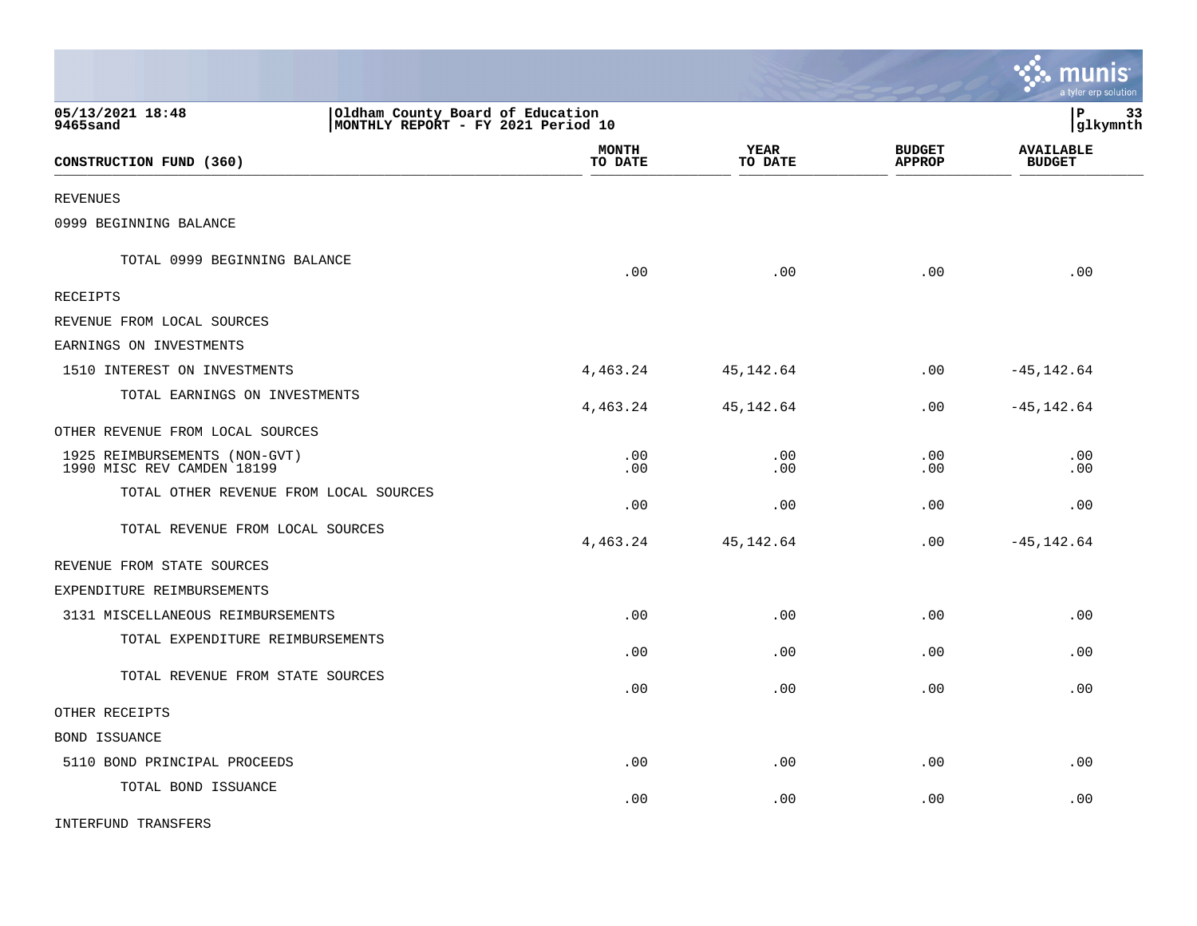05/13/2021 18:48
9465sand

Oldham County Board of Education
MONTHLY REPORT - FY 2021 Period 10

P 33
glkymnth

| CONSTRUCTION FUND (360) | MONTH TO DATE | YEAR TO DATE | BUDGET APPROP | AVAILABLE BUDGET |
|---|---|---|---|---|
| REVENUES | | | | |
| 0999 BEGINNING BALANCE | | | | |
| TOTAL 0999 BEGINNING BALANCE | .00 | .00 | .00 | .00 |
| RECEIPTS | | | | |
| REVENUE FROM LOCAL SOURCES | | | | |
| EARNINGS ON INVESTMENTS | | | | |
| 1510 INTEREST ON INVESTMENTS | 4,463.24 | 45,142.64 | .00 | -45,142.64 |
| TOTAL EARNINGS ON INVESTMENTS | 4,463.24 | 45,142.64 | .00 | -45,142.64 |
| OTHER REVENUE FROM LOCAL SOURCES | | | | |
| 1925 REIMBURSEMENTS (NON-GVT) | .00 | .00 | .00 | .00 |
| 1990 MISC REV CAMDEN 18199 | .00 | .00 | .00 | .00 |
| TOTAL OTHER REVENUE FROM LOCAL SOURCES | .00 | .00 | .00 | .00 |
| TOTAL REVENUE FROM LOCAL SOURCES | 4,463.24 | 45,142.64 | .00 | -45,142.64 |
| REVENUE FROM STATE SOURCES | | | | |
| EXPENDITURE REIMBURSEMENTS | | | | |
| 3131 MISCELLANEOUS REIMBURSEMENTS | .00 | .00 | .00 | .00 |
| TOTAL EXPENDITURE REIMBURSEMENTS | .00 | .00 | .00 | .00 |
| TOTAL REVENUE FROM STATE SOURCES | .00 | .00 | .00 | .00 |
| OTHER RECEIPTS | | | | |
| BOND ISSUANCE | | | | |
| 5110 BOND PRINCIPAL PROCEEDS | .00 | .00 | .00 | .00 |
| TOTAL BOND ISSUANCE | .00 | .00 | .00 | .00 |
| INTERFUND TRANSFERS | | | | |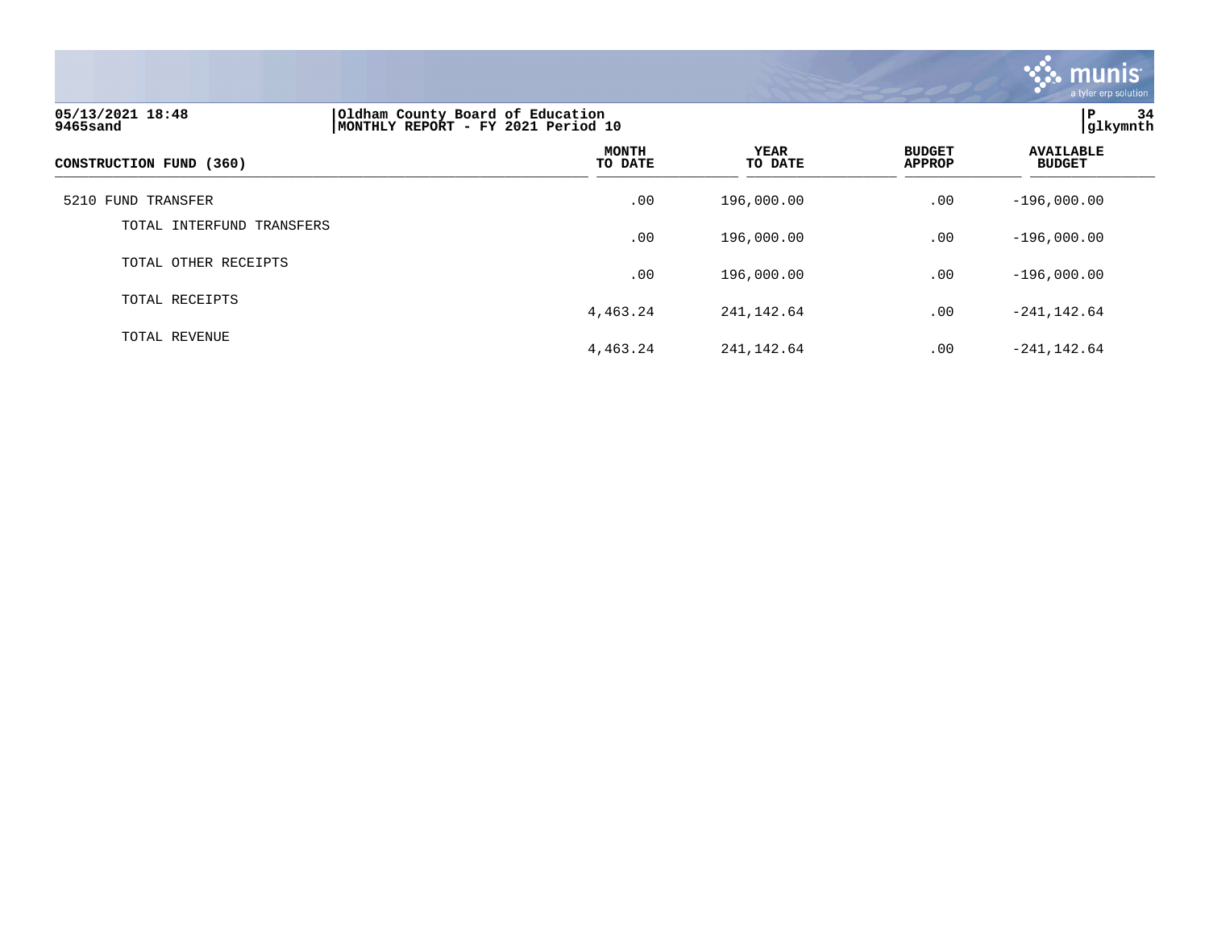05/13/2021 18:48
9465sand

Oldham County Board of Education
MONTHLY REPORT - FY 2021 Period 10

| CONSTRUCTION FUND (360) | MONTH TO DATE | YEAR TO DATE | BUDGET APPROP | AVAILABLE BUDGET |
|---|---|---|---|---|
| 5210 FUND TRANSFER | .00 | 196,000.00 | .00 | -196,000.00 |
| TOTAL INTERFUND TRANSFERS | .00 | 196,000.00 | .00 | -196,000.00 |
| TOTAL OTHER RECEIPTS | .00 | 196,000.00 | .00 | -196,000.00 |
| TOTAL RECEIPTS | 4,463.24 | 241,142.64 | .00 | -241,142.64 |
| TOTAL REVENUE | 4,463.24 | 241,142.64 | .00 | -241,142.64 |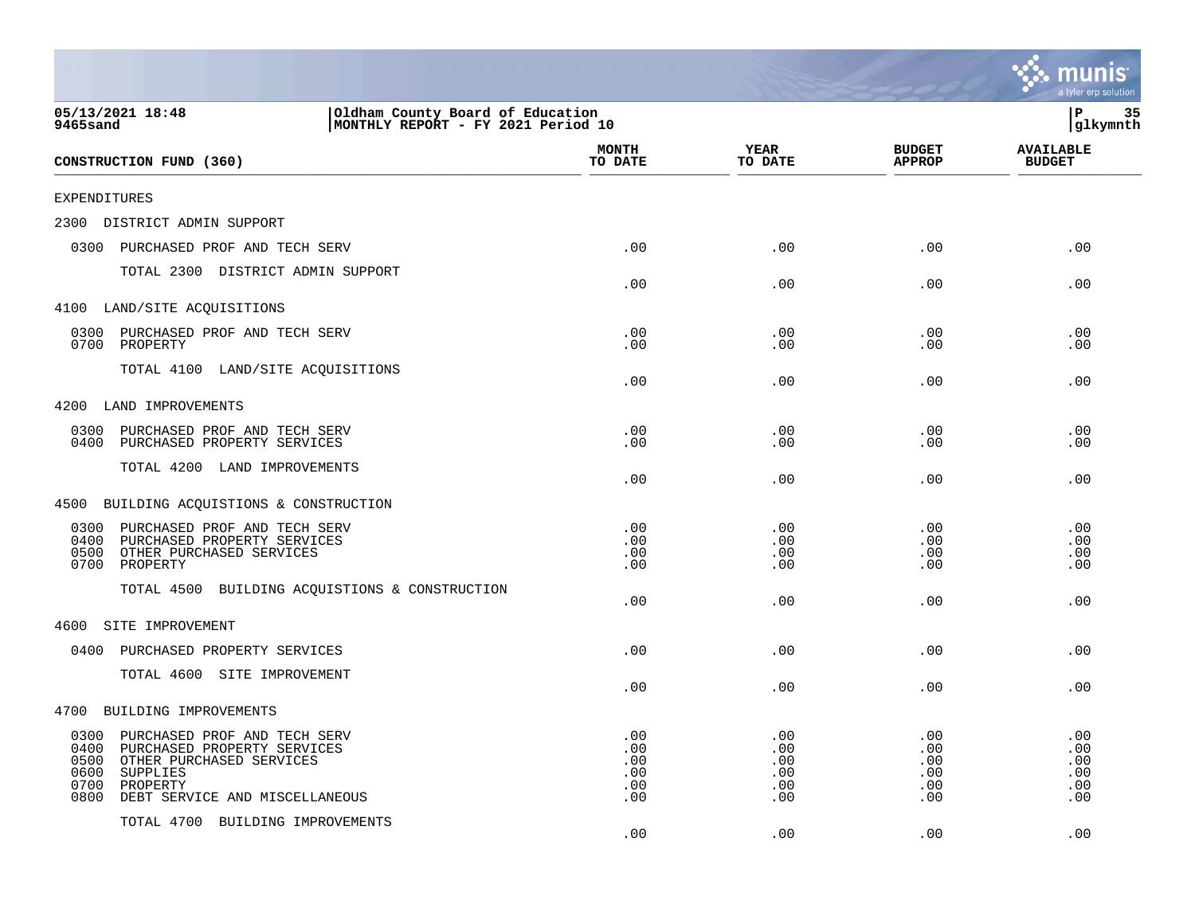05/13/2021 18:48 | Oldham County Board of Education
9465sand | MONTHLY REPORT - FY 2021 Period 10

| CONSTRUCTION FUND (360) | MONTH TO DATE | YEAR TO DATE | BUDGET APPROP | AVAILABLE BUDGET |
|---|---|---|---|---|
| EXPENDITURES | | | | |
| 2300 DISTRICT ADMIN SUPPORT | | | | |
| 0300 PURCHASED PROF AND TECH SERV | .00 | .00 | .00 | .00 |
| TOTAL 2300 DISTRICT ADMIN SUPPORT | .00 | .00 | .00 | .00 |
| 4100 LAND/SITE ACQUISITIONS | | | | |
| 0300 PURCHASED PROF AND TECH SERV | .00 | .00 | .00 | .00 |
| 0700 PROPERTY | .00 | .00 | .00 | .00 |
| TOTAL 4100 LAND/SITE ACQUISITIONS | .00 | .00 | .00 | .00 |
| 4200 LAND IMPROVEMENTS | | | | |
| 0300 PURCHASED PROF AND TECH SERV | .00 | .00 | .00 | .00 |
| 0400 PURCHASED PROPERTY SERVICES | .00 | .00 | .00 | .00 |
| TOTAL 4200 LAND IMPROVEMENTS | .00 | .00 | .00 | .00 |
| 4500 BUILDING ACQUISTIONS & CONSTRUCTION | | | | |
| 0300 PURCHASED PROF AND TECH SERV | .00 | .00 | .00 | .00 |
| 0400 PURCHASED PROPERTY SERVICES | .00 | .00 | .00 | .00 |
| 0500 OTHER PURCHASED SERVICES | .00 | .00 | .00 | .00 |
| 0700 PROPERTY | .00 | .00 | .00 | .00 |
| TOTAL 4500 BUILDING ACQUISTIONS & CONSTRUCTION | .00 | .00 | .00 | .00 |
| 4600 SITE IMPROVEMENT | | | | |
| 0400 PURCHASED PROPERTY SERVICES | .00 | .00 | .00 | .00 |
| TOTAL 4600 SITE IMPROVEMENT | .00 | .00 | .00 | .00 |
| 4700 BUILDING IMPROVEMENTS | | | | |
| 0300 PURCHASED PROF AND TECH SERV | .00 | .00 | .00 | .00 |
| 0400 PURCHASED PROPERTY SERVICES | .00 | .00 | .00 | .00 |
| 0500 OTHER PURCHASED SERVICES | .00 | .00 | .00 | .00 |
| 0600 SUPPLIES | .00 | .00 | .00 | .00 |
| 0700 PROPERTY | .00 | .00 | .00 | .00 |
| 0800 DEBT SERVICE AND MISCELLANEOUS | .00 | .00 | .00 | .00 |
| TOTAL 4700 BUILDING IMPROVEMENTS | .00 | .00 | .00 | .00 |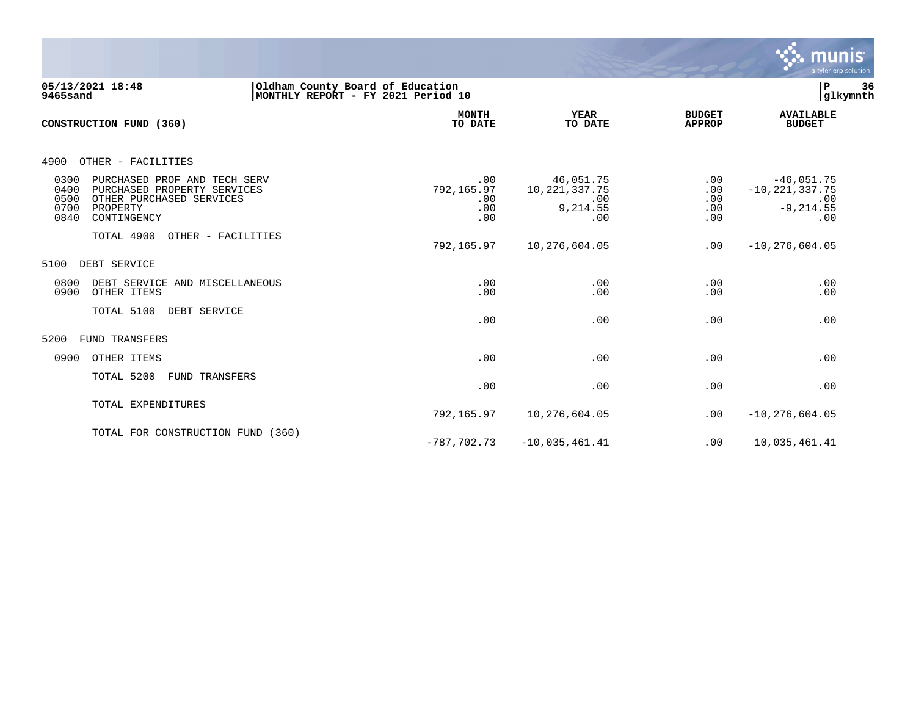05/13/2021 18:48 | Oldham County Board of Education | P 36
9465sand | MONTHLY REPORT - FY 2021 Period 10 | glkymnth

| CONSTRUCTION FUND (360) | MONTH TO DATE | YEAR TO DATE | BUDGET APPROP | AVAILABLE BUDGET |
|---|---|---|---|---|
| **4900 OTHER - FACILITIES** | | | | |
| 0300 PURCHASED PROF AND TECH SERV | .00 | 46,051.75 | .00 | -46,051.75 |
| 0400 PURCHASED PROPERTY SERVICES | 792,165.97 | 10,221,337.75 | .00 | -10,221,337.75 |
| 0500 OTHER PURCHASED SERVICES | .00 | .00 | .00 | .00 |
| 0700 PROPERTY | .00 | 9,214.55 | .00 | -9,214.55 |
| 0840 CONTINGENCY | .00 | .00 | .00 | .00 |
| TOTAL 4900 OTHER - FACILITIES | 792,165.97 | 10,276,604.05 | .00 | -10,276,604.05 |
| **5100 DEBT SERVICE** | | | | |
| 0800 DEBT SERVICE AND MISCELLANEOUS | .00 | .00 | .00 | .00 |
| 0900 OTHER ITEMS | .00 | .00 | .00 | .00 |
| TOTAL 5100 DEBT SERVICE | .00 | .00 | .00 | .00 |
| **5200 FUND TRANSFERS** | | | | |
| 0900 OTHER ITEMS | .00 | .00 | .00 | .00 |
| TOTAL 5200 FUND TRANSFERS | .00 | .00 | .00 | .00 |
| TOTAL EXPENDITURES | 792,165.97 | 10,276,604.05 | .00 | -10,276,604.05 |
| TOTAL FOR CONSTRUCTION FUND (360) | -787,702.73 | -10,035,461.41 | .00 | 10,035,461.41 |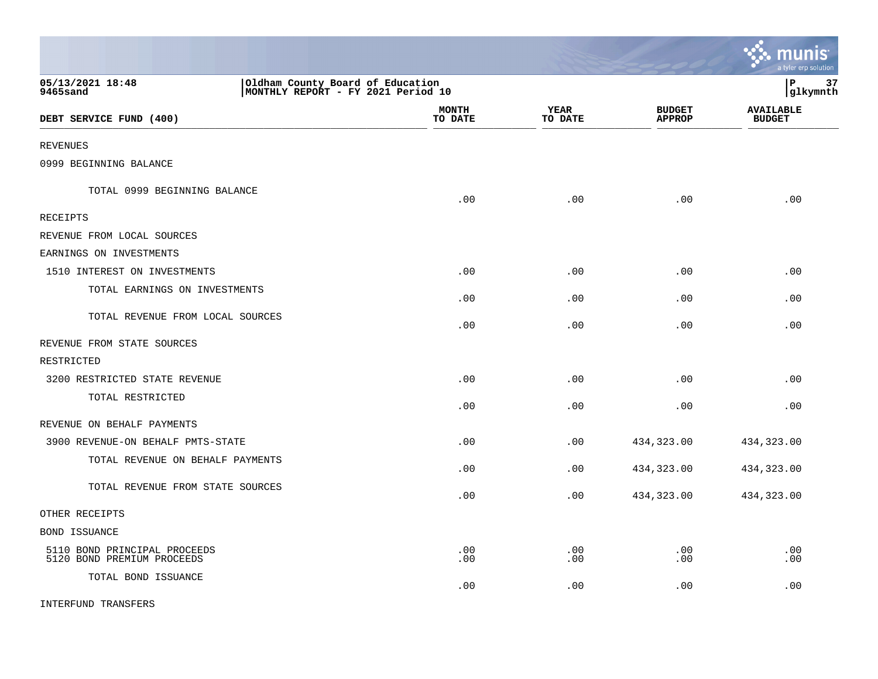05/13/2021 18:48 | Oldham County Board of Education
9465sand | MONTHLY REPORT - FY 2021 Period 10

| DEBT SERVICE FUND (400) | MONTH TO DATE | YEAR TO DATE | BUDGET APPROP | AVAILABLE BUDGET |
|---|---|---|---|---|
| REVENUES | | | | |
| 0999 BEGINNING BALANCE | | | | |
| TOTAL 0999 BEGINNING BALANCE | .00 | .00 | .00 | .00 |
| RECEIPTS | | | | |
| REVENUE FROM LOCAL SOURCES | | | | |
| EARNINGS ON INVESTMENTS | | | | |
| 1510 INTEREST ON INVESTMENTS | .00 | .00 | .00 | .00 |
| TOTAL EARNINGS ON INVESTMENTS | .00 | .00 | .00 | .00 |
| TOTAL REVENUE FROM LOCAL SOURCES | .00 | .00 | .00 | .00 |
| REVENUE FROM STATE SOURCES | | | | |
| RESTRICTED | | | | |
| 3200 RESTRICTED STATE REVENUE | .00 | .00 | .00 | .00 |
| TOTAL RESTRICTED | .00 | .00 | .00 | .00 |
| REVENUE ON BEHALF PAYMENTS | | | | |
| 3900 REVENUE-ON BEHALF PMTS-STATE | .00 | .00 | 434,323.00 | 434,323.00 |
| TOTAL REVENUE ON BEHALF PAYMENTS | .00 | .00 | 434,323.00 | 434,323.00 |
| TOTAL REVENUE FROM STATE SOURCES | .00 | .00 | 434,323.00 | 434,323.00 |
| OTHER RECEIPTS | | | | |
| BOND ISSUANCE | | | | |
| 5110 BOND PRINCIPAL PROCEEDS | .00 | .00 | .00 | .00 |
| 5120 BOND PREMIUM PROCEEDS | .00 | .00 | .00 | .00 |
| TOTAL BOND ISSUANCE | .00 | .00 | .00 | .00 |
| INTERFUND TRANSFERS | | | | |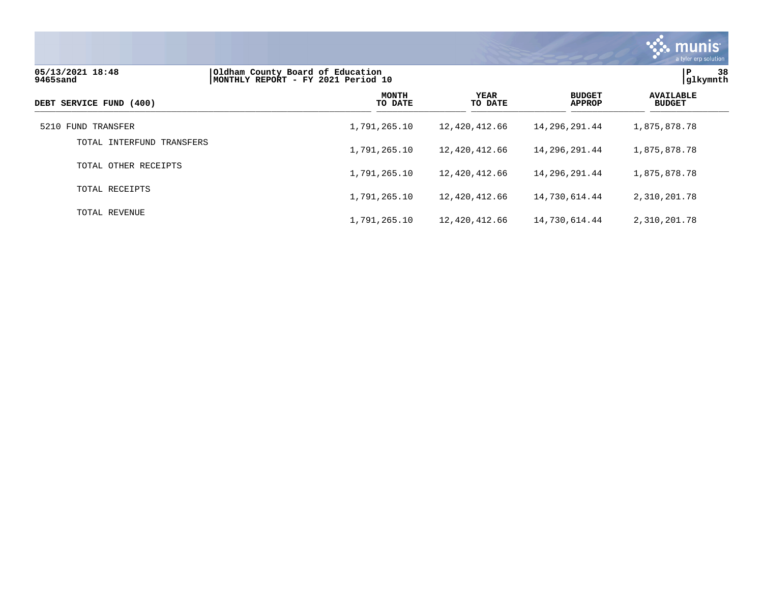05/13/2021 18:48
9465sand

Oldham County Board of Education
MONTHLY REPORT - FY 2021 Period 10

P 38
glkymnth

| DEBT SERVICE FUND (400) | MONTH TO DATE | YEAR TO DATE | BUDGET APPROP | AVAILABLE BUDGET |
|---|---|---|---|---|
| 5210 FUND TRANSFER | 1,791,265.10 | 12,420,412.66 | 14,296,291.44 | 1,875,878.78 |
| TOTAL INTERFUND TRANSFERS | 1,791,265.10 | 12,420,412.66 | 14,296,291.44 | 1,875,878.78 |
| TOTAL OTHER RECEIPTS | 1,791,265.10 | 12,420,412.66 | 14,296,291.44 | 1,875,878.78 |
| TOTAL RECEIPTS | 1,791,265.10 | 12,420,412.66 | 14,730,614.44 | 2,310,201.78 |
| TOTAL REVENUE | 1,791,265.10 | 12,420,412.66 | 14,730,614.44 | 2,310,201.78 |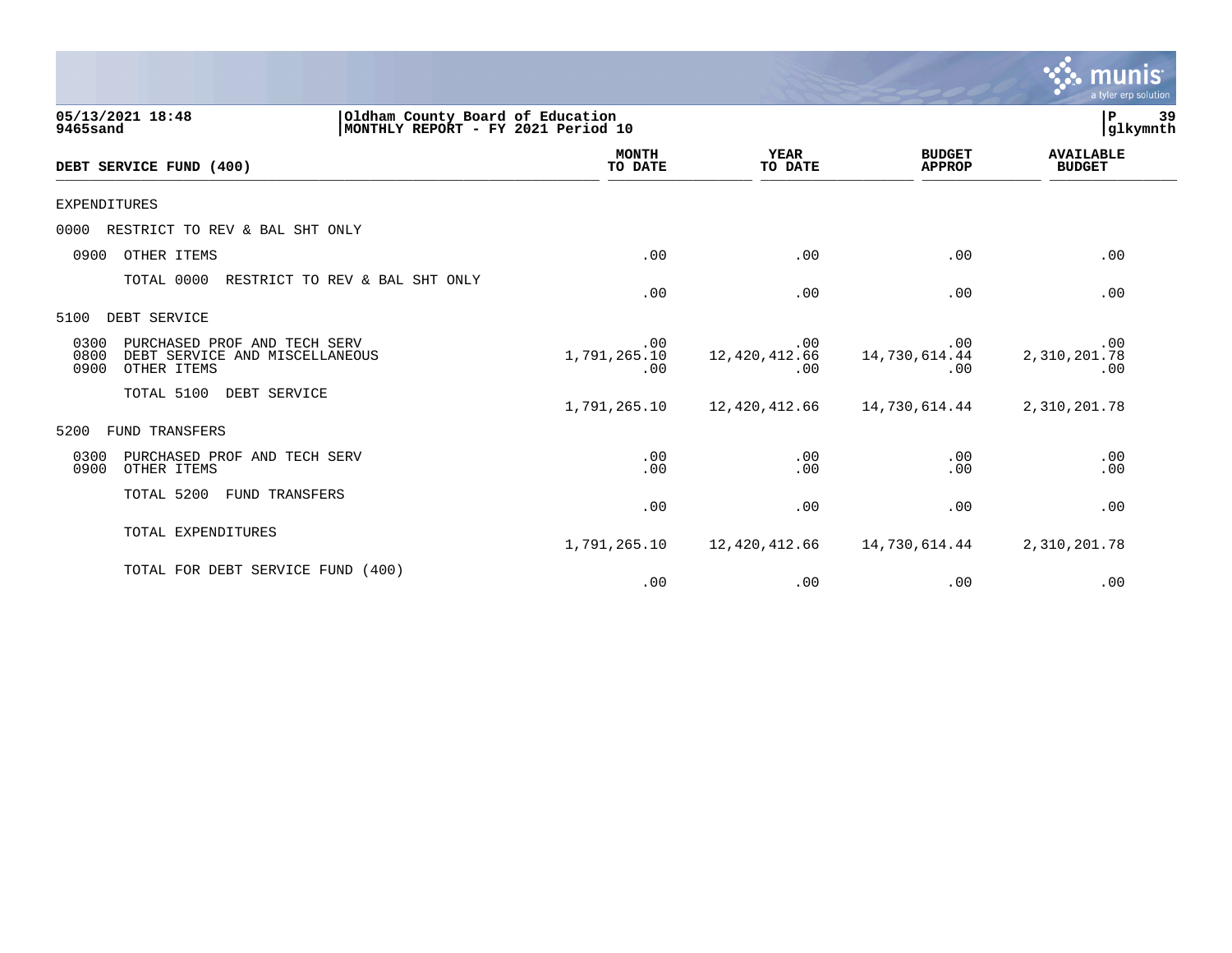05/13/2021 18:48 | Oldham County Board of Education
9465sand | MONTHLY REPORT - FY 2021 Period 10

| DEBT SERVICE FUND (400) | MONTH TO DATE | YEAR TO DATE | BUDGET APPROP | AVAILABLE BUDGET |
|---|---|---|---|---|
| EXPENDITURES | | | | |
| 0000 RESTRICT TO REV & BAL SHT ONLY | | | | |
| 0900 OTHER ITEMS | .00 | .00 | .00 | .00 |
| TOTAL 0000 RESTRICT TO REV & BAL SHT ONLY | .00 | .00 | .00 | .00 |
| 5100 DEBT SERVICE | | | | |
| 0300 PURCHASED PROF AND TECH SERV | .00 | .00 | .00 | .00 |
| 0800 DEBT SERVICE AND MISCELLANEOUS | 1,791,265.10 | 12,420,412.66 | 14,730,614.44 | 2,310,201.78 |
| 0900 OTHER ITEMS | .00 | .00 | .00 | .00 |
| TOTAL 5100 DEBT SERVICE | 1,791,265.10 | 12,420,412.66 | 14,730,614.44 | 2,310,201.78 |
| 5200 FUND TRANSFERS | | | | |
| 0300 PURCHASED PROF AND TECH SERV | .00 | .00 | .00 | .00 |
| 0900 OTHER ITEMS | .00 | .00 | .00 | .00 |
| TOTAL 5200 FUND TRANSFERS | .00 | .00 | .00 | .00 |
| TOTAL EXPENDITURES | 1,791,265.10 | 12,420,412.66 | 14,730,614.44 | 2,310,201.78 |
| TOTAL FOR DEBT SERVICE FUND (400) | .00 | .00 | .00 | .00 |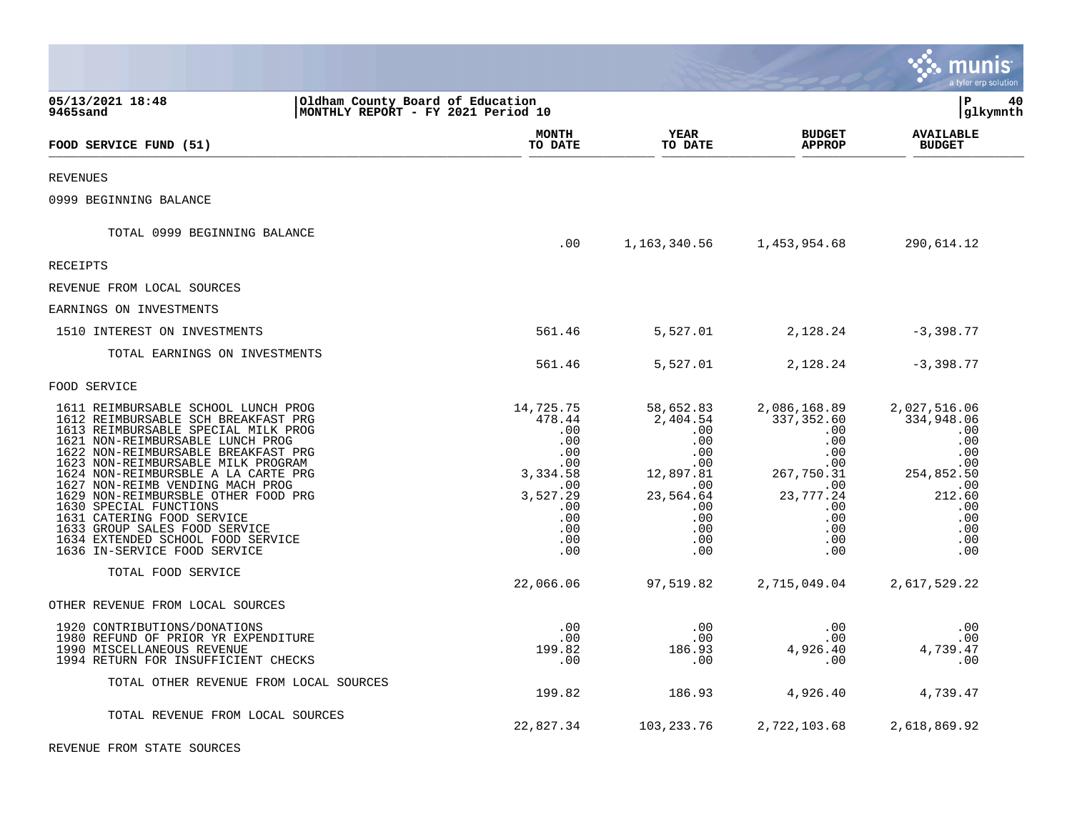05/13/2021 18:48 | Oldham County Board of Education | P 40
9465sand | MONTHLY REPORT - FY 2021 Period 10 | glkymnth

| FOOD SERVICE FUND (51) | MONTH TO DATE | YEAR TO DATE | BUDGET APPROP | AVAILABLE BUDGET |
|---|---|---|---|---|
| REVENUES | | | | |
| 0999 BEGINNING BALANCE | | | | |
| TOTAL 0999 BEGINNING BALANCE | .00 | 1,163,340.56 | 1,453,954.68 | 290,614.12 |
| RECEIPTS | | | | |
| REVENUE FROM LOCAL SOURCES | | | | |
| EARNINGS ON INVESTMENTS | | | | |
| 1510 INTEREST ON INVESTMENTS | 561.46 | 5,527.01 | 2,128.24 | -3,398.77 |
| TOTAL EARNINGS ON INVESTMENTS | 561.46 | 5,527.01 | 2,128.24 | -3,398.77 |
| FOOD SERVICE | | | | |
| 1611 REIMBURSABLE SCHOOL LUNCH PROG | 14,725.75 | 58,652.83 | 2,086,168.89 | 2,027,516.06 |
| 1612 REIMBURSABLE SCH BREAKFAST PRG | 478.44 | 2,404.54 | 337,352.60 | 334,948.06 |
| 1613 REIMBURSABLE SPECIAL MILK PROG | .00 | .00 | .00 | .00 |
| 1621 NON-REIMBURSABLE LUNCH PROG | .00 | .00 | .00 | .00 |
| 1622 NON-REIMBURSABLE BREAKFAST PRG | .00 | .00 | .00 | .00 |
| 1623 NON-REIMBURSABLE MILK PROGRAM | .00 | .00 | .00 | .00 |
| 1624 NON-REIMBURSBLE A LA CARTE PRG | 3,334.58 | 12,897.81 | 267,750.31 | 254,852.50 |
| 1627 NON-REIMB VENDING MACH PROG | .00 | .00 | .00 | .00 |
| 1629 NON-REIMBURSBLE OTHER FOOD PRG | 3,527.29 | 23,564.64 | 23,777.24 | 212.60 |
| 1630 SPECIAL FUNCTIONS | .00 | .00 | .00 | .00 |
| 1631 CATERING FOOD SERVICE | .00 | .00 | .00 | .00 |
| 1633 GROUP SALES FOOD SERVICE | .00 | .00 | .00 | .00 |
| 1634 EXTENDED SCHOOL FOOD SERVICE | .00 | .00 | .00 | .00 |
| 1636 IN-SERVICE FOOD SERVICE | .00 | .00 | .00 | .00 |
| TOTAL FOOD SERVICE | 22,066.06 | 97,519.82 | 2,715,049.04 | 2,617,529.22 |
| OTHER REVENUE FROM LOCAL SOURCES | | | | |
| 1920 CONTRIBUTIONS/DONATIONS | .00 | .00 | .00 | .00 |
| 1980 REFUND OF PRIOR YR EXPENDITURE | .00 | .00 | .00 | .00 |
| 1990 MISCELLANEOUS REVENUE | 199.82 | 186.93 | 4,926.40 | 4,739.47 |
| 1994 RETURN FOR INSUFFICIENT CHECKS | .00 | .00 | .00 | .00 |
| TOTAL OTHER REVENUE FROM LOCAL SOURCES | 199.82 | 186.93 | 4,926.40 | 4,739.47 |
| TOTAL REVENUE FROM LOCAL SOURCES | 22,827.34 | 103,233.76 | 2,722,103.68 | 2,618,869.92 |
| REVENUE FROM STATE SOURCES | | | | |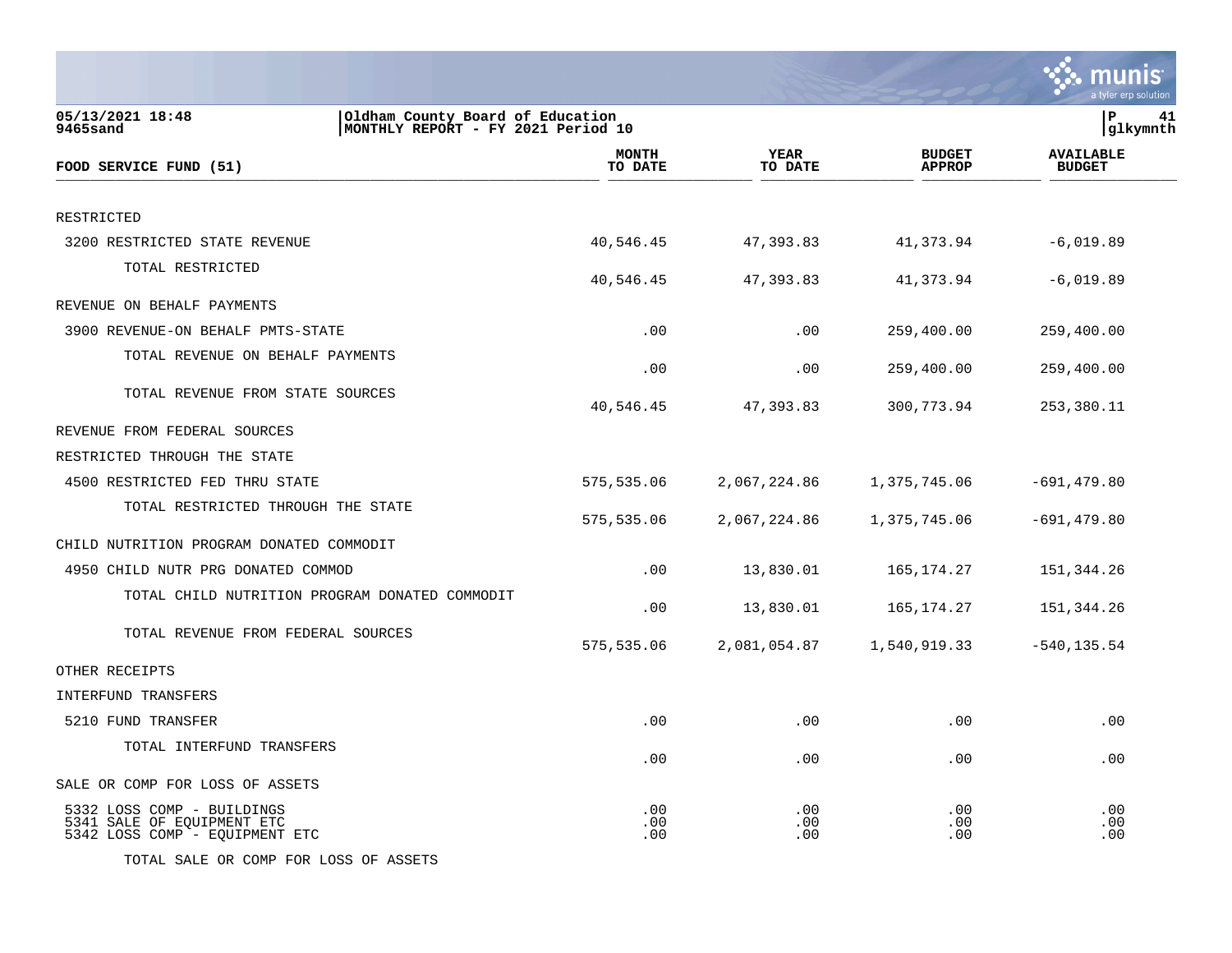05/13/2021 18:48 | Oldham County Board of Education
9465sand | MONTHLY REPORT - FY 2021 Period 10

| FOOD SERVICE FUND (51) | MONTH TO DATE | YEAR TO DATE | BUDGET APPROP | AVAILABLE BUDGET |
|---|---|---|---|---|
| RESTRICTED | | | | |
| 3200 RESTRICTED STATE REVENUE | 40,546.45 | 47,393.83 | 41,373.94 | -6,019.89 |
| TOTAL RESTRICTED | 40,546.45 | 47,393.83 | 41,373.94 | -6,019.89 |
| REVENUE ON BEHALF PAYMENTS | | | | |
| 3900 REVENUE-ON BEHALF PMTS-STATE | .00 | .00 | 259,400.00 | 259,400.00 |
| TOTAL REVENUE ON BEHALF PAYMENTS | .00 | .00 | 259,400.00 | 259,400.00 |
| TOTAL REVENUE FROM STATE SOURCES | 40,546.45 | 47,393.83 | 300,773.94 | 253,380.11 |
| REVENUE FROM FEDERAL SOURCES | | | | |
| RESTRICTED THROUGH THE STATE | | | | |
| 4500 RESTRICTED FED THRU STATE | 575,535.06 | 2,067,224.86 | 1,375,745.06 | -691,479.80 |
| TOTAL RESTRICTED THROUGH THE STATE | 575,535.06 | 2,067,224.86 | 1,375,745.06 | -691,479.80 |
| CHILD NUTRITION PROGRAM DONATED COMMODIT | | | | |
| 4950 CHILD NUTR PRG DONATED COMMOD | .00 | 13,830.01 | 165,174.27 | 151,344.26 |
| TOTAL CHILD NUTRITION PROGRAM DONATED COMMODIT | .00 | 13,830.01 | 165,174.27 | 151,344.26 |
| TOTAL REVENUE FROM FEDERAL SOURCES | 575,535.06 | 2,081,054.87 | 1,540,919.33 | -540,135.54 |
| OTHER RECEIPTS | | | | |
| INTERFUND TRANSFERS | | | | |
| 5210 FUND TRANSFER | .00 | .00 | .00 | .00 |
| TOTAL INTERFUND TRANSFERS | .00 | .00 | .00 | .00 |
| SALE OR COMP FOR LOSS OF ASSETS | | | | |
| 5332 LOSS COMP - BUILDINGS | .00 | .00 | .00 | .00 |
| 5341 SALE OF EQUIPMENT ETC | .00 | .00 | .00 | .00 |
| 5342 LOSS COMP - EQUIPMENT ETC | .00 | .00 | .00 | .00 |
| TOTAL SALE OR COMP FOR LOSS OF ASSETS | | | | |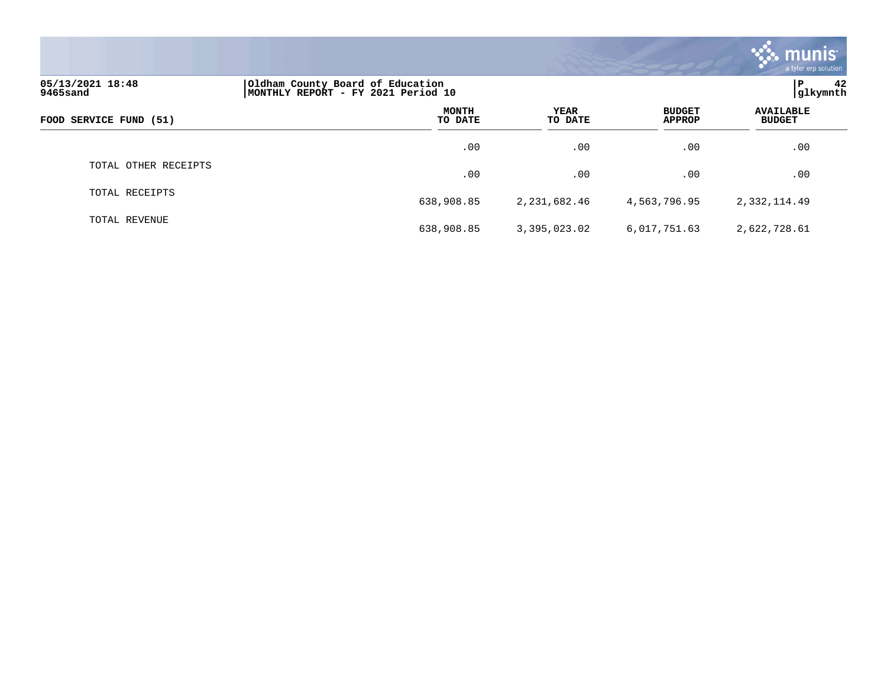05/13/2021 18:48
9465sand

Oldham County Board of Education
MONTHLY REPORT - FY 2021 Period 10

P 42
glkymnth

| FOOD SERVICE FUND (51) | MONTH TO DATE | YEAR TO DATE | BUDGET APPROP | AVAILABLE BUDGET |
|---|---|---|---|---|
| | .00 | .00 | .00 | .00 |
| TOTAL OTHER RECEIPTS | .00 | .00 | .00 | .00 |
| TOTAL RECEIPTS | 638,908.85 | 2,231,682.46 | 4,563,796.95 | 2,332,114.49 |
| TOTAL REVENUE | 638,908.85 | 3,395,023.02 | 6,017,751.63 | 2,622,728.61 |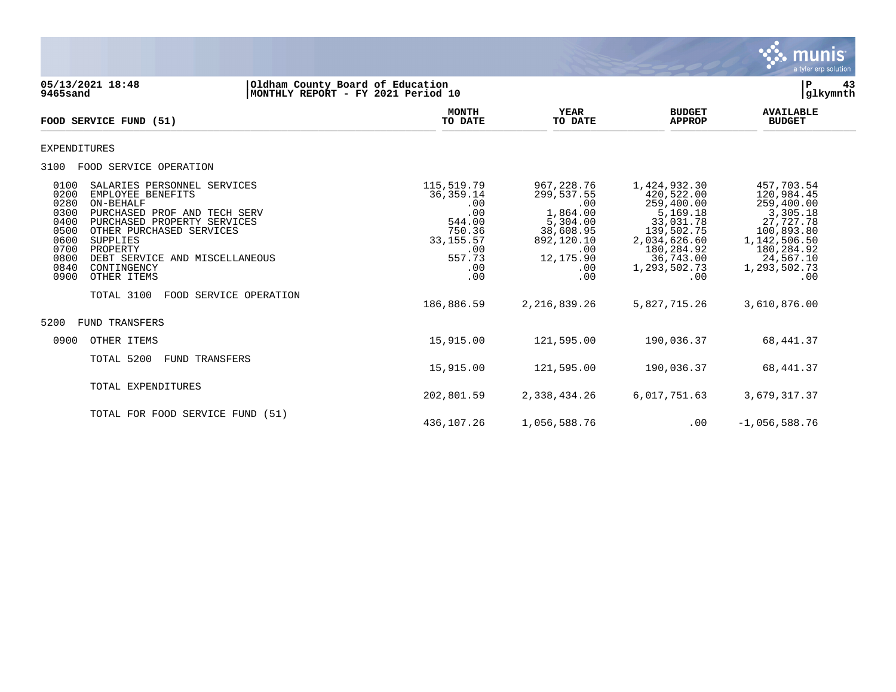**05/13/2021 18:48** | **Oldham County Board of Education** | **P 43**
**9465sand** | **MONTHLY REPORT - FY 2021 Period 10** | **glkymnth**

| FOOD SERVICE FUND (51) | MONTH TO DATE | YEAR TO DATE | BUDGET APPROP | AVAILABLE BUDGET |
|---|---|---|---|---|
| EXPENDITURES | | | | |
| 3100 FOOD SERVICE OPERATION | | | | |
| 0100 SALARIES PERSONNEL SERVICES | 115,519.79 | 967,228.76 | 1,424,932.30 | 457,703.54 |
| 0200 EMPLOYEE BENEFITS | 36,359.14 | 299,537.55 | 420,522.00 | 120,984.45 |
| 0280 ON-BEHALF | .00 | .00 | 259,400.00 | 259,400.00 |
| 0300 PURCHASED PROF AND TECH SERV | .00 | 1,864.00 | 5,169.18 | 3,305.18 |
| 0400 PURCHASED PROPERTY SERVICES | 544.00 | 5,304.00 | 33,031.78 | 27,727.78 |
| 0500 OTHER PURCHASED SERVICES | 750.36 | 38,608.95 | 139,502.75 | 100,893.80 |
| 0600 SUPPLIES | 33,155.57 | 892,120.10 | 2,034,626.60 | 1,142,506.50 |
| 0700 PROPERTY | .00 | .00 | 180,284.92 | 180,284.92 |
| 0800 DEBT SERVICE AND MISCELLANEOUS | 557.73 | 12,175.90 | 36,743.00 | 24,567.10 |
| 0840 CONTINGENCY | .00 | .00 | 1,293,502.73 | 1,293,502.73 |
| 0900 OTHER ITEMS | .00 | .00 | .00 | .00 |
| TOTAL 3100 FOOD SERVICE OPERATION | 186,886.59 | 2,216,839.26 | 5,827,715.26 | 3,610,876.00 |
| 5200 FUND TRANSFERS | | | | |
| 0900 OTHER ITEMS | 15,915.00 | 121,595.00 | 190,036.37 | 68,441.37 |
| TOTAL 5200 FUND TRANSFERS | 15,915.00 | 121,595.00 | 190,036.37 | 68,441.37 |
| TOTAL EXPENDITURES | 202,801.59 | 2,338,434.26 | 6,017,751.63 | 3,679,317.37 |
| TOTAL FOR FOOD SERVICE FUND (51) | 436,107.26 | 1,056,588.76 | .00 | -1,056,588.76 |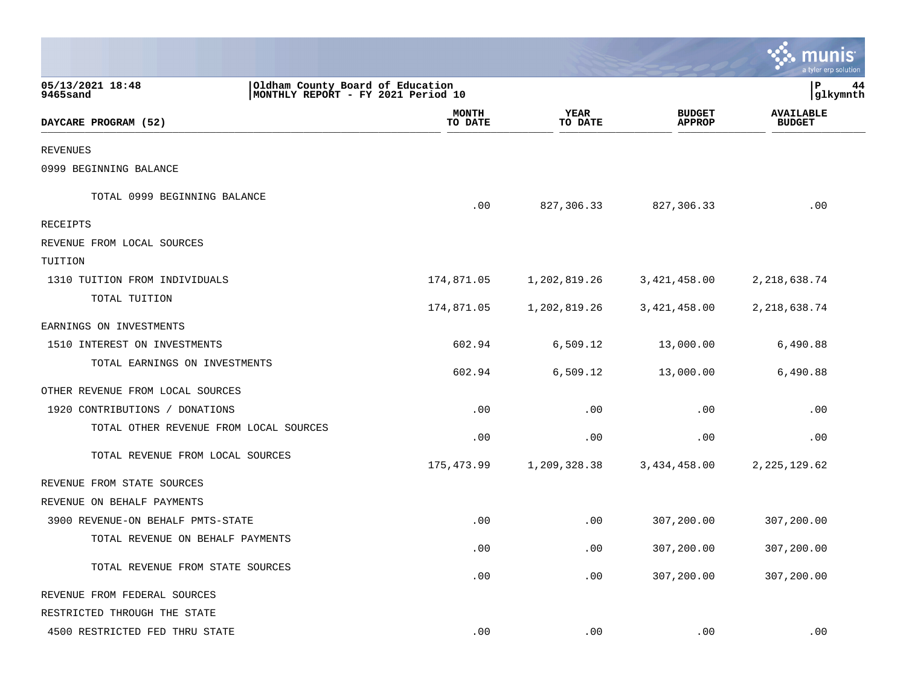05/13/2021 18:48
9465sand

Oldham County Board of Education
MONTHLY REPORT - FY 2021 Period 10

P 44
glkymnth

| DAYCARE PROGRAM (52) | MONTH TO DATE | YEAR TO DATE | BUDGET APPROP | AVAILABLE BUDGET |
|---|---|---|---|---|
| REVENUES | | | | |
| 0999 BEGINNING BALANCE | | | | |
| TOTAL 0999 BEGINNING BALANCE | .00 | 827,306.33 | 827,306.33 | .00 |
| RECEIPTS | | | | |
| REVENUE FROM LOCAL SOURCES | | | | |
| TUITION | | | | |
| 1310 TUITION FROM INDIVIDUALS | 174,871.05 | 1,202,819.26 | 3,421,458.00 | 2,218,638.74 |
| TOTAL TUITION | 174,871.05 | 1,202,819.26 | 3,421,458.00 | 2,218,638.74 |
| EARNINGS ON INVESTMENTS | | | | |
| 1510 INTEREST ON INVESTMENTS | 602.94 | 6,509.12 | 13,000.00 | 6,490.88 |
| TOTAL EARNINGS ON INVESTMENTS | 602.94 | 6,509.12 | 13,000.00 | 6,490.88 |
| OTHER REVENUE FROM LOCAL SOURCES | | | | |
| 1920 CONTRIBUTIONS / DONATIONS | .00 | .00 | .00 | .00 |
| TOTAL OTHER REVENUE FROM LOCAL SOURCES | .00 | .00 | .00 | .00 |
| TOTAL REVENUE FROM LOCAL SOURCES | 175,473.99 | 1,209,328.38 | 3,434,458.00 | 2,225,129.62 |
| REVENUE FROM STATE SOURCES | | | | |
| REVENUE ON BEHALF PAYMENTS | | | | |
| 3900 REVENUE-ON BEHALF PMTS-STATE | .00 | .00 | 307,200.00 | 307,200.00 |
| TOTAL REVENUE ON BEHALF PAYMENTS | .00 | .00 | 307,200.00 | 307,200.00 |
| TOTAL REVENUE FROM STATE SOURCES | .00 | .00 | 307,200.00 | 307,200.00 |
| REVENUE FROM FEDERAL SOURCES | | | | |
| RESTRICTED THROUGH THE STATE | | | | |
| 4500 RESTRICTED FED THRU STATE | .00 | .00 | .00 | .00 |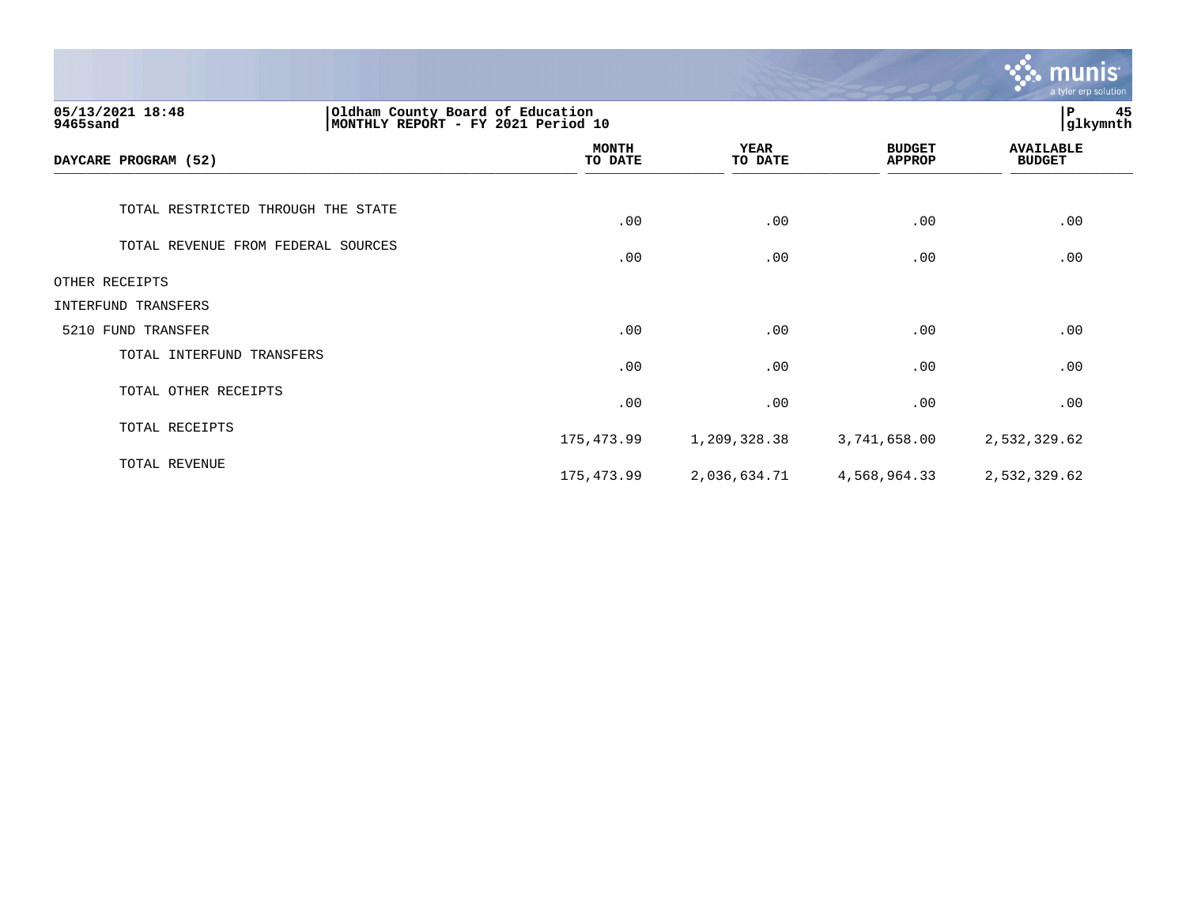05/13/2021 18:48 | Oldham County Board of Education
9465sand | MONTHLY REPORT - FY 2021 Period 10

P 45 glkymnth

| DAYCARE PROGRAM (52) | MONTH TO DATE | YEAR TO DATE | BUDGET APPROP | AVAILABLE BUDGET |
|---|---|---|---|---|
| TOTAL RESTRICTED THROUGH THE STATE | .00 | .00 | .00 | .00 |
| TOTAL REVENUE FROM FEDERAL SOURCES | .00 | .00 | .00 | .00 |
| OTHER RECEIPTS | | | | |
| INTERFUND TRANSFERS | | | | |
| 5210 FUND TRANSFER | .00 | .00 | .00 | .00 |
| TOTAL INTERFUND TRANSFERS | .00 | .00 | .00 | .00 |
| TOTAL OTHER RECEIPTS | .00 | .00 | .00 | .00 |
| TOTAL RECEIPTS | 175,473.99 | 1,209,328.38 | 3,741,658.00 | 2,532,329.62 |
| TOTAL REVENUE | 175,473.99 | 2,036,634.71 | 4,568,964.33 | 2,532,329.62 |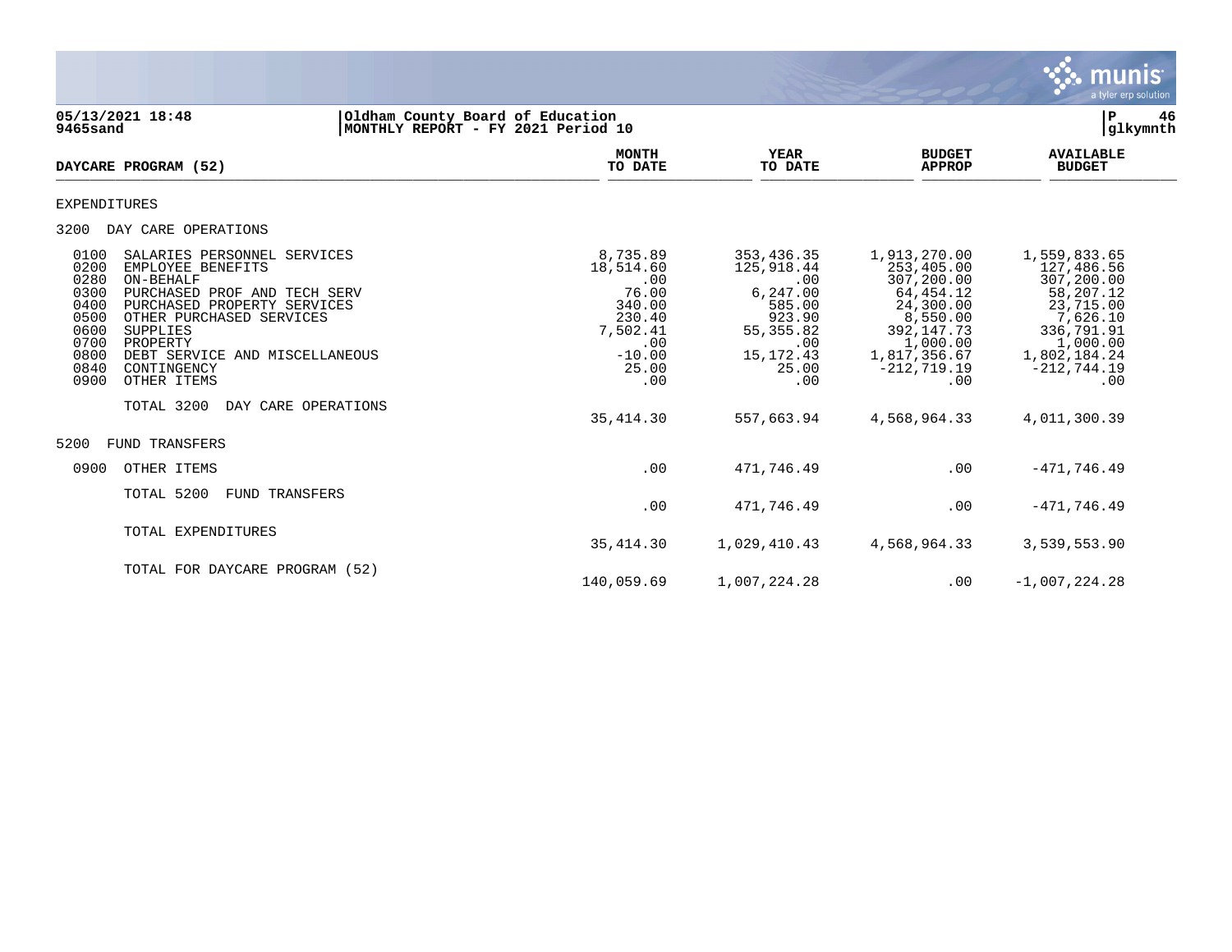05/13/2021 18:48 | Oldham County Board of Education | P 46
9465sand | MONTHLY REPORT - FY 2021 Period 10 | glkymnth

| DAYCARE PROGRAM (52) | MONTH TO DATE | YEAR TO DATE | BUDGET APPROP | AVAILABLE BUDGET |
|---|---|---|---|---|
| EXPENDITURES | | | | |
| 3200 DAY CARE OPERATIONS | | | | |
| 0100 SALARIES PERSONNEL SERVICES | 8,735.89 | 353,436.35 | 1,913,270.00 | 1,559,833.65 |
| 0200 EMPLOYEE BENEFITS | 18,514.60 | 125,918.44 | 253,405.00 | 127,486.56 |
| 0280 ON-BEHALF | .00 | .00 | 307,200.00 | 307,200.00 |
| 0300 PURCHASED PROF AND TECH SERV | 76.00 | 6,247.00 | 64,454.12 | 58,207.12 |
| 0400 PURCHASED PROPERTY SERVICES | 340.00 | 585.00 | 24,300.00 | 23,715.00 |
| 0500 OTHER PURCHASED SERVICES | 230.40 | 923.90 | 8,550.00 | 7,626.10 |
| 0600 SUPPLIES | 7,502.41 | 55,355.82 | 392,147.73 | 336,791.91 |
| 0700 PROPERTY | .00 | .00 | 1,000.00 | 1,000.00 |
| 0800 DEBT SERVICE AND MISCELLANEOUS | -10.00 | 15,172.43 | 1,817,356.67 | 1,802,184.24 |
| 0840 CONTINGENCY | 25.00 | 25.00 | -212,719.19 | -212,744.19 |
| 0900 OTHER ITEMS | .00 | .00 | .00 | .00 |
| TOTAL 3200 DAY CARE OPERATIONS | 35,414.30 | 557,663.94 | 4,568,964.33 | 4,011,300.39 |
| 5200 FUND TRANSFERS | | | | |
| 0900 OTHER ITEMS | .00 | 471,746.49 | .00 | -471,746.49 |
| TOTAL 5200 FUND TRANSFERS | .00 | 471,746.49 | .00 | -471,746.49 |
| TOTAL EXPENDITURES | 35,414.30 | 1,029,410.43 | 4,568,964.33 | 3,539,553.90 |
| TOTAL FOR DAYCARE PROGRAM (52) | 140,059.69 | 1,007,224.28 | .00 | -1,007,224.28 |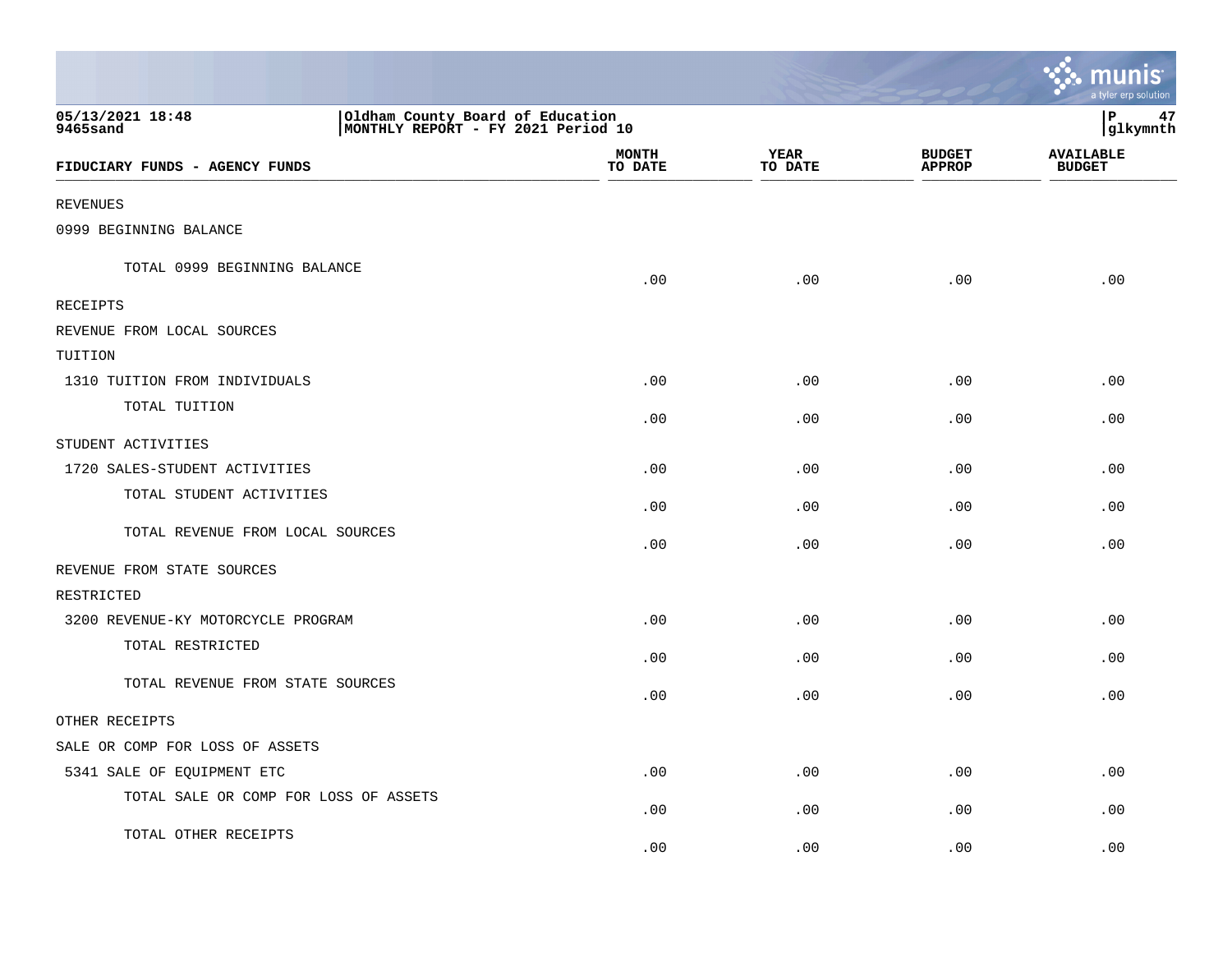05/13/2021 18:48 | Oldham County Board of Education
9465sand | MONTHLY REPORT - FY 2021 Period 10

P 47
glkymnth

| FIDUCIARY FUNDS - AGENCY FUNDS | MONTH TO DATE | YEAR TO DATE | BUDGET APPROP | AVAILABLE BUDGET |
|---|---|---|---|---|
| REVENUES | | | | |
| 0999 BEGINNING BALANCE | | | | |
| TOTAL 0999 BEGINNING BALANCE | .00 | .00 | .00 | .00 |
| RECEIPTS | | | | |
| REVENUE FROM LOCAL SOURCES | | | | |
| TUITION | | | | |
| 1310 TUITION FROM INDIVIDUALS | .00 | .00 | .00 | .00 |
| TOTAL TUITION | .00 | .00 | .00 | .00 |
| STUDENT ACTIVITIES | | | | |
| 1720 SALES-STUDENT ACTIVITIES | .00 | .00 | .00 | .00 |
| TOTAL STUDENT ACTIVITIES | .00 | .00 | .00 | .00 |
| TOTAL REVENUE FROM LOCAL SOURCES | .00 | .00 | .00 | .00 |
| REVENUE FROM STATE SOURCES | | | | |
| RESTRICTED | | | | |
| 3200 REVENUE-KY MOTORCYCLE PROGRAM | .00 | .00 | .00 | .00 |
| TOTAL RESTRICTED | .00 | .00 | .00 | .00 |
| TOTAL REVENUE FROM STATE SOURCES | .00 | .00 | .00 | .00 |
| OTHER RECEIPTS | | | | |
| SALE OR COMP FOR LOSS OF ASSETS | | | | |
| 5341 SALE OF EQUIPMENT ETC | .00 | .00 | .00 | .00 |
| TOTAL SALE OR COMP FOR LOSS OF ASSETS | .00 | .00 | .00 | .00 |
| TOTAL OTHER RECEIPTS | .00 | .00 | .00 | .00 |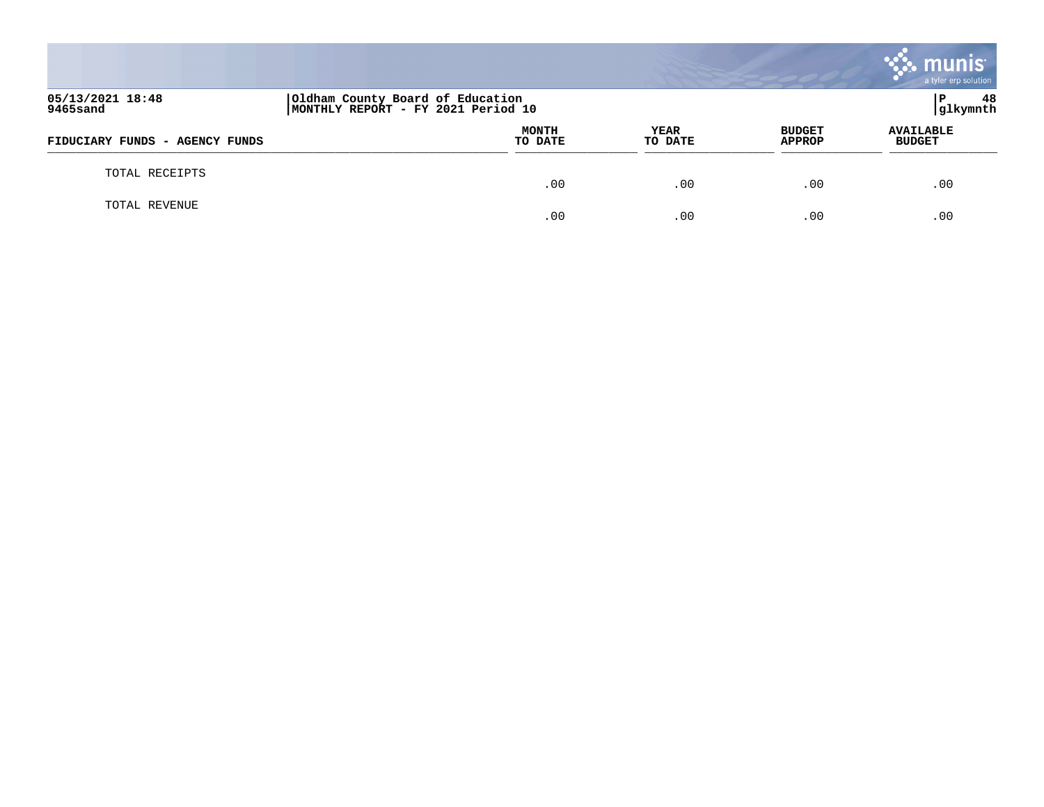| FIDUCIARY FUNDS - AGENCY FUNDS | MONTH TO DATE | YEAR TO DATE | BUDGET APPROP | AVAILABLE BUDGET |
|---|---|---|---|---|
| TOTAL RECEIPTS | .00 | .00 | .00 | .00 |
| TOTAL REVENUE | .00 | .00 | .00 | .00 |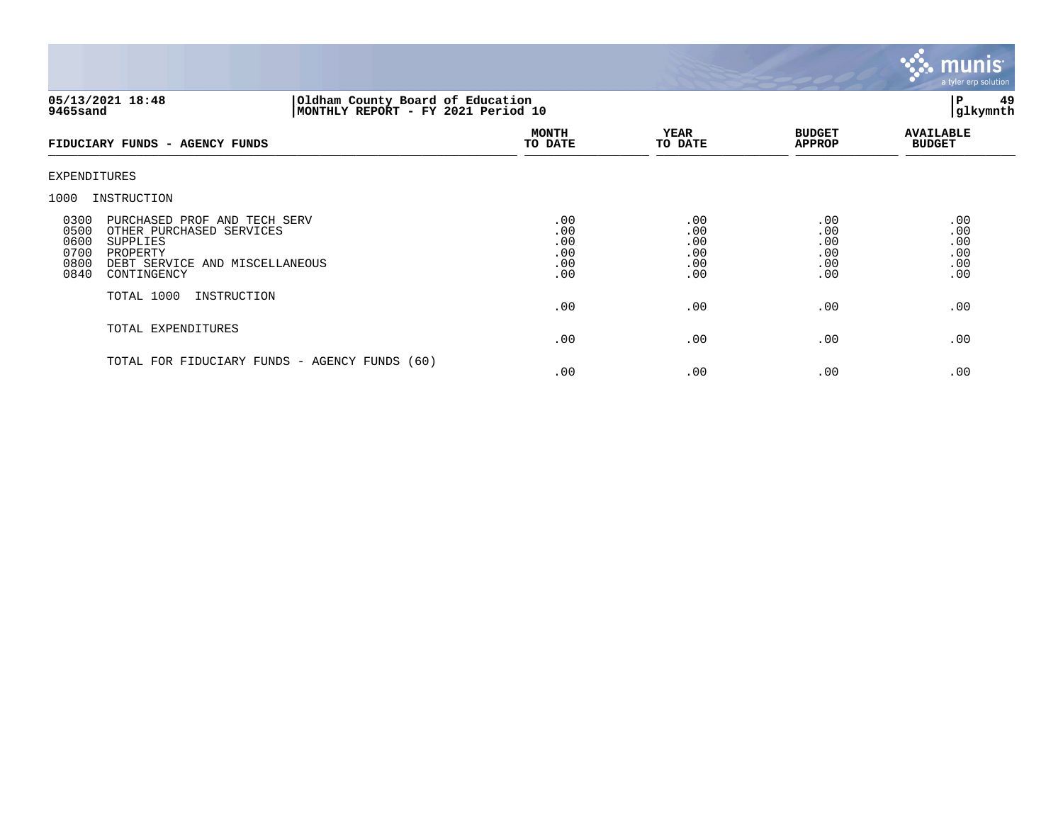05/13/2021 18:48 | Oldham County Board of Education | P 49
9465sand | MONTHLY REPORT - FY 2021 Period 10 | glkymnth

| FIDUCIARY FUNDS - AGENCY FUNDS | MONTH TO DATE | YEAR TO DATE | BUDGET APPROP | AVAILABLE BUDGET |
|---|---|---|---|---|
| EXPENDITURES | | | | |
| 1000 INSTRUCTION | | | | |
| 0300 PURCHASED PROF AND TECH SERV | .00 | .00 | .00 | .00 |
| 0500 OTHER PURCHASED SERVICES | .00 | .00 | .00 | .00 |
| 0600 SUPPLIES | .00 | .00 | .00 | .00 |
| 0700 PROPERTY | .00 | .00 | .00 | .00 |
| 0800 DEBT SERVICE AND MISCELLANEOUS | .00 | .00 | .00 | .00 |
| 0840 CONTINGENCY | .00 | .00 | .00 | .00 |
| TOTAL 1000 INSTRUCTION | .00 | .00 | .00 | .00 |
| TOTAL EXPENDITURES | .00 | .00 | .00 | .00 |
| TOTAL FOR FIDUCIARY FUNDS - AGENCY FUNDS (60) | .00 | .00 | .00 | .00 |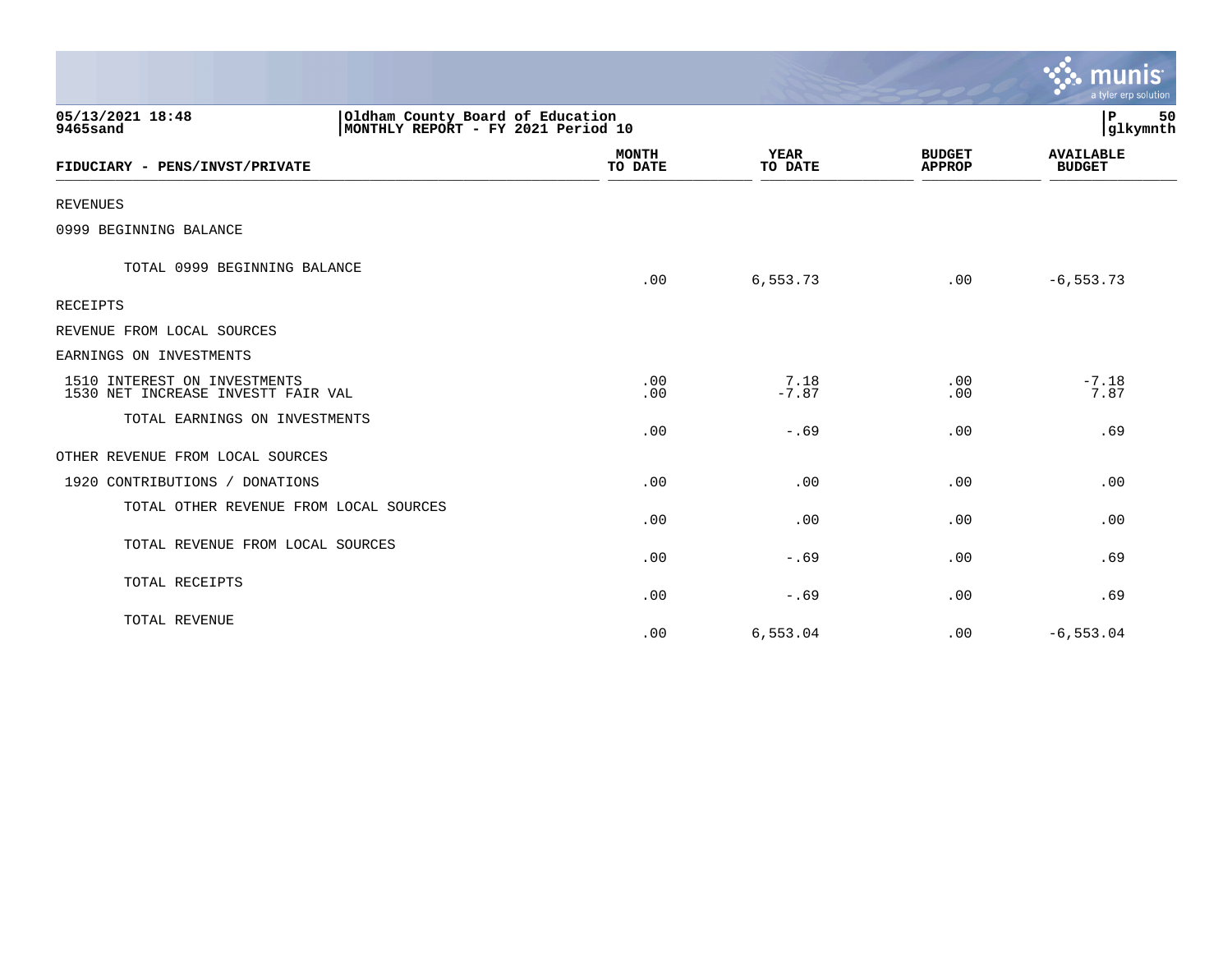05/13/2021 18:48
9465sand

Oldham County Board of Education
MONTHLY REPORT - FY 2021 Period 10

glkymnth

| FIDUCIARY - PENS/INVST/PRIVATE | MONTH TO DATE | YEAR TO DATE | BUDGET APPROP | AVAILABLE BUDGET |
|---|---|---|---|---|
| REVENUES | | | | |
| 0999 BEGINNING BALANCE | | | | |
| TOTAL 0999 BEGINNING BALANCE | .00 | 6,553.73 | .00 | -6,553.73 |
| RECEIPTS | | | | |
| REVENUE FROM LOCAL SOURCES | | | | |
| EARNINGS ON INVESTMENTS | | | | |
| 1510 INTEREST ON INVESTMENTS | .00 | 7.18 | .00 | -7.18 |
| 1530 NET INCREASE INVESTT FAIR VAL | .00 | -7.87 | .00 | 7.87 |
| TOTAL EARNINGS ON INVESTMENTS | .00 | -.69 | .00 | .69 |
| OTHER REVENUE FROM LOCAL SOURCES | | | | |
| 1920 CONTRIBUTIONS / DONATIONS | .00 | .00 | .00 | .00 |
| TOTAL OTHER REVENUE FROM LOCAL SOURCES | .00 | .00 | .00 | .00 |
| TOTAL REVENUE FROM LOCAL SOURCES | .00 | -.69 | .00 | .69 |
| TOTAL RECEIPTS | .00 | -.69 | .00 | .69 |
| TOTAL REVENUE | .00 | 6,553.04 | .00 | -6,553.04 |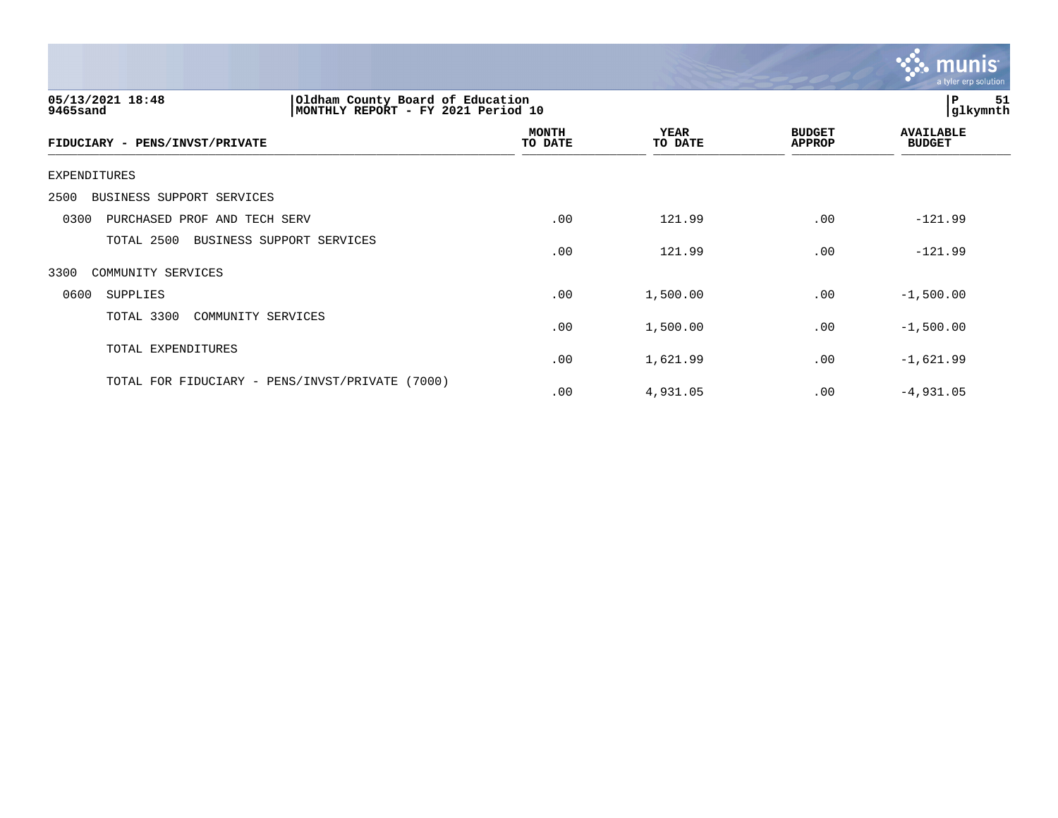05/13/2021 18:48
9465sand

Oldham County Board of Education
MONTHLY REPORT - FY 2021 Period 10

P 51
glkymnth

| FIDUCIARY - PENS/INVST/PRIVATE | MONTH TO DATE | YEAR TO DATE | BUDGET APPROP | AVAILABLE BUDGET |
|---|---|---|---|---|
| EXPENDITURES | | | | |
| 2500 BUSINESS SUPPORT SERVICES | | | | |
| 0300 PURCHASED PROF AND TECH SERV | .00 | 121.99 | .00 | -121.99 |
| TOTAL 2500 BUSINESS SUPPORT SERVICES | .00 | 121.99 | .00 | -121.99 |
| 3300 COMMUNITY SERVICES | | | | |
| 0600 SUPPLIES | .00 | 1,500.00 | .00 | -1,500.00 |
| TOTAL 3300 COMMUNITY SERVICES | .00 | 1,500.00 | .00 | -1,500.00 |
| TOTAL EXPENDITURES | .00 | 1,621.99 | .00 | -1,621.99 |
| TOTAL FOR FIDUCIARY - PENS/INVST/PRIVATE (7000) | .00 | 4,931.05 | .00 | -4,931.05 |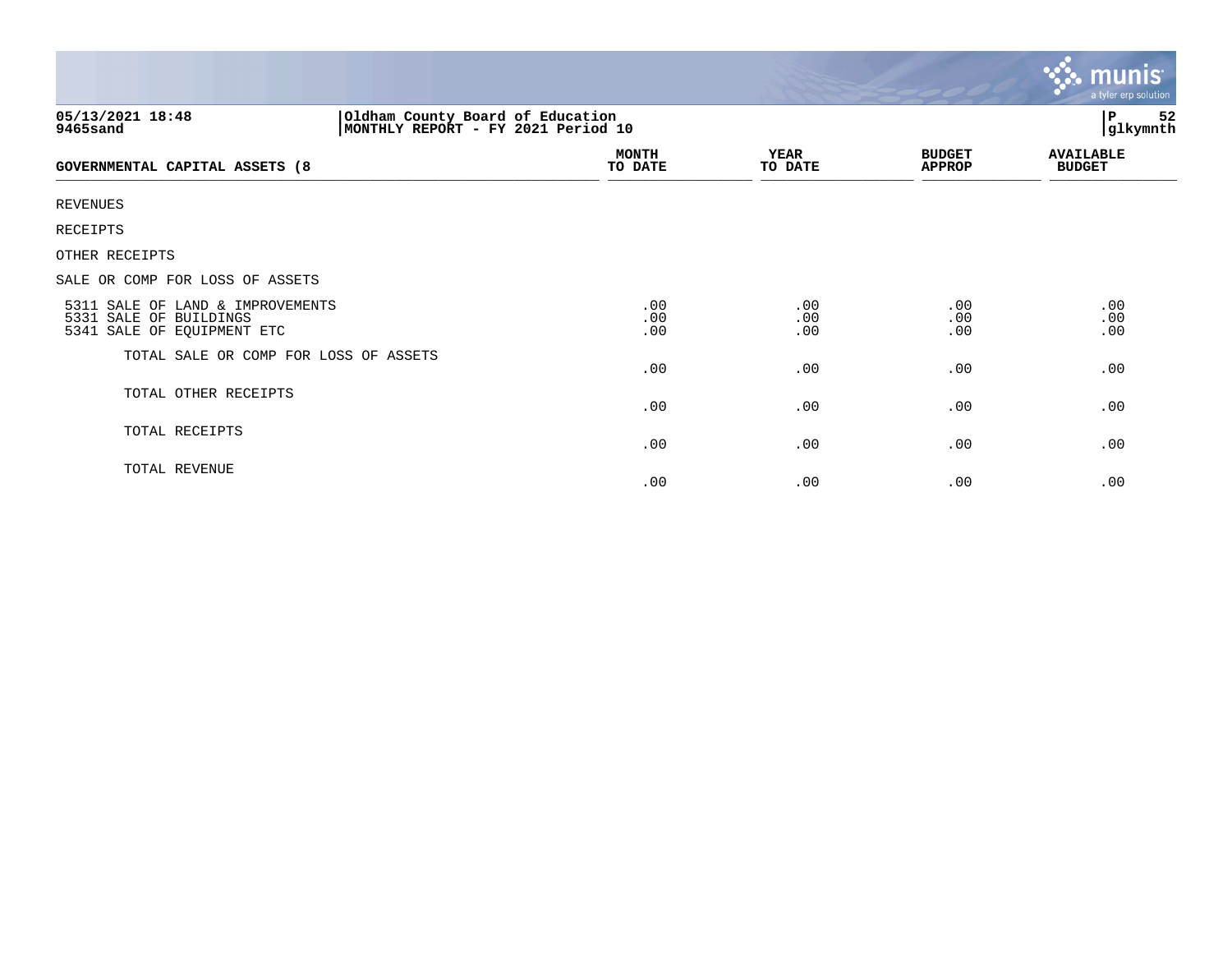**05/13/2021 18:48** **Oldham County Board of Education**
**9465sand** **MONTHLY REPORT - FY 2021 Period 10**

| GOVERNMENTAL CAPITAL ASSETS (8 | MONTH TO DATE | YEAR TO DATE | BUDGET APPROP | AVAILABLE BUDGET |
|---|---|---|---|---|
| REVENUES | | | | |
| RECEIPTS | | | | |
| OTHER RECEIPTS | | | | |
| SALE OR COMP FOR LOSS OF ASSETS | | | | |
| 5311 SALE OF LAND & IMPROVEMENTS | .00 | .00 | .00 | .00 |
| 5331 SALE OF BUILDINGS | .00 | .00 | .00 | .00 |
| 5341 SALE OF EQUIPMENT ETC | .00 | .00 | .00 | .00 |
| TOTAL SALE OR COMP FOR LOSS OF ASSETS | .00 | .00 | .00 | .00 |
| TOTAL OTHER RECEIPTS | .00 | .00 | .00 | .00 |
| TOTAL RECEIPTS | .00 | .00 | .00 | .00 |
| TOTAL REVENUE | .00 | .00 | .00 | .00 |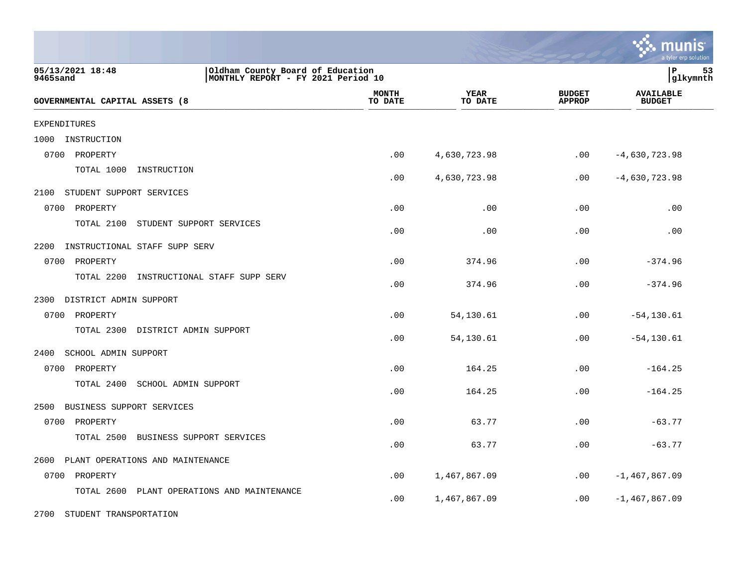05/13/2021 18:48 | Oldham County Board of Education
9465sand | MONTHLY REPORT - FY 2021 Period 10

| GOVERNMENTAL CAPITAL ASSETS (8 | MONTH TO DATE | YEAR TO DATE | BUDGET APPROP | AVAILABLE BUDGET |
|---|---|---|---|---|
| EXPENDITURES | | | | |
| 1000 INSTRUCTION | | | | |
| 0700 PROPERTY | .00 | 4,630,723.98 | .00 | -4,630,723.98 |
| TOTAL 1000 INSTRUCTION | .00 | 4,630,723.98 | .00 | -4,630,723.98 |
| 2100 STUDENT SUPPORT SERVICES | | | | |
| 0700 PROPERTY | .00 | .00 | .00 | .00 |
| TOTAL 2100 STUDENT SUPPORT SERVICES | .00 | .00 | .00 | .00 |
| 2200 INSTRUCTIONAL STAFF SUPP SERV | | | | |
| 0700 PROPERTY | .00 | 374.96 | .00 | -374.96 |
| TOTAL 2200 INSTRUCTIONAL STAFF SUPP SERV | .00 | 374.96 | .00 | -374.96 |
| 2300 DISTRICT ADMIN SUPPORT | | | | |
| 0700 PROPERTY | .00 | 54,130.61 | .00 | -54,130.61 |
| TOTAL 2300 DISTRICT ADMIN SUPPORT | .00 | 54,130.61 | .00 | -54,130.61 |
| 2400 SCHOOL ADMIN SUPPORT | | | | |
| 0700 PROPERTY | .00 | 164.25 | .00 | -164.25 |
| TOTAL 2400 SCHOOL ADMIN SUPPORT | .00 | 164.25 | .00 | -164.25 |
| 2500 BUSINESS SUPPORT SERVICES | | | | |
| 0700 PROPERTY | .00 | 63.77 | .00 | -63.77 |
| TOTAL 2500 BUSINESS SUPPORT SERVICES | .00 | 63.77 | .00 | -63.77 |
| 2600 PLANT OPERATIONS AND MAINTENANCE | | | | |
| 0700 PROPERTY | .00 | 1,467,867.09 | .00 | -1,467,867.09 |
| TOTAL 2600 PLANT OPERATIONS AND MAINTENANCE | .00 | 1,467,867.09 | .00 | -1,467,867.09 |
| 2700 STUDENT TRANSPORTATION | | | | |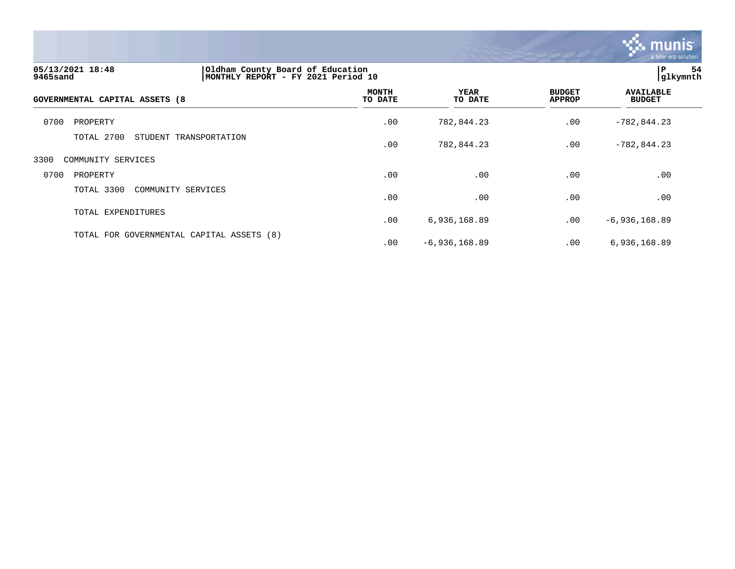05/13/2021 18:48 | Oldham County Board of Education
9465sand | MONTHLY REPORT - FY 2021 Period 10

P 54
glkymnth

| GOVERNMENTAL CAPITAL ASSETS (8 | MONTH TO DATE | YEAR TO DATE | BUDGET APPROP | AVAILABLE BUDGET |
|---|---|---|---|---|
| 0700 PROPERTY | .00 | 782,844.23 | .00 | -782,844.23 |
| TOTAL 2700 STUDENT TRANSPORTATION | .00 | 782,844.23 | .00 | -782,844.23 |
| 3300 COMMUNITY SERVICES | | | | |
| 0700 PROPERTY | .00 | .00 | .00 | .00 |
| TOTAL 3300 COMMUNITY SERVICES | .00 | .00 | .00 | .00 |
| TOTAL EXPENDITURES | .00 | 6,936,168.89 | .00 | -6,936,168.89 |
| TOTAL FOR GOVERNMENTAL CAPITAL ASSETS (8) | .00 | -6,936,168.89 | .00 | 6,936,168.89 |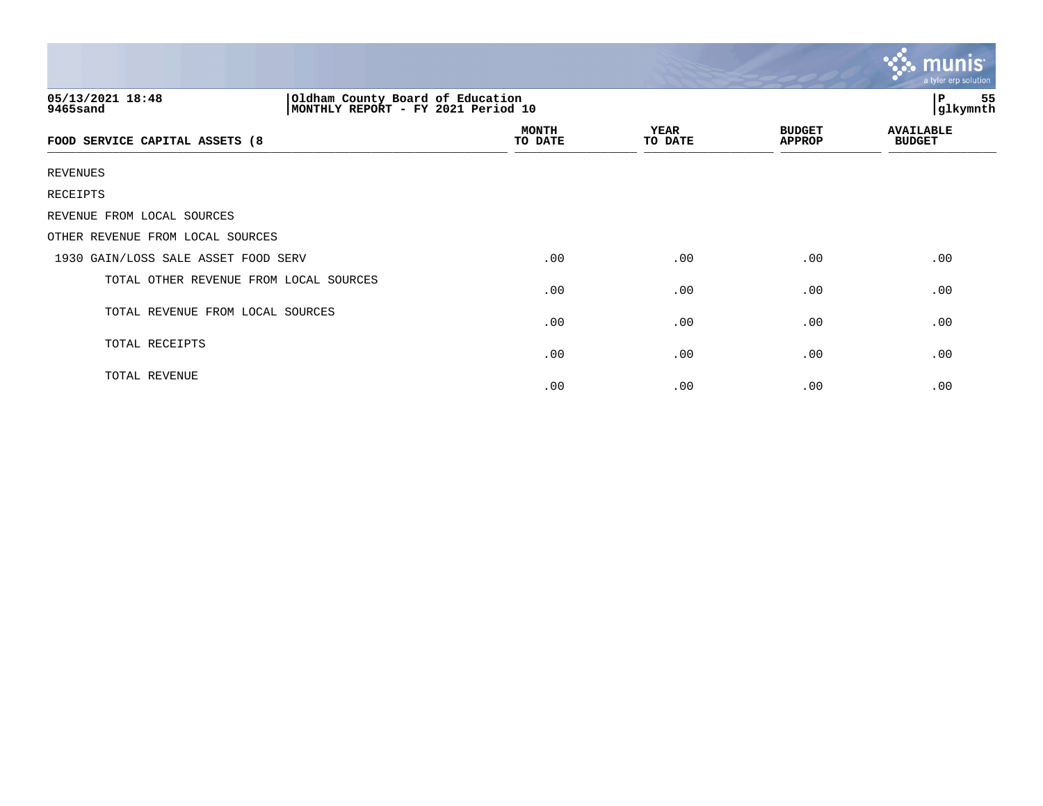05/13/2021 18:48 | Oldham County Board of Education | P 55
9465sand | MONTHLY REPORT - FY 2021 Period 10 | glkymnth

| FOOD SERVICE CAPITAL ASSETS (8 | MONTH TO DATE | YEAR TO DATE | BUDGET APPROP | AVAILABLE BUDGET |
|---|---|---|---|---|
| REVENUES | | | | |
| RECEIPTS | | | | |
| REVENUE FROM LOCAL SOURCES | | | | |
| OTHER REVENUE FROM LOCAL SOURCES | | | | |
| 1930 GAIN/LOSS SALE ASSET FOOD SERV | .00 | .00 | .00 | .00 |
| TOTAL OTHER REVENUE FROM LOCAL SOURCES | .00 | .00 | .00 | .00 |
| TOTAL REVENUE FROM LOCAL SOURCES | .00 | .00 | .00 | .00 |
| TOTAL RECEIPTS | .00 | .00 | .00 | .00 |
| TOTAL REVENUE | .00 | .00 | .00 | .00 |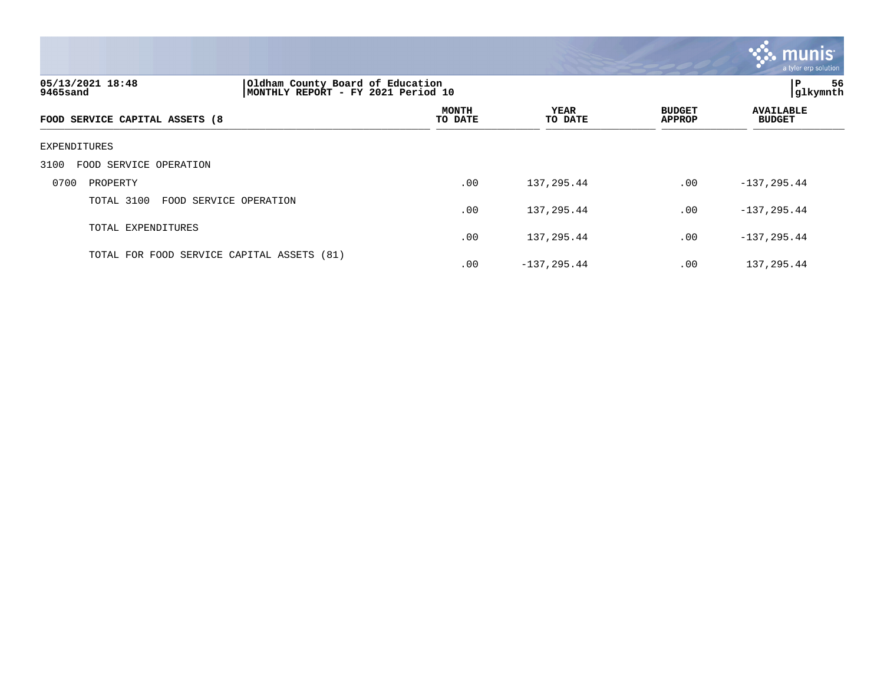05/13/2021 18:48
9465sand

Oldham County Board of Education
MONTHLY REPORT - FY 2021 Period 10

glkymnth

| FOOD SERVICE CAPITAL ASSETS (8 | MONTH TO DATE | YEAR TO DATE | BUDGET APPROP | AVAILABLE BUDGET |
|---|---|---|---|---|
| EXPENDITURES | | | | |
| 3100 FOOD SERVICE OPERATION | | | | |
| 0700 PROPERTY | .00 | 137,295.44 | .00 | -137,295.44 |
| TOTAL 3100 FOOD SERVICE OPERATION | .00 | 137,295.44 | .00 | -137,295.44 |
| TOTAL EXPENDITURES | .00 | 137,295.44 | .00 | -137,295.44 |
| TOTAL FOR FOOD SERVICE CAPITAL ASSETS (81) | .00 | -137,295.44 | .00 | 137,295.44 |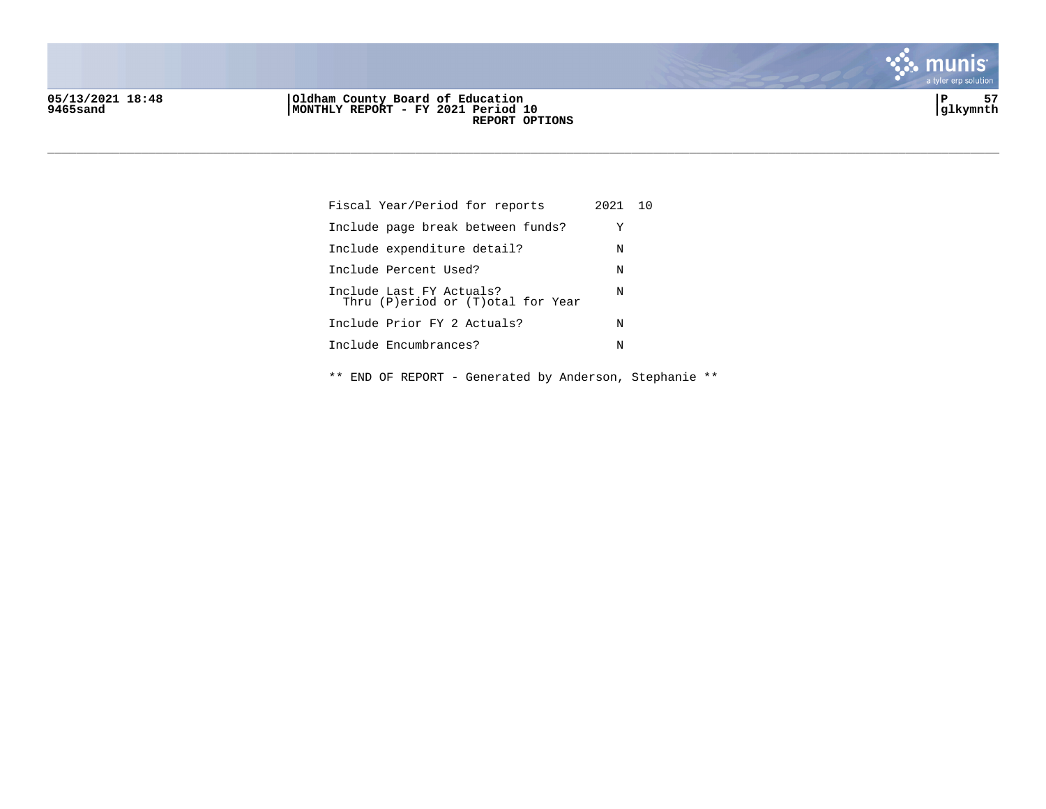05/13/2021 18:48
9465sand

Oldham County Board of Education
MONTHLY REPORT - FY 2021 Period 10

**REPORT OPTIONS**

| | |
|---|---|
| Fiscal Year/Period for reports | 2021 10 |
| Include page break between funds? | Y |
| Include expenditure detail? | N |
| Include Percent Used? | N |
| Include Last FY Actuals? Thru (P)eriod or (T)otal for Year | N |
| Include Prior FY 2 Actuals? | N |
| Include Encumbrances? | N |

** END OF REPORT - Generated by Anderson, Stephanie **